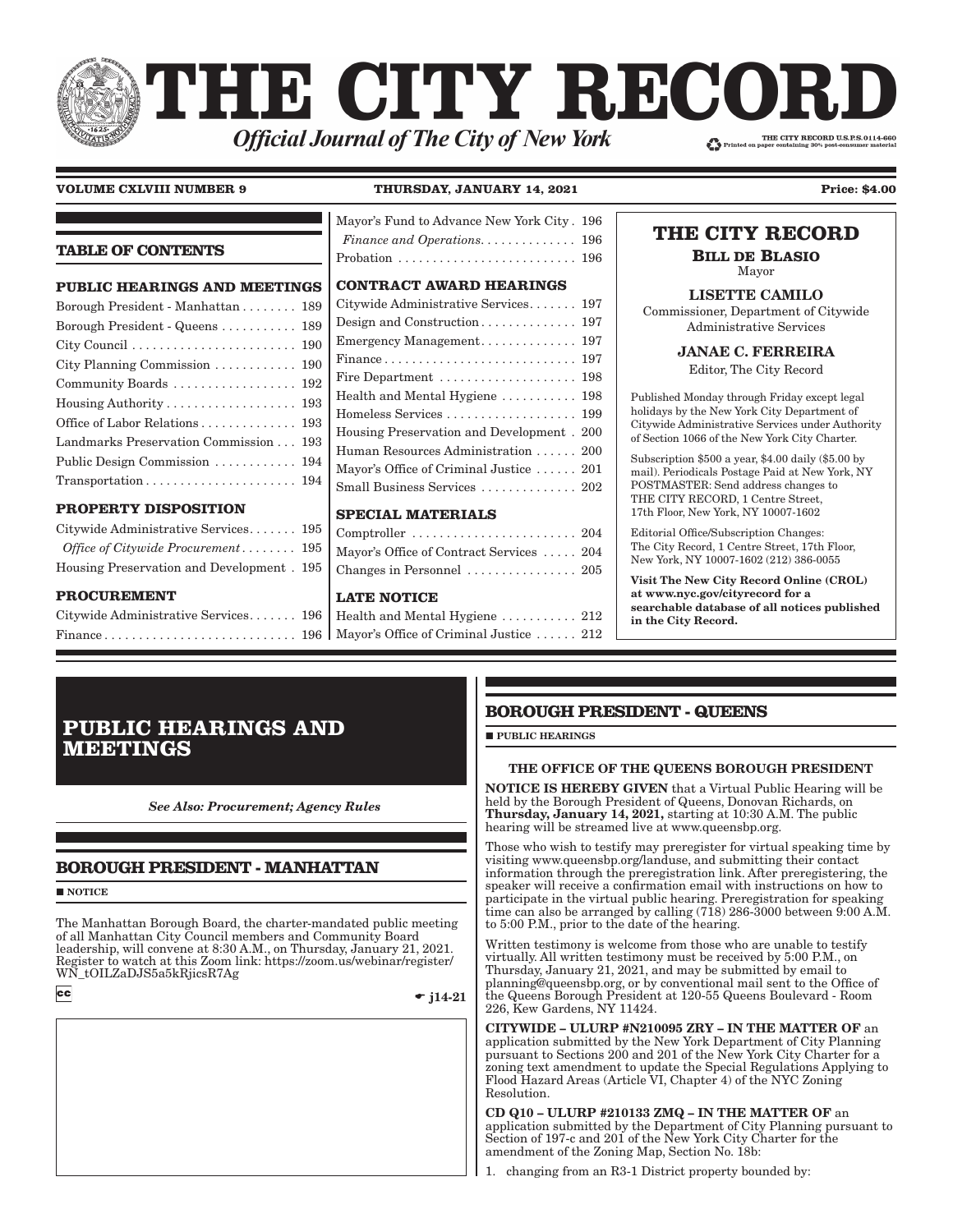# THE CITY RECORD

*Official Journal of The City of New York*

THE CITY RECORD U.S.P.S.0114-660
Printed on paper containing 30% post-consumer material

**VOLUME CXLVIII NUMBER 9** **THURSDAY, JANUARY 14, 2021** **Price: $4.00**

## TABLE OF CONTENTS

**PUBLIC HEARINGS AND MEETINGS**

Borough President - Manhattan . . . . . . . . 189
Borough President - Queens . . . . . . . . . . 189
City Council . . . . . . . . . . . . . . . . . . . . . . . 190
City Planning Commission . . . . . . . . . . . 190
Community Boards . . . . . . . . . . . . . . . . . 192
Housing Authority . . . . . . . . . . . . . . . . . . 193
Office of Labor Relations . . . . . . . . . . . . . 193
Landmarks Preservation Commission . . . 193
Public Design Commission . . . . . . . . . . . 194
Transportation . . . . . . . . . . . . . . . . . . . . . 194

**PROPERTY DISPOSITION**

Citywide Administrative Services. . . . . . . 195
*Office of Citywide Procurement* . . . . . . . . 195
Housing Preservation and Development . 195

**PROCUREMENT**

Citywide Administrative Services. . . . . . . 196
Finance . . . . . . . . . . . . . . . . . . . . . . . . . . . 196
Mayor's Fund to Advance New York City . 196
*Finance and Operations*. . . . . . . . . . . . . . 196
Probation . . . . . . . . . . . . . . . . . . . . . . . . . 196

**CONTRACT AWARD HEARINGS**

Citywide Administrative Services. . . . . . . 197
Design and Construction . . . . . . . . . . . . . 197
Emergency Management . . . . . . . . . . . . . 197
Finance . . . . . . . . . . . . . . . . . . . . . . . . . . . 197
Fire Department . . . . . . . . . . . . . . . . . . . . 198
Health and Mental Hygiene . . . . . . . . . . . 198
Homeless Services . . . . . . . . . . . . . . . . . . 199
Housing Preservation and Development . 200
Human Resources Administration . . . . . . 200
Mayor's Office of Criminal Justice . . . . . . 201
Small Business Services . . . . . . . . . . . . . . 202

**SPECIAL MATERIALS**

Comptroller . . . . . . . . . . . . . . . . . . . . . . . 204
Mayor's Office of Contract Services . . . . . 204
Changes in Personnel . . . . . . . . . . . . . . . 205

**LATE NOTICE**

Health and Mental Hygiene . . . . . . . . . . . 212
Mayor's Office of Criminal Justice . . . . . . 212

**THE CITY RECORD**

**BILL DE BLASIO**
Mayor

**LISETTE CAMILO**
Commissioner, Department of Citywide Administrative Services

**JANAE C. FERREIRA**
Editor, The City Record

Published Monday through Friday except legal holidays by the New York City Department of Citywide Administrative Services under Authority of Section 1066 of the New York City Charter.

Subscription $500 a year, $4.00 daily ($5.00 by mail). Periodicals Postage Paid at New York, NY POSTMASTER: Send address changes to THE CITY RECORD, 1 Centre Street, 17th Floor, New York, NY 10007-1602

Editorial Office/Subscription Changes: The City Record, 1 Centre Street, 17th Floor, New York, NY 10007-1602 (212) 386-0055

**Visit The New City Record Online (CROL) at www.nyc.gov/cityrecord for a searchable database of all notices published in the City Record.**

# PUBLIC HEARINGS AND MEETINGS

*See Also: Procurement; Agency Rules*

## BOROUGH PRESIDENT - MANHATTAN

■ **NOTICE**

The Manhattan Borough Board, the charter-mandated public meeting of all Manhattan City Council members and Community Board leadership, will convene at 8:30 A.M., on Thursday, January 21, 2021. Register to watch at this Zoom link: https://zoom.us/webinar/register/WN_tOILZaDJS5a5kRjicsR7Ag

cc ☛ **j14-21**

## BOROUGH PRESIDENT - QUEENS

■ **PUBLIC HEARINGS**

**THE OFFICE OF THE QUEENS BOROUGH PRESIDENT**

**NOTICE IS HEREBY GIVEN** that a Virtual Public Hearing will be held by the Borough President of Queens, Donovan Richards, on **Thursday, January 14, 2021,** starting at 10:30 A.M. The public hearing will be streamed live at www.queensbp.org.

Those who wish to testify may preregister for virtual speaking time by visiting www.queensbp.org/landuse, and submitting their contact information through the preregistration link. After preregistering, the speaker will receive a confirmation email with instructions on how to participate in the virtual public hearing. Preregistration for speaking time can also be arranged by calling (718) 286-3000 between 9:00 A.M. to 5:00 P.M., prior to the date of the hearing.

Written testimony is welcome from those who are unable to testify virtually. All written testimony must be received by 5:00 P.M., on Thursday, January 21, 2021, and may be submitted by email to planning@queensbp.org, or by conventional mail sent to the Office of the Queens Borough President at 120-55 Queens Boulevard - Room 226, Kew Gardens, NY 11424.

**CITYWIDE – ULURP #N210095 ZRY – IN THE MATTER OF** an application submitted by the New York Department of City Planning pursuant to Sections 200 and 201 of the New York City Charter for a zoning text amendment to update the Special Regulations Applying to Flood Hazard Areas (Article VI, Chapter 4) of the NYC Zoning Resolution.

**CD Q10 – ULURP #210133 ZMQ – IN THE MATTER OF** an application submitted by the Department of City Planning pursuant to Section of 197-c and 201 of the New York City Charter for the amendment of the Zoning Map, Section No. 18b:

1. changing from an R3-1 District property bounded by: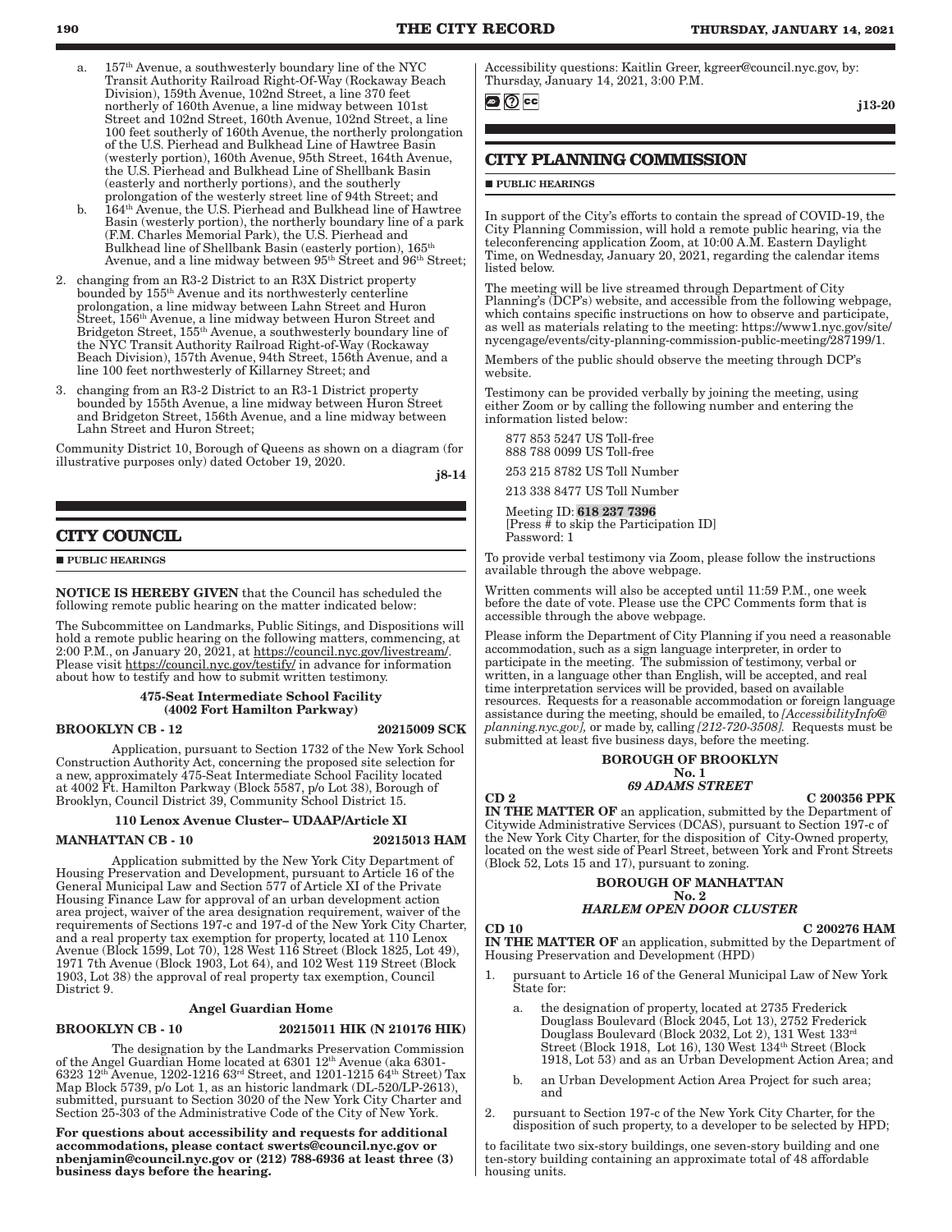a. 157th Avenue, a southwesterly boundary line of the NYC Transit Authority Railroad Right-Of-Way (Rockaway Beach Division), 159th Avenue, 102nd Street, a line 370 feet northerly of 160th Avenue, a line midway between 101st Street and 102nd Street, 160th Avenue, 102nd Street, a line 100 feet southerly of 160th Avenue, the northerly prolongation of the U.S. Pierhead and Bulkhead Line of Hawtree Basin (westerly portion), 160th Avenue, 95th Street, 164th Avenue, the U.S. Pierhead and Bulkhead Line of Shellbank Basin (easterly and northerly portions), and the southerly prolongation of the westerly street line of 94th Street; and

b. 164th Avenue, the U.S. Pierhead and Bulkhead line of Hawtree Basin (westerly portion), the northerly boundary line of a park (F.M. Charles Memorial Park), the U.S. Pierhead and Bulkhead line of Shellbank Basin (easterly portion), 165th Avenue, and a line midway between 95th Street and 96th Street;

2. changing from an R3-2 District to an R3X District property bounded by 155th Avenue and its northwesterly centerline prolongation, a line midway between Lahn Street and Huron Street, 156th Avenue, a line midway between Huron Street and Bridgeton Street, 155th Avenue, a southwesterly boundary line of the NYC Transit Authority Railroad Right-of-Way (Rockaway Beach Division), 157th Avenue, 94th Street, 156th Avenue, and a line 100 feet northwesterly of Killarney Street; and

3. changing from an R3-2 District to an R3-1 District property bounded by 155th Avenue, a line midway between Huron Street and Bridgeton Street, 156th Avenue, and a line midway between Lahn Street and Huron Street;

Community District 10, Borough of Queens as shown on a diagram (for illustrative purposes only) dated October 19, 2020.

**j8-14**

## CITY COUNCIL

■ **PUBLIC HEARINGS**

**NOTICE IS HEREBY GIVEN** that the Council has scheduled the following remote public hearing on the matter indicated below:

The Subcommittee on Landmarks, Public Sitings, and Dispositions will hold a remote public hearing on the following matters, commencing, at 2:00 P.M., on January 20, 2021, at https://council.nyc.gov/livestream/. Please visit https://council.nyc.gov/testify/ in advance for information about how to testify and how to submit written testimony.

**475-Seat Intermediate School Facility (4002 Fort Hamilton Parkway)**

**BROOKLYN CB - 12** **20215009 SCK**

Application, pursuant to Section 1732 of the New York School Construction Authority Act, concerning the proposed site selection for a new, approximately 475-Seat Intermediate School Facility located at 4002 Ft. Hamilton Parkway (Block 5587, p/o Lot 38), Borough of Brooklyn, Council District 39, Community School District 15.

**110 Lenox Avenue Cluster– UDAAP/Article XI**

**MANHATTAN CB - 10** **20215013 HAM**

Application submitted by the New York City Department of Housing Preservation and Development, pursuant to Article 16 of the General Municipal Law and Section 577 of Article XI of the Private Housing Finance Law for approval of an urban development action area project, waiver of the area designation requirement, waiver of the requirements of Sections 197-c and 197-d of the New York City Charter, and a real property tax exemption for property, located at 110 Lenox Avenue (Block 1599, Lot 70), 128 West 116 Street (Block 1825, Lot 49), 1971 7th Avenue (Block 1903, Lot 64), and 102 West 119 Street (Block 1903, Lot 38) the approval of real property tax exemption, Council District 9.

**Angel Guardian Home**

**BROOKLYN CB - 10** **20215011 HIK (N 210176 HIK)**

The designation by the Landmarks Preservation Commission of the Angel Guardian Home located at 6301 12th Avenue (aka 6301-6323 12th Avenue, 1202-1216 63rd Street, and 1201-1215 64th Street) Tax Map Block 5739, p/o Lot 1, as an historic landmark (DL-520/LP-2613), submitted, pursuant to Section 3020 of the New York City Charter and Section 25-303 of the Administrative Code of the City of New York.

**For questions about accessibility and requests for additional accommodations, please contact swerts@council.nyc.gov or nbenjamin@council.nyc.gov or (212) 788-6936 at least three (3) business days before the hearing.**

Accessibility questions: Kaitlin Greer, kgreer@council.nyc.gov, by: Thursday, January 14, 2021, 3:00 P.M.

**j13-20**

## CITY PLANNING COMMISSION

■ **PUBLIC HEARINGS**

In support of the City's efforts to contain the spread of COVID-19, the City Planning Commission, will hold a remote public hearing, via the teleconferencing application Zoom, at 10:00 A.M. Eastern Daylight Time, on Wednesday, January 20, 2021, regarding the calendar items listed below.

The meeting will be live streamed through Department of City Planning's (DCP's) website, and accessible from the following webpage, which contains specific instructions on how to observe and participate, as well as materials relating to the meeting: https://www1.nyc.gov/site/nycengage/events/city-planning-commission-public-meeting/287199/1.

Members of the public should observe the meeting through DCP's website.

Testimony can be provided verbally by joining the meeting, using either Zoom or by calling the following number and entering the information listed below:

877 853 5247 US Toll-free
888 788 0099 US Toll-free

253 215 8782 US Toll Number

213 338 8477 US Toll Number

Meeting ID: 618 237 7396
[Press # to skip the Participation ID]
Password: 1

To provide verbal testimony via Zoom, please follow the instructions available through the above webpage.

Written comments will also be accepted until 11:59 P.M., one week before the date of vote. Please use the CPC Comments form that is accessible through the above webpage.

Please inform the Department of City Planning if you need a reasonable accommodation, such as a sign language interpreter, in order to participate in the meeting. The submission of testimony, verbal or written, in a language other than English, will be accepted, and real time interpretation services will be provided, based on available resources. Requests for a reasonable accommodation or foreign language assistance during the meeting, should be emailed, to *[AccessibilityInfo@planning.nyc.gov],* or made by, calling *[212-720-3508].* Requests must be submitted at least five business days, before the meeting.

**BOROUGH OF BROOKLYN**
**No. 1**
***69 ADAMS STREET***

**CD 2** **C 200356 PPK**

**IN THE MATTER OF** an application, submitted by the Department of Citywide Administrative Services (DCAS), pursuant to Section 197-c of the New York City Charter, for the disposition of City-Owned property, located on the west side of Pearl Street, between York and Front Streets (Block 52, Lots 15 and 17), pursuant to zoning.

**BOROUGH OF MANHATTAN**
**No. 2**
***HARLEM OPEN DOOR CLUSTER***

**CD 10** **C 200276 HAM**

**IN THE MATTER OF** an application, submitted by the Department of Housing Preservation and Development (HPD)

1. pursuant to Article 16 of the General Municipal Law of New York State for:

   a. the designation of property, located at 2735 Frederick Douglass Boulevard (Block 2045, Lot 13), 2752 Frederick Douglass Boulevard (Block 2032, Lot 2), 131 West 133rd Street (Block 1918, Lot 16), 130 West 134th Street (Block 1918, Lot 53) and as an Urban Development Action Area; and

   b. an Urban Development Action Area Project for such area; and

2. pursuant to Section 197-c of the New York City Charter, for the disposition of such property, to a developer to be selected by HPD;

to facilitate two six-story buildings, one seven-story building and one ten-story building containing an approximate total of 48 affordable housing units.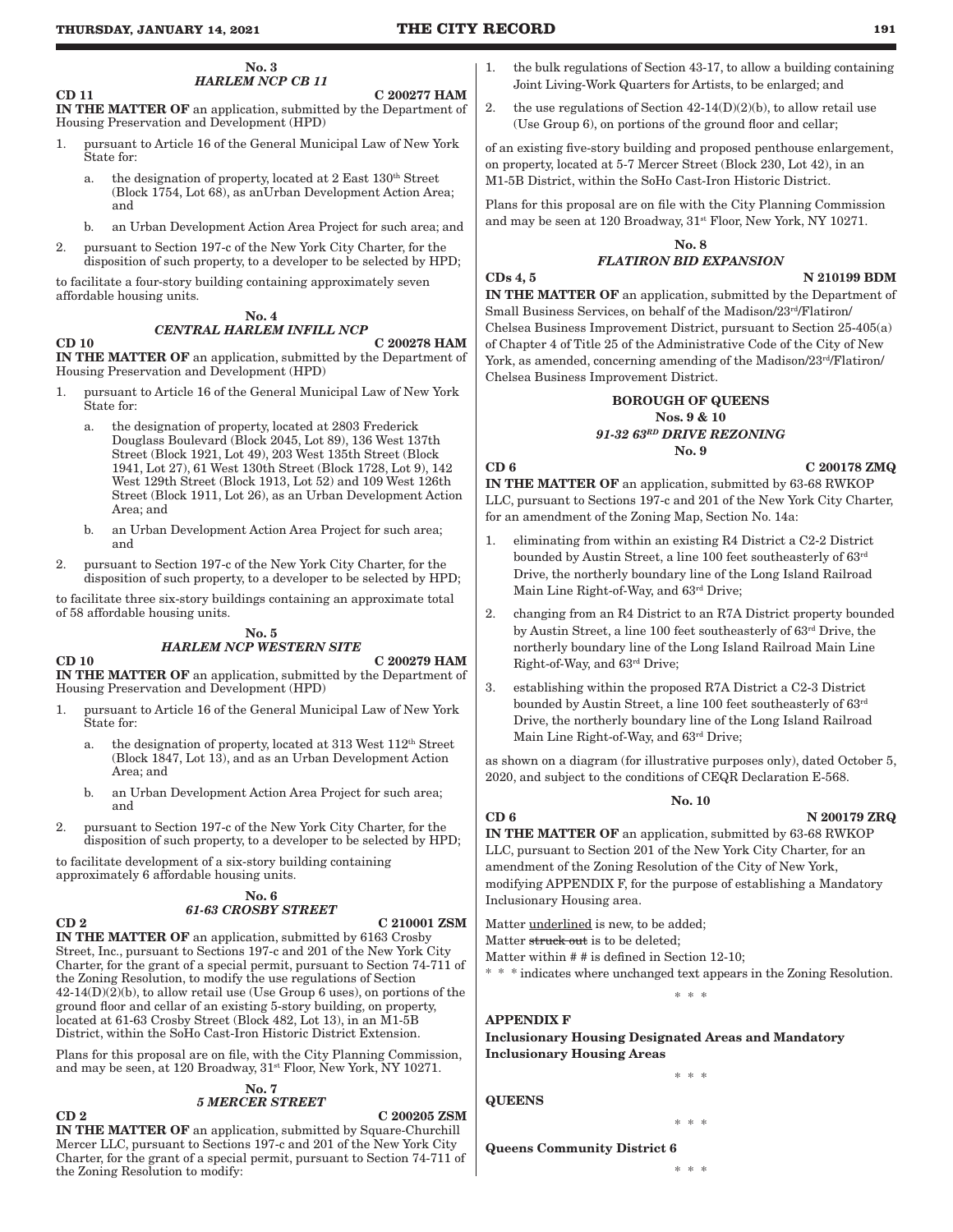**No. 3**
***HARLEM NCP CB 11***

**CD 11** **C 200277 HAM**

**IN THE MATTER OF** an application, submitted by the Department of Housing Preservation and Development (HPD)

1. pursuant to Article 16 of the General Municipal Law of New York State for:
   a. the designation of property, located at 2 East 130th Street (Block 1754, Lot 68), as anUrban Development Action Area; and
   b. an Urban Development Action Area Project for such area; and
2. pursuant to Section 197-c of the New York City Charter, for the disposition of such property, to a developer to be selected by HPD;

to facilitate a four-story building containing approximately seven affordable housing units.

**No. 4**
***CENTRAL HARLEM INFILL NCP***

**CD 10** **C 200278 HAM**

**IN THE MATTER OF** an application, submitted by the Department of Housing Preservation and Development (HPD)

1. pursuant to Article 16 of the General Municipal Law of New York State for:
   a. the designation of property, located at 2803 Frederick Douglass Boulevard (Block 2045, Lot 89), 136 West 137th Street (Block 1921, Lot 49), 203 West 135th Street (Block 1941, Lot 27), 61 West 130th Street (Block 1728, Lot 9), 142 West 129th Street (Block 1913, Lot 52) and 109 West 126th Street (Block 1911, Lot 26), as an Urban Development Action Area; and
   b. an Urban Development Action Area Project for such area; and
2. pursuant to Section 197-c of the New York City Charter, for the disposition of such property, to a developer to be selected by HPD;

to facilitate three six-story buildings containing an approximate total of 58 affordable housing units.

**No. 5**
***HARLEM NCP WESTERN SITE***

**CD 10** **C 200279 HAM**

**IN THE MATTER OF** an application, submitted by the Department of Housing Preservation and Development (HPD)

1. pursuant to Article 16 of the General Municipal Law of New York State for:
   a. the designation of property, located at 313 West 112th Street (Block 1847, Lot 13), and as an Urban Development Action Area; and
   b. an Urban Development Action Area Project for such area; and
2. pursuant to Section 197-c of the New York City Charter, for the disposition of such property, to a developer to be selected by HPD;

to facilitate development of a six-story building containing approximately 6 affordable housing units.

**No. 6**
***61-63 CROSBY STREET***

**CD 2** **C 210001 ZSM**

**IN THE MATTER OF** an application, submitted by 6163 Crosby Street, Inc., pursuant to Sections 197-c and 201 of the New York City Charter, for the grant of a special permit, pursuant to Section 74-711 of the Zoning Resolution, to modify the use regulations of Section 42-14(D)(2)(b), to allow retail use (Use Group 6 uses), on portions of the ground floor and cellar of an existing 5-story building, on property, located at 61-63 Crosby Street (Block 482, Lot 13), in an M1-5B District, within the SoHo Cast-Iron Historic District Extension.

Plans for this proposal are on file, with the City Planning Commission, and may be seen, at 120 Broadway, 31st Floor, New York, NY 10271.

**No. 7**
***5 MERCER STREET***

**CD 2** **C 200205 ZSM**

**IN THE MATTER OF** an application, submitted by Square-Churchill Mercer LLC, pursuant to Sections 197-c and 201 of the New York City Charter, for the grant of a special permit, pursuant to Section 74-711 of the Zoning Resolution to modify:

1. the bulk regulations of Section 43-17, to allow a building containing Joint Living-Work Quarters for Artists, to be enlarged; and
2. the use regulations of Section 42-14(D)(2)(b), to allow retail use (Use Group 6), on portions of the ground floor and cellar;

of an existing five-story building and proposed penthouse enlargement, on property, located at 5-7 Mercer Street (Block 230, Lot 42), in an M1-5B District, within the SoHo Cast-Iron Historic District.

Plans for this proposal are on file with the City Planning Commission and may be seen at 120 Broadway, 31st Floor, New York, NY 10271.

**No. 8**
***FLATIRON BID EXPANSION***

**CDs 4, 5** **N 210199 BDM**

**IN THE MATTER OF** an application, submitted by the Department of Small Business Services, on behalf of the Madison/23rd/Flatiron/Chelsea Business Improvement District, pursuant to Section 25-405(a) of Chapter 4 of Title 25 of the Administrative Code of the City of New York, as amended, concerning amending of the Madison/23rd/Flatiron/Chelsea Business Improvement District.

**BOROUGH OF QUEENS**
**Nos. 9 & 10**
***91-32 63RD DRIVE REZONING***
**No. 9**

**CD 6** **C 200178 ZMQ**

**IN THE MATTER OF** an application, submitted by 63-68 RWKOP LLC, pursuant to Sections 197-c and 201 of the New York City Charter, for an amendment of the Zoning Map, Section No. 14a:

1. eliminating from within an existing R4 District a C2-2 District bounded by Austin Street, a line 100 feet southeasterly of 63rd Drive, the northerly boundary line of the Long Island Railroad Main Line Right-of-Way, and 63rd Drive;
2. changing from an R4 District to an R7A District property bounded by Austin Street, a line 100 feet southeasterly of 63rd Drive, the northerly boundary line of the Long Island Railroad Main Line Right-of-Way, and 63rd Drive;
3. establishing within the proposed R7A District a C2-3 District bounded by Austin Street, a line 100 feet southeasterly of 63rd Drive, the northerly boundary line of the Long Island Railroad Main Line Right-of-Way, and 63rd Drive;

as shown on a diagram (for illustrative purposes only), dated October 5, 2020, and subject to the conditions of CEQR Declaration E-568.

**No. 10**

**CD 6** **N 200179 ZRQ**

**IN THE MATTER OF** an application, submitted by 63-68 RWKOP LLC, pursuant to Section 201 of the New York City Charter, for an amendment of the Zoning Resolution of the City of New York, modifying APPENDIX F, for the purpose of establishing a Mandatory Inclusionary Housing area.

Matter underlined is new, to be added;
Matter ~~struck out~~ is to be deleted;
Matter within # # is defined in Section 12-10;
\* \* \* indicates where unchanged text appears in the Zoning Resolution.

\* \* \*

**APPENDIX F**

**Inclusionary Housing Designated Areas and Mandatory Inclusionary Housing Areas**

\* \* \*

**QUEENS**

\* \* \*

**Queens Community District 6**

\* \* \*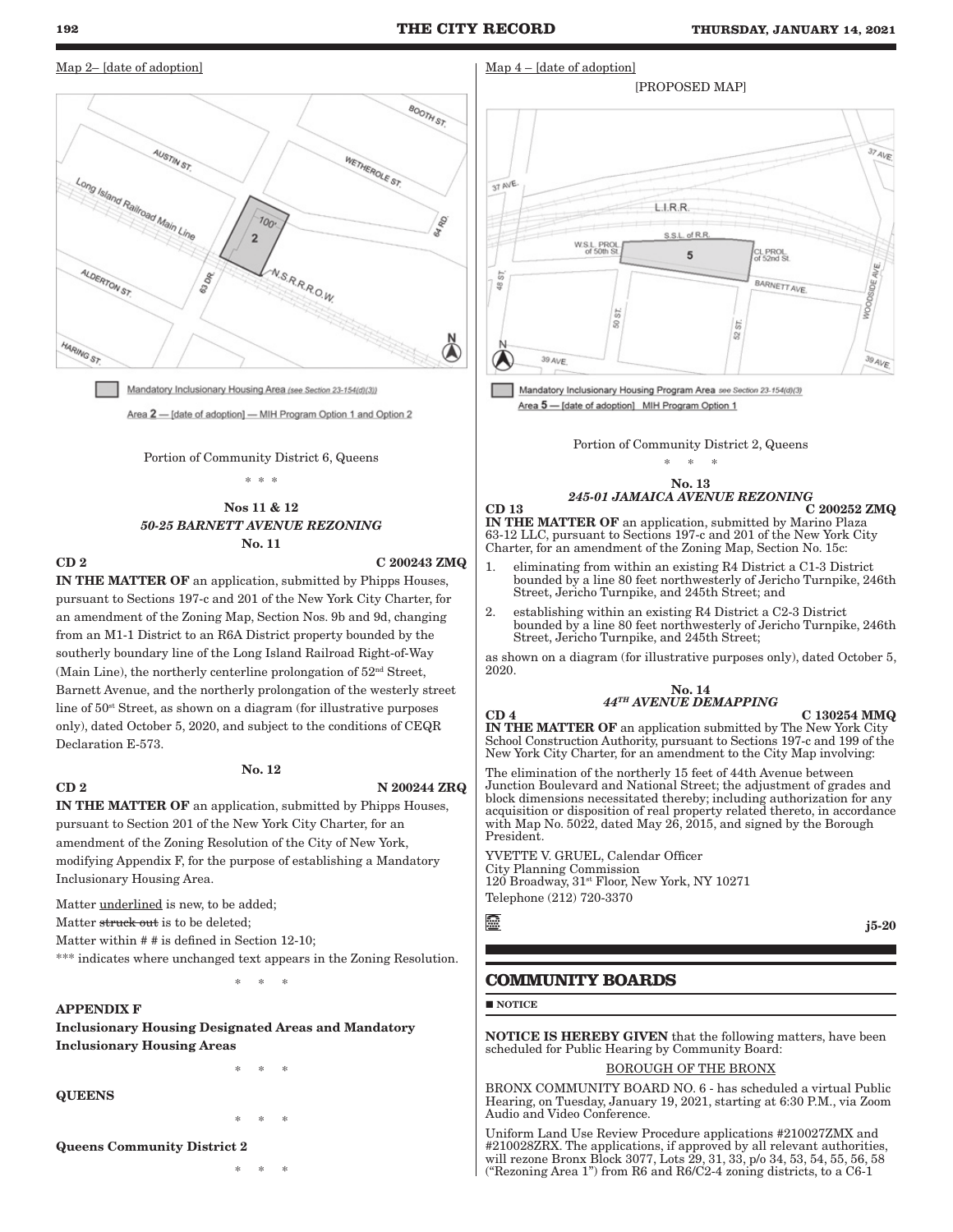Map 2– [date of adoption]

Mandatory Inclusionary Housing Area (see Section 23-154(d)(3))

Area 2 — [date of adoption] — MIH Program Option 1 and Option 2

Portion of Community District 6, Queens

\* \* \*

## Nos 11 & 12

### *50-25 BARNETT AVENUE REZONING*

### No. 11

**CD 2** **C 200243 ZMQ**

**IN THE MATTER OF** an application, submitted by Phipps Houses, pursuant to Sections 197-c and 201 of the New York City Charter, for an amendment of the Zoning Map, Section Nos. 9b and 9d, changing from an M1-1 District to an R6A District property bounded by the southerly boundary line of the Long Island Railroad Right-of-Way (Main Line), the northerly centerline prolongation of 52nd Street, Barnett Avenue, and the northerly prolongation of the westerly street line of 50st Street, as shown on a diagram (for illustrative purposes only), dated October 5, 2020, and subject to the conditions of CEQR Declaration E-573.

### No. 12

**CD 2** **N 200244 ZRQ**

**IN THE MATTER OF** an application, submitted by Phipps Houses, pursuant to Section 201 of the New York City Charter, for an amendment of the Zoning Resolution of the City of New York, modifying Appendix F, for the purpose of establishing a Mandatory Inclusionary Housing Area.

Matter underlined is new, to be added;
Matter ~~struck out~~ is to be deleted;
Matter within # # is defined in Section 12-10;
\*\*\* indicates where unchanged text appears in the Zoning Resolution.

\* \* \*

**APPENDIX F**

**Inclusionary Housing Designated Areas and Mandatory Inclusionary Housing Areas**

\* \* \*

**QUEENS**

\* \* \*

**Queens Community District 2**

\* \* \*

Map 4 – [date of adoption]

[PROPOSED MAP]

Mandatory Inclusionary Housing Program Area see Section 23-154(d)(3)

Area 5 — [date of adoption] MIH Program Option 1

Portion of Community District 2, Queens

\* \* \*

### No. 13

### *245-01 JAMAICA AVENUE REZONING*

**CD 13** **C 200252 ZMQ**

**IN THE MATTER OF** an application, submitted by Marino Plaza 63-12 LLC, pursuant to Sections 197-c and 201 of the New York City Charter, for an amendment of the Zoning Map, Section No. 15c:

1. eliminating from within an existing R4 District a C1-3 District bounded by a line 80 feet northwesterly of Jericho Turnpike, 246th Street, Jericho Turnpike, and 245th Street; and
2. establishing within an existing R4 District a C2-3 District bounded by a line 80 feet northwesterly of Jericho Turnpike, 246th Street, Jericho Turnpike, and 245th Street;

as shown on a diagram (for illustrative purposes only), dated October 5, 2020.

### No. 14

### *44TH AVENUE DEMAPPING*

**CD 4** **C 130254 MMQ**

**IN THE MATTER OF** an application submitted by The New York City School Construction Authority, pursuant to Sections 197-c and 199 of the New York City Charter, for an amendment to the City Map involving:

The elimination of the northerly 15 feet of 44th Avenue between Junction Boulevard and National Street; the adjustment of grades and block dimensions necessitated thereby; including authorization for any acquisition or disposition of real property related thereto, in accordance with Map No. 5022, dated May 26, 2015, and signed by the Borough President.

YVETTE V. GRUEL, Calendar Officer
City Planning Commission
120 Broadway, 31st Floor, New York, NY 10271
Telephone (212) 720-3370

**j5-20**

## COMMUNITY BOARDS

■ **NOTICE**

**NOTICE IS HEREBY GIVEN** that the following matters, have been scheduled for Public Hearing by Community Board:

BOROUGH OF THE BRONX

BRONX COMMUNITY BOARD NO. 6 - has scheduled a virtual Public Hearing, on Tuesday, January 19, 2021, starting at 6:30 P.M., via Zoom Audio and Video Conference.

Uniform Land Use Review Procedure applications #210027ZMX and #210028ZRX. The applications, if approved by all relevant authorities, will rezone Bronx Block 3077, Lots 29, 31, 33, p/o 34, 53, 54, 55, 56, 58 ("Rezoning Area 1") from R6 and R6/C2-4 zoning districts, to a C6-1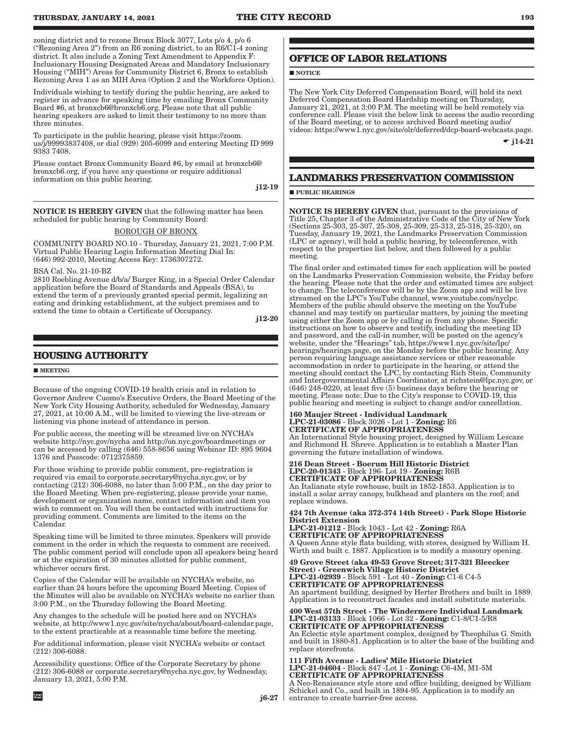zoning district and to rezone Bronx Block 3077, Lots p/o 4, p/o 6 ("Rezoning Area 2") from an R6 zoning district, to an R6/C1-4 zoning district. It also include a Zoning Text Amendment to Appendix F: Inclusionary Housing Designated Areas and Mandatory Inclusionary Housing ("MIH") Areas for Community District 6, Bronx to establish Rezoning Area 1 as an MIH Area (Option 2 and the Workforce Option).

Individuals wishing to testify during the public hearing, are asked to register in advance for speaking time by emailing Bronx Community Board #6, at bronxcb6@bronxcb6.org. Please note that all public hearing speakers are asked to limit their testimony to no more than three minutes.

To participate in the public hearing, please visit https://zoom.us/j/99993837408, or dial (929) 205-6099 and entering Meeting ID 999 9383 7408.

Please contact Bronx Community Board #6, by email at bronxcb6@bronxcb6.org, if you have any questions or require additional information on this public hearing.

**j12-19**

---

**NOTICE IS HEREBY GIVEN** that the following matter has been scheduled for public hearing by Community Board:

BOROUGH OF BRONX

COMMUNITY BOARD NO.10 - Thursday, January 21, 2021, 7:00 P.M. Virtual Public Hearing Login Information Meeting Dial In: (646) 992-2010, Meeting Access Key: 1736307272.

BSA Cal. No. 21-10-BZ
2810 Roebling Avenue d/b/a/ Burger King, in a Special Order Calendar application before the Board of Standards and Appeals (BSA), to extend the term of a previously granted special permit, legalizing an eating and drinking establishment, at the subject premises and to extend the time to obtain a Certificate of Occupancy.

**j12-20**

## HOUSING AUTHORITY

■ **MEETING**

Because of the ongoing COVID-19 health crisis and in relation to Governor Andrew Cuomo's Executive Orders, the Board Meeting of the New York City Housing Authority, scheduled for Wednesday, January 27, 2021, at 10:00 A.M., will be limited to viewing the live-stream or listening via phone instead of attendance in person.

For public access, the meeting will be streamed live on NYCHA's website http://nyc.gov/nycha and http://on.nyc.gov/boardmeetings or can be accessed by calling (646) 558-8656 using Webinar ID: 895 9604 1376 and Passcode: 0712375859.

For those wishing to provide public comment, pre-registration is required via email to corporate.secretary@nycha.nyc.gov, or by contacting (212) 306-6088, no later than 5:00 P.M., on the day prior to the Board Meeting. When pre-registering, please provide your name, development or organization name, contact information and item you wish to comment on. You will then be contacted with instructions for providing comment. Comments are limited to the items on the Calendar.

Speaking time will be limited to three minutes. Speakers will provide comment in the order in which the requests to comment are received. The public comment period will conclude upon all speakers being heard or at the expiration of 30 minutes allotted for public comment, whichever occurs first.

Copies of the Calendar will be available on NYCHA's website, no earlier than 24 hours before the upcoming Board Meeting. Copies of the Minutes will also be available on NYCHA's website no earlier than 3:00 P.M., on the Thursday following the Board Meeting.

Any changes to the schedule will be posted here and on NYCHA's website, at http://www1.nyc.gov/site/nycha/about/board-calendar.page, to the extent practicable at a reasonable time before the meeting.

For additional information, please visit NYCHA's website or contact (212) 306-6088.

Accessibility questions: Office of the Corporate Secretary by phone (212) 306-6088 or corporate.secretary@nycha.nyc.gov, by Wednesday, January 13, 2021, 5:00 P.M.

**j6-27**

## OFFICE OF LABOR RELATIONS

■ **NOTICE**

The New York City Deferred Compensation Board, will hold its next Deferred Compensation Board Hardship meeting on Thursday, January 21, 2021, at 3:00 P.M. The meeting will be held remotely via conference call. Please visit the below link to access the audio recording of the Board meeting, or to access archived Board meeting audio/videos: https://www1.nyc.gov/site/olr/deferred/dcp-board-webcasts.page.

**☛ j14-21**

## LANDMARKS PRESERVATION COMMISSION

■ **PUBLIC HEARINGS**

**NOTICE IS HEREBY GIVEN** that, pursuant to the provisions of Title 25, Chapter 3 of the Administrative Code of the City of New York (Sections 25-303, 25-307, 25-308, 25-309, 25-313, 25-318, 25-320), on Tuesday, January 19, 2021, the Landmarks Preservation Commission (LPC or agency), will hold a public hearing, by teleconference, with respect to the properties list below, and then followed by a public meeting.

The final order and estimated times for each application will be posted on the Landmarks Preservation Commission website, the Friday before the hearing. Please note that the order and estimated times are subject to change. The teleconference will be by the Zoom app and will be live streamed on the LPC's YouTube channel, www.youtube.com/nyclpc. Members of the public should observe the meeting on the YouTube channel and may testify on particular matters, by joining the meeting using either the Zoom app or by calling in from any phone. Specific instructions on how to observe and testify, including the meeting ID and password, and the call-in number, will be posted on the agency's website, under the "Hearings" tab, https://www1.nyc.gov/site/lpc/hearings/hearings.page, on the Monday before the public hearing. Any person requiring language assistance services or other reasonable accommodation in order to participate in the hearing, or attend the meeting should contact the LPC, by contacting Rich Stein, Community and Intergovernmental Affairs Coordinator, at richstein@lpc.nyc.gov, or (646) 248-0220, at least five (5) business days before the hearing or meeting. Please note: Due to the City's response to COVID-19, this public hearing and meeting is subject to change and/or cancellation.

**160 Maujer Street - Individual Landmark**
**LPC-21-03086** - Block 3026 - Lot 1 - **Zoning:** R6
**CERTIFICATE OF APPROPRIATENESS**
An International Style housing project, designed by William Lescaze and Richmond H. Shreve. Application is to establish a Master Plan governing the future installation of windows.

**216 Dean Street - Boerum Hill Historic District**
**LPC-20-01343** - Block 196- Lot 19 - **Zoning:** R6B
**CERTIFICATE OF APPROPRIATENESS**
An Italianate style rowhouse, built in 1852-1853. Application is to install a solar array canopy, bulkhead and planters on the roof; and replace windows.

**424 7th Avenue (aka 372-374 14th Street) - Park Slope Historic District Extension**
**LPC-21-01212** - Block 1043 - Lot 42 - **Zoning:** R6A
**CERTIFICATE OF APPROPRIATENESS**
A Queen Anne style flats building, with stores, designed by William H. Wirth and built c. 1887. Application is to modify a masonry opening.

**49 Grove Street (aka 49-53 Grove Street; 317-321 Bleecker Street) - Greenwich Village Historic District**
**LPC-21-02939** - Block 591 - Lot 40 - **Zoning:** C1-6 C4-5
**CERTIFICATE OF APPROPRIATENESS**
An apartment building, designed by Herter Brothers and built in 1889. Application is to reconstruct facades and install substitute materials.

**400 West 57th Street - The Windermere Individual Landmark**
**LPC-21-03133** - Block 1066 - Lot 32 - **Zoning:** C1-8/C1-5/R8
**CERTIFICATE OF APPROPRIATENESS**
An Eclectic style apartment complex, designed by Theophilus G. Smith and built in 1880-81. Application is to alter the base of the building and replace storefronts.

**111 Fifth Avenue - Ladies' Mile Historic District**
**LPC-21-04604** - Block 847 -Lot 1 - **Zoning:** C6-4M, M1-5M
**CERTIFICATE OF APPROPRIATENESS**
A Neo-Renaissance style store and office building, designed by William Schickel and Co., and built in 1894-95. Application is to modify an entrance to create barrier-free access.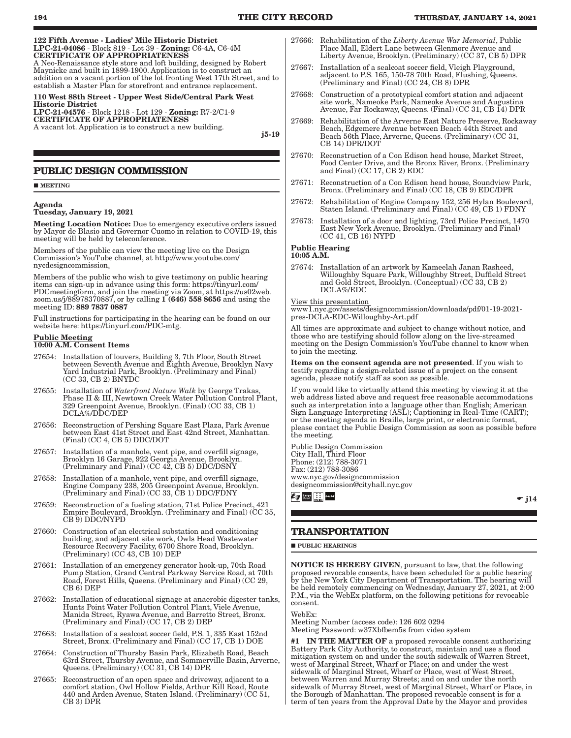**122 Fifth Avenue - Ladies' Mile Historic District**
**LPC-21-04086** - Block 819 - Lot 39 - **Zoning:** C6-4A, C6-4M
**CERTIFICATE OF APPROPRIATENESS**
A Neo-Renaissance style store and loft building, designed by Robert Maynicke and built in 1899-1900. Application is to construct an addition on a vacant portion of the lot fronting West 17th Street, and to establish a Master Plan for storefront and entrance replacement.

**110 West 88th Street - Upper West Side/Central Park West Historic District**
**LPC-21-04576** - Block 1218 - Lot 129 - **Zoning:** R7-2/C1-9
**CERTIFICATE OF APPROPRIATENESS**
A vacant lot. Application is to construct a new building.

j5-19

## PUBLIC DESIGN COMMISSION

■ **MEETING**

**Agenda**
**Tuesday, January 19, 2021**

**Meeting Location Notice:** Due to emergency executive orders issued by Mayor de Blasio and Governor Cuomo in relation to COVID-19, this meeting will be held by teleconference.

Members of the public can view the meeting live on the Design Commission's YouTube channel, at http://www.youtube.com/nycdesigncommission.

Members of the public who wish to give testimony on public hearing items can sign-up in advance using this form: https://tinyurl.com/PDCmeetingform, and join the meeting via Zoom, at https://us02web.zoom.us/j/88978370887, or by calling **1 (646) 558 8656** and using the meeting ID: **889 7837 0887**

Full instructions for participating in the hearing can be found on our website here: https://tinyurl.com/PDC-mtg.

**Public Meeting**
**10:00 A.M. Consent Items**

27654: Installation of louvers, Building 3, 7th Floor, South Street between Seventh Avenue and Eighth Avenue, Brooklyn Navy Yard Industrial Park, Brooklyn. (Preliminary and Final) (CC 33, CB 2) BNYDC

27655: Installation of *Waterfront Nature Walk* by George Trakas, Phase II & III, Newtown Creek Water Pollution Control Plant, 329 Greenpoint Avenue, Brooklyn. (Final) (CC 33, CB 1) DCLA%/DDC/DEP

27656: Reconstruction of Pershing Square East Plaza, Park Avenue between East 41st Street and East 42nd Street, Manhattan. (Final) (CC 4, CB 5) DDC/DOT

27657: Installation of a manhole, vent pipe, and overfill signage, Brooklyn 16 Garage, 922 Georgia Avenue, Brooklyn. (Preliminary and Final) (CC 42, CB 5) DDC/DSNY

27658: Installation of a manhole, vent pipe, and overfill signage, Engine Company 238, 205 Greenpoint Avenue, Brooklyn. (Preliminary and Final) (CC 33, CB 1) DDC/FDNY

27659: Reconstruction of a fueling station, 71st Police Precinct, 421 Empire Boulevard, Brooklyn. (Preliminary and Final) (CC 35, CB 9) DDC/NYPD

27660: Construction of an electrical substation and conditioning building, and adjacent site work, Owls Head Wastewater Resource Recovery Facility, 6700 Shore Road, Brooklyn. (Preliminary) (CC 43, CB 10) DEP

27661: Installation of an emergency generator hook-up, 70th Road Pump Station, Grand Central Parkway Service Road, at 70th Road, Forest Hills, Queens. (Preliminary and Final) (CC 29, CB 6) DEP

27662: Installation of educational signage at anaerobic digester tanks, Hunts Point Water Pollution Control Plant, Viele Avenue, Manida Street, Ryawa Avenue, and Barretto Street, Bronx. (Preliminary and Final) (CC 17, CB 2) DEP

27663: Installation of a sealcoat soccer field, P.S. 1, 335 East 152nd Street, Bronx. (Preliminary and Final) (CC 17, CB 1) DOE

27664: Construction of Thursby Basin Park, Elizabeth Road, Beach 63rd Street, Thursby Avenue, and Sommerville Basin, Arverne, Queens. (Preliminary) (CC 31, CB 14) DPR

27665: Reconstruction of an open space and driveway, adjacent to a comfort station, Owl Hollow Fields, Arthur Kill Road, Route 440 and Arden Avenue, Staten Island. (Preliminary) (CC 51, CB 3) DPR

27666: Rehabilitation of the *Liberty Avenue War Memorial*, Public Place Mall, Eldert Lane between Glenmore Avenue and Liberty Avenue, Brooklyn. (Preliminary) (CC 37, CB 5) DPR

27667: Installation of a sealcoat soccer field, Vleigh Playground, adjacent to P.S. 165, 150-78 70th Road, Flushing, Queens. (Preliminary and Final) (CC 24, CB 8) DPR

27668: Construction of a prototypical comfort station and adjacent site work, Nameoke Park, Nameoke Avenue and Augustina Avenue, Far Rockaway, Queens. (Final) (CC 31, CB 14) DPR

27669: Rehabilitation of the Arverne East Nature Preserve, Rockaway Beach, Edgemere Avenue between Beach 44th Street and Beach 56th Place, Arverne, Queens. (Preliminary) (CC 31, CB 14) DPR/DOT

27670: Reconstruction of a Con Edison head house, Market Street, Food Center Drive, and the Bronx River, Bronx. (Preliminary and Final) (CC 17, CB 2) EDC

27671: Reconstruction of a Con Edison head house, Soundview Park, Bronx. (Preliminary and Final) (CC 18, CB 9) EDC/DPR

27672: Rehabilitation of Engine Company 152, 256 Hylan Boulevard, Staten Island. (Preliminary and Final) (CC 49, CB 1) FDNY

27673: Installation of a door and lighting, 73rd Police Precinct, 1470 East New York Avenue, Brooklyn. (Preliminary and Final) (CC 41, CB 16) NYPD

**Public Hearing**
**10:05 A.M.**

27674: Installation of an artwork by Kameelah Janan Rasheed, Willoughby Square Park, Willoughby Street, Duffield Street and Gold Street, Brooklyn. (Conceptual) (CC 33, CB 2) DCLA%/EDC

View this presentation
www1.nyc.gov/assets/designcommission/downloads/pdf/01-19-2021-pres-DCLA-EDC-Willoughby-Art.pdf

All times are approximate and subject to change without notice, and those who are testifying should follow along on the live-streamed meeting on the Design Commission's YouTube channel to know when to join the meeting.

**Items on the consent agenda are not presented**. If you wish to testify regarding a design-related issue of a project on the consent agenda, please notify staff as soon as possible.

If you would like to virtually attend this meeting by viewing it at the web address listed above and request free reasonable accommodations such as interpretation into a language other than English; American Sign Language Interpreting (ASL); Captioning in Real-Time (CART); or the meeting agenda in Braille, large print, or electronic format, please contact the Public Design Commission as soon as possible before the meeting.

Public Design Commission
City Hall, Third Floor
Phone: (212) 788-3071
Fax: (212) 788-3086
www.nyc.gov/designcommission
designcommission@cityhall.nyc.gov

☛ j14

## TRANSPORTATION

■ **PUBLIC HEARINGS**

**NOTICE IS HEREBY GIVEN**, pursuant to law, that the following proposed revocable consents, have been scheduled for a public hearing by the New York City Department of Transportation. The hearing will be held remotely commencing on Wednesday, January 27, 2021, at 2:00 P.M., via the WebEx platform, on the following petitions for revocable consent.

WebEx:
Meeting Number (access code): 126 602 0294
Meeting Password: w37Xbfbem5s from video system

**#1 IN THE MATTER OF** a proposed revocable consent authorizing Battery Park City Authority, to construct, maintain and use a flood mitigation system on and under the south sidewalk of Warren Street, west of Marginal Street, Wharf or Place; on and under the west sidewalk of Marginal Street, Wharf or Place, west of West Street, between Warren and Murray Streets; and on and under the north sidewalk of Murray Street, west of Marginal Street, Wharf or Place, in the Borough of Manhattan. The proposed revocable consent is for a term of ten years from the Approval Date by the Mayor and provides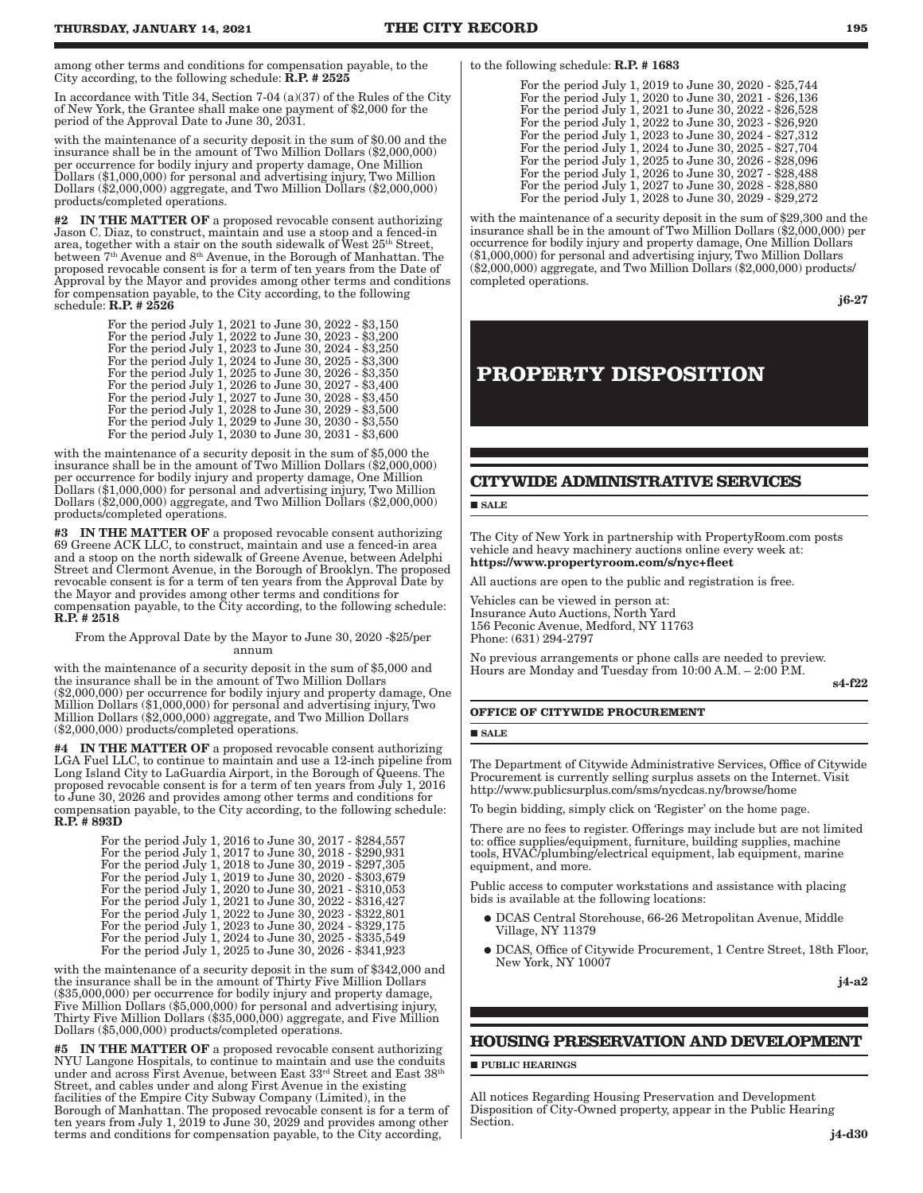among other terms and conditions for compensation payable, to the City according, to the following schedule: **R.P. # 2525**

In accordance with Title 34, Section 7-04 (a)(37) of the Rules of the City of New York, the Grantee shall make one payment of $2,000 for the period of the Approval Date to June 30, 2031.

with the maintenance of a security deposit in the sum of $0.00 and the insurance shall be in the amount of Two Million Dollars ($2,000,000) per occurrence for bodily injury and property damage, One Million Dollars ($1,000,000) for personal and advertising injury, Two Million Dollars ($2,000,000) aggregate, and Two Million Dollars ($2,000,000) products/completed operations.

**#2 IN THE MATTER OF** a proposed revocable consent authorizing Jason C. Diaz, to construct, maintain and use a stoop and a fenced-in area, together with a stair on the south sidewalk of West 25th Street, between 7th Avenue and 8th Avenue, in the Borough of Manhattan. The proposed revocable consent is for a term of ten years from the Date of Approval by the Mayor and provides among other terms and conditions for compensation payable, to the City according, to the following schedule: **R.P. # 2526**

For the period July 1, 2021 to June 30, 2022 - $3,150
For the period July 1, 2022 to June 30, 2023 - $3,200
For the period July 1, 2023 to June 30, 2024 - $3,250
For the period July 1, 2024 to June 30, 2025 - $3,300
For the period July 1, 2025 to June 30, 2026 - $3,350
For the period July 1, 2026 to June 30, 2027 - $3,400
For the period July 1, 2027 to June 30, 2028 - $3,450
For the period July 1, 2028 to June 30, 2029 - $3,500
For the period July 1, 2029 to June 30, 2030 - $3,550
For the period July 1, 2030 to June 30, 2031 - $3,600

with the maintenance of a security deposit in the sum of $5,000 the insurance shall be in the amount of Two Million Dollars ($2,000,000) per occurrence for bodily injury and property damage, One Million Dollars ($1,000,000) for personal and advertising injury, Two Million Dollars ($2,000,000) aggregate, and Two Million Dollars ($2,000,000) products/completed operations.

**#3 IN THE MATTER OF** a proposed revocable consent authorizing 69 Greene ACK LLC, to construct, maintain and use a fenced-in area and a stoop on the north sidewalk of Greene Avenue, between Adelphi Street and Clermont Avenue, in the Borough of Brooklyn. The proposed revocable consent is for a term of ten years from the Approval Date by the Mayor and provides among other terms and conditions for compensation payable, to the City according, to the following schedule: **R.P. # 2518**

From the Approval Date by the Mayor to June 30, 2020 -$25/per annum

with the maintenance of a security deposit in the sum of $5,000 and the insurance shall be in the amount of Two Million Dollars ($2,000,000) per occurrence for bodily injury and property damage, One Million Dollars ($1,000,000) for personal and advertising injury, Two Million Dollars ($2,000,000) aggregate, and Two Million Dollars ($2,000,000) products/completed operations.

**#4 IN THE MATTER OF** a proposed revocable consent authorizing LGA Fuel LLC, to continue to maintain and use a 12-inch pipeline from Long Island City to LaGuardia Airport, in the Borough of Queens. The proposed revocable consent is for a term of ten years from July 1, 2016 to June 30, 2026 and provides among other terms and conditions for compensation payable, to the City according, to the following schedule: **R.P. # 893D**

For the period July 1, 2016 to June 30, 2017 - $284,557
For the period July 1, 2017 to June 30, 2018 - $290,931
For the period July 1, 2018 to June 30, 2019 - $297,305
For the period July 1, 2019 to June 30, 2020 - $303,679
For the period July 1, 2020 to June 30, 2021 - $310,053
For the period July 1, 2021 to June 30, 2022 - $316,427
For the period July 1, 2022 to June 30, 2023 - $322,801
For the period July 1, 2023 to June 30, 2024 - $329,175
For the period July 1, 2024 to June 30, 2025 - $335,549
For the period July 1, 2025 to June 30, 2026 - $341,923

with the maintenance of a security deposit in the sum of $342,000 and the insurance shall be in the amount of Thirty Five Million Dollars ($35,000,000) per occurrence for bodily injury and property damage, Five Million Dollars ($5,000,000) for personal and advertising injury, Thirty Five Million Dollars ($35,000,000) aggregate, and Five Million Dollars ($5,000,000) products/completed operations.

**#5 IN THE MATTER OF** a proposed revocable consent authorizing NYU Langone Hospitals, to continue to maintain and use the conduits under and across First Avenue, between East 33rd Street and East 38th Street, and cables under and along First Avenue in the existing facilities of the Empire City Subway Company (Limited), in the Borough of Manhattan. The proposed revocable consent is for a term of ten years from July 1, 2019 to June 30, 2029 and provides among other terms and conditions for compensation payable, to the City according, to the following schedule: **R.P. # 1683**

For the period July 1, 2019 to June 30, 2020 - $25,744
For the period July 1, 2020 to June 30, 2021 - $26,136
For the period July 1, 2021 to June 30, 2022 - $26,528
For the period July 1, 2022 to June 30, 2023 - $26,920
For the period July 1, 2023 to June 30, 2024 - $27,312
For the period July 1, 2024 to June 30, 2025 - $27,704
For the period July 1, 2025 to June 30, 2026 - $28,096
For the period July 1, 2026 to June 30, 2027 - $28,488
For the period July 1, 2027 to June 30, 2028 - $28,880
For the period July 1, 2028 to June 30, 2029 - $29,272

with the maintenance of a security deposit in the sum of $29,300 and the insurance shall be in the amount of Two Million Dollars ($2,000,000) per occurrence for bodily injury and property damage, One Million Dollars ($1,000,000) for personal and advertising injury, Two Million Dollars ($2,000,000) aggregate, and Two Million Dollars ($2,000,000) products/completed operations.

**j6-27**

# PROPERTY DISPOSITION

## CITYWIDE ADMINISTRATIVE SERVICES

■ SALE

The City of New York in partnership with PropertyRoom.com posts vehicle and heavy machinery auctions online every week at:
**https://www.propertyroom.com/s/nyc+fleet**

All auctions are open to the public and registration is free.

Vehicles can be viewed in person at:
Insurance Auto Auctions, North Yard
156 Peconic Avenue, Medford, NY 11763
Phone: (631) 294-2797

No previous arrangements or phone calls are needed to preview. Hours are Monday and Tuesday from 10:00 A.M. – 2:00 P.M.

**s4-f22**

### OFFICE OF CITYWIDE PROCUREMENT

■ SALE

The Department of Citywide Administrative Services, Office of Citywide Procurement is currently selling surplus assets on the Internet. Visit http://www.publicsurplus.com/sms/nycdcas.ny/browse/home

To begin bidding, simply click on 'Register' on the home page.

There are no fees to register. Offerings may include but are not limited to: office supplies/equipment, furniture, building supplies, machine tools, HVAC/plumbing/electrical equipment, lab equipment, marine equipment, and more.

Public access to computer workstations and assistance with placing bids is available at the following locations:

- DCAS Central Storehouse, 66-26 Metropolitan Avenue, Middle Village, NY 11379
- DCAS, Office of Citywide Procurement, 1 Centre Street, 18th Floor, New York, NY 10007

**j4-a2**

## HOUSING PRESERVATION AND DEVELOPMENT

■ PUBLIC HEARINGS

All notices Regarding Housing Preservation and Development Disposition of City-Owned property, appear in the Public Hearing Section.

**j4-d30**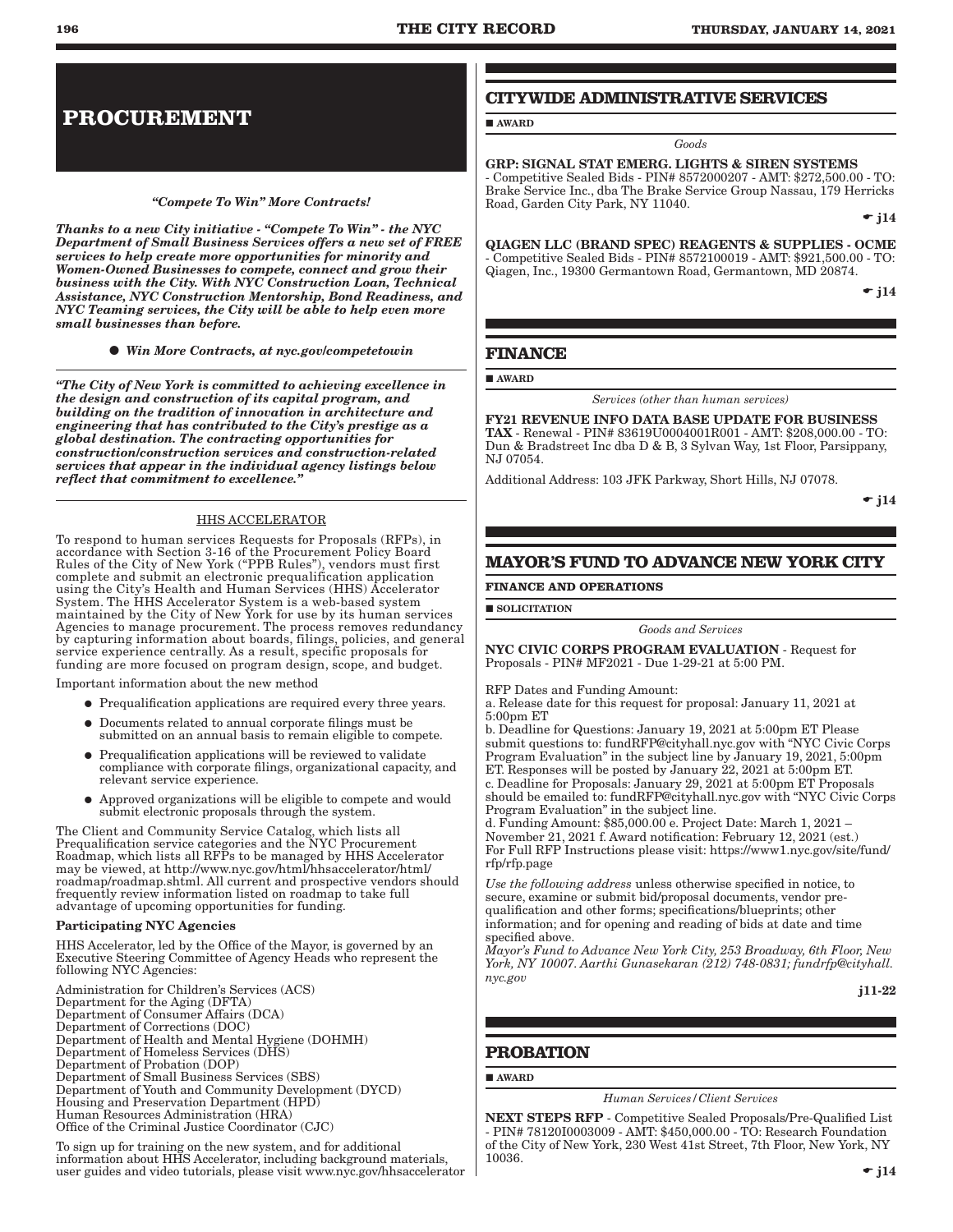# PROCUREMENT

***"Compete To Win" More Contracts!***

***Thanks to a new City initiative - "Compete To Win" - the NYC Department of Small Business Services offers a new set of FREE services to help create more opportunities for minority and Women-Owned Businesses to compete, connect and grow their business with the City. With NYC Construction Loan, Technical Assistance, NYC Construction Mentorship, Bond Readiness, and NYC Teaming services, the City will be able to help even more small businesses than before.***

- ***Win More Contracts, at nyc.gov/competetowin***

***"The City of New York is committed to achieving excellence in the design and construction of its capital program, and building on the tradition of innovation in architecture and engineering that has contributed to the City's prestige as a global destination. The contracting opportunities for construction/construction services and construction-related services that appear in the individual agency listings below reflect that commitment to excellence."***

HHS ACCELERATOR

To respond to human services Requests for Proposals (RFPs), in accordance with Section 3-16 of the Procurement Policy Board Rules of the City of New York ("PPB Rules"), vendors must first complete and submit an electronic prequalification application using the City's Health and Human Services (HHS) Accelerator System. The HHS Accelerator System is a web-based system maintained by the City of New York for use by its human services Agencies to manage procurement. The process removes redundancy by capturing information about boards, filings, policies, and general service experience centrally. As a result, specific proposals for funding are more focused on program design, scope, and budget.

Important information about the new method

- Prequalification applications are required every three years.
- Documents related to annual corporate filings must be submitted on an annual basis to remain eligible to compete.
- Prequalification applications will be reviewed to validate compliance with corporate filings, organizational capacity, and relevant service experience.
- Approved organizations will be eligible to compete and would submit electronic proposals through the system.

The Client and Community Service Catalog, which lists all Prequalification service categories and the NYC Procurement Roadmap, which lists all RFPs to be managed by HHS Accelerator may be viewed, at http://www.nyc.gov/html/hhsaccelerator/html/roadmap/roadmap.shtml. All current and prospective vendors should frequently review information listed on roadmap to take full advantage of upcoming opportunities for funding.

**Participating NYC Agencies**

HHS Accelerator, led by the Office of the Mayor, is governed by an Executive Steering Committee of Agency Heads who represent the following NYC Agencies:

Administration for Children's Services (ACS)
Department for the Aging (DFTA)
Department of Consumer Affairs (DCA)
Department of Corrections (DOC)
Department of Health and Mental Hygiene (DOHMH)
Department of Homeless Services (DHS)
Department of Probation (DOP)
Department of Small Business Services (SBS)
Department of Youth and Community Development (DYCD)
Housing and Preservation Department (HPD)
Human Resources Administration (HRA)
Office of the Criminal Justice Coordinator (CJC)

To sign up for training on the new system, and for additional information about HHS Accelerator, including background materials, user guides and video tutorials, please visit www.nyc.gov/hhsaccelerator

## CITYWIDE ADMINISTRATIVE SERVICES

■ **AWARD**

*Goods*

**GRP: SIGNAL STAT EMERG. LIGHTS & SIREN SYSTEMS** - Competitive Sealed Bids - PIN# 8572000207 - AMT: $272,500.00 - TO: Brake Service Inc., dba The Brake Service Group Nassau, 179 Herricks Road, Garden City Park, NY 11040.

☛ j14

**QIAGEN LLC (BRAND SPEC) REAGENTS & SUPPLIES - OCME** - Competitive Sealed Bids - PIN# 8572100019 - AMT: $921,500.00 - TO: Qiagen, Inc., 19300 Germantown Road, Germantown, MD 20874.

☛ j14

## FINANCE

■ **AWARD**

*Services (other than human services)*

**FY21 REVENUE INFO DATA BASE UPDATE FOR BUSINESS TAX** - Renewal - PIN# 83619U0004001R001 - AMT: $208,000.00 - TO: Dun & Bradstreet Inc dba D & B, 3 Sylvan Way, 1st Floor, Parsippany, NJ 07054.

Additional Address: 103 JFK Parkway, Short Hills, NJ 07078.

☛ j14

## MAYOR'S FUND TO ADVANCE NEW YORK CITY

**FINANCE AND OPERATIONS**

■ **SOLICITATION**

*Goods and Services*

**NYC CIVIC CORPS PROGRAM EVALUATION** - Request for Proposals - PIN# MF2021 - Due 1-29-21 at 5:00 PM.

RFP Dates and Funding Amount:
a. Release date for this request for proposal: January 11, 2021 at 5:00pm ET
b. Deadline for Questions: January 19, 2021 at 5:00pm ET Please submit questions to: fundRFP@cityhall.nyc.gov with "NYC Civic Corps Program Evaluation" in the subject line by January 19, 2021, 5:00pm ET. Responses will be posted by January 22, 2021 at 5:00pm ET.
c. Deadline for Proposals: January 29, 2021 at 5:00pm ET Proposals should be emailed to: fundRFP@cityhall.nyc.gov with "NYC Civic Corps Program Evaluation" in the subject line.
d. Funding Amount: $85,000.00 e. Project Date: March 1, 2021 – November 21, 2021 f. Award notification: February 12, 2021 (est.)
For Full RFP Instructions please visit: https://www1.nyc.gov/site/fund/rfp/rfp.page

*Use the following address* unless otherwise specified in notice, to secure, examine or submit bid/proposal documents, vendor pre-qualification and other forms; specifications/blueprints; other information; and for opening and reading of bids at date and time specified above.
*Mayor's Fund to Advance New York City, 253 Broadway, 6th Floor, New York, NY 10007. Aarthi Gunasekaran (212) 748-0831; fundrfp@cityhall.nyc.gov*

j11-22

## PROBATION

■ **AWARD**

*Human Services/Client Services*

**NEXT STEPS RFP** - Competitive Sealed Proposals/Pre-Qualified List - PIN# 78120I0003009 - AMT: $450,000.00 - TO: Research Foundation of the City of New York, 230 West 41st Street, 7th Floor, New York, NY 10036.

☛ j14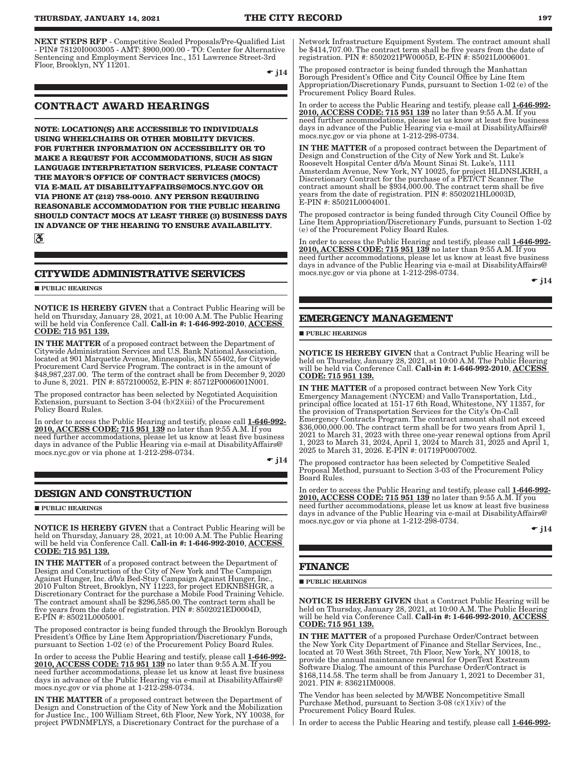NEXT STEPS RFP - Competitive Sealed Proposals/Pre-Qualified List - PIN# 78120I0003005 - AMT: $900,000.00 - TO: Center for Alternative Sentencing and Employment Services Inc., 151 Lawrence Street-3rd Floor, Brooklyn, NY 11201.

☛ j14

## CONTRACT AWARD HEARINGS

**NOTE: LOCATION(S) ARE ACCESSIBLE TO INDIVIDUALS USING WHEELCHAIRS OR OTHER MOBILITY DEVICES. FOR FURTHER INFORMATION ON ACCESSIBILITY OR TO MAKE A REQUEST FOR ACCOMMODATIONS, SUCH AS SIGN LANGUAGE INTERPRETATION SERVICES, PLEASE CONTACT THE MAYOR'S OFFICE OF CONTRACT SERVICES (MOCS) VIA E-MAIL AT DISABILITYAFFAIRS@MOCS.NYC.GOV OR VIA PHONE AT (212) 788-0010. ANY PERSON REQUIRING REASONABLE ACCOMMODATION FOR THE PUBLIC HEARING SHOULD CONTACT MOCS AT LEAST THREE (3) BUSINESS DAYS IN ADVANCE OF THE HEARING TO ENSURE AVAILABILITY.**

## CITYWIDE ADMINISTRATIVE SERVICES

■ PUBLIC HEARINGS

**NOTICE IS HEREBY GIVEN** that a Contract Public Hearing will be held on Thursday, January 28, 2021, at 10:00 A.M. The Public Hearing will be held via Conference Call. **Call-in #: 1-646-992-2010**, **ACCESS CODE: 715 951 139.**

**IN THE MATTER** of a proposed contract between the Department of Citywide Administration Services and U.S. Bank National Association, located at 901 Marquette Avenue, Minneapolis, MN 55402, for Citywide Procurement Card Service Program. The contract is in the amount of $48,987,237.00. The term of the contract shall be from December 9, 2020 to June 8, 2021. PIN #: 8572100052, E-PIN #: 85712P0006001N001.

The proposed contractor has been selected by Negotiated Acquisition Extension, pursuant to Section 3-04 (b)(2)(iii) of the Procurement Policy Board Rules.

In order to access the Public Hearing and testify, please call **1-646-992-2010, ACCESS CODE: 715 951 139** no later than 9:55 A.M. If you need further accommodations, please let us know at least five business days in advance of the Public Hearing via e-mail at DisabilityAffairs@mocs.nyc.gov or via phone at 1-212-298-0734.

☛ j14

## DESIGN AND CONSTRUCTION

■ PUBLIC HEARINGS

**NOTICE IS HEREBY GIVEN** that a Contract Public Hearing will be held on Thursday, January 28, 2021, at 10:00 A.M. The Public Hearing will be held via Conference Call. **Call-in #: 1-646-992-2010**, **ACCESS CODE: 715 951 139.**

**IN THE MATTER** of a proposed contract between the Department of Design and Construction of the City of New York and The Campaign Against Hunger, Inc. d/b/a Bed-Stuy Campaign Against Hunger, Inc., 2010 Fulton Street, Brooklyn, NY 11223, for project EDKNBSHGR, a Discretionary Contract for the purchase a Mobile Food Training Vehicle. The contract amount shall be $296,585.00. The contract term shall be five years from the date of registration. PIN #: 8502021ED0004D, E-PIN #: 85021L0005001.

The proposed contractor is being funded through the Brooklyn Borough President's Office by Line Item Appropriation/Discretionary Funds, pursuant to Section 1-02 (e) of the Procurement Policy Board Rules.

In order to access the Public Hearing and testify, please call **1-646-992-2010, ACCESS CODE: 715 951 139** no later than 9:55 A.M. If you need further accommodations, please let us know at least five business days in advance of the Public Hearing via e-mail at DisabilityAffairs@mocs.nyc.gov or via phone at 1-212-298-0734.

**IN THE MATTER** of a proposed contract between the Department of Design and Construction of the City of New York and the Mobilization for Justice Inc., 100 William Street, 6th Floor, New York, NY 10038, for project PWDNMFLYS, a Discretionary Contract for the purchase of a Network Infrastructure Equipment System. The contract amount shall be $414,707.00. The contract term shall be five years from the date of registration. PIN #: 8502021PW0005D, E-PIN #: 85021L0006001.

The proposed contractor is being funded through the Manhattan Borough President's Office and City Council Office by Line Item Appropriation/Discretionary Funds, pursuant to Section 1-02 (e) of the Procurement Policy Board Rules.

In order to access the Public Hearing and testify, please call **1-646-992-2010, ACCESS CODE: 715 951 139** no later than 9:55 A.M. If you need further accommodations, please let us know at least five business days in advance of the Public Hearing via e-mail at DisabilityAffairs@mocs.nyc.gov or via phone at 1-212-298-0734.

**IN THE MATTER** of a proposed contract between the Department of Design and Construction of the City of New York and St. Luke's Roosevelt Hospital Center d/b/a Mount Sinai St. Luke's, 1111 Amsterdam Avenue, New York, NY 10025, for project HLDNSLKRH, a Discretionary Contract for the purchase of a PET/CT Scanner. The contract amount shall be $934,000.00. The contract term shall be five years from the date of registration. PIN #: 8502021HL0003D, E-PIN #: 85021L0004001.

The proposed contractor is being funded through City Council Office by Line Item Appropriation/Discretionary Funds, pursuant to Section 1-02 (e) of the Procurement Policy Board Rules.

In order to access the Public Hearing and testify, please call **1-646-992-2010, ACCESS CODE: 715 951 139** no later than 9:55 A.M. If you need further accommodations, please let us know at least five business days in advance of the Public Hearing via e-mail at DisabilityAffairs@mocs.nyc.gov or via phone at 1-212-298-0734.

☛ j14

## EMERGENCY MANAGEMENT

■ PUBLIC HEARINGS

**NOTICE IS HEREBY GIVEN** that a Contract Public Hearing will be held on Thursday, January 28, 2021, at 10:00 A.M. The Public Hearing will be held via Conference Call. **Call-in #: 1-646-992-2010**, **ACCESS CODE: 715 951 139.**

**IN THE MATTER** of a proposed contract between New York City Emergency Management (NYCEM) and Vallo Transportation, Ltd., principal office located at 151-17 6th Road, Whitestone, NY 11357, for the provision of Transportation Services for the City's On-Call Emergency Contracts Program. The contract amount shall not exceed $36,000,000.00. The contract term shall be for two years from April 1, 2021 to March 31, 2023 with three one-year renewal options from April 1, 2023 to March 31, 2024, April 1, 2024 to March 31, 2025 and April 1, 2025 to March 31, 2026. E-PIN #: 01719P0007002.

The proposed contractor has been selected by Competitive Sealed Proposal Method, pursuant to Section 3-03 of the Procurement Policy Board Rules.

In order to access the Public Hearing and testify, please call **1-646-992-2010, ACCESS CODE: 715 951 139** no later than 9:55 A.M. If you need further accommodations, please let us know at least five business days in advance of the Public Hearing via e-mail at DisabilityAffairs@mocs.nyc.gov or via phone at 1-212-298-0734.

☛ j14

## FINANCE

■ PUBLIC HEARINGS

**NOTICE IS HEREBY GIVEN** that a Contract Public Hearing will be held on Thursday, January 28, 2021, at 10:00 A.M. The Public Hearing will be held via Conference Call. **Call-in #: 1-646-992-2010**, **ACCESS CODE: 715 951 139.**

**IN THE MATTER** of a proposed Purchase Order/Contract between the New York City Department of Finance and Stellar Services, Inc., located at 70 West 36th Street, 7th Floor, New York, NY 10018, to provide the annual maintenance renewal for OpenText Exstream Software Dialog. The amount of this Purchase Order/Contract is $168,114.58. The term shall be from January 1, 2021 to December 31, 2021. PIN #: 83621IM0008.

The Vendor has been selected by M/WBE Noncompetitive Small Purchase Method, pursuant to Section 3-08 (c)(1)(iv) of the Procurement Policy Board Rules.

In order to access the Public Hearing and testify, please call **1-646-992-**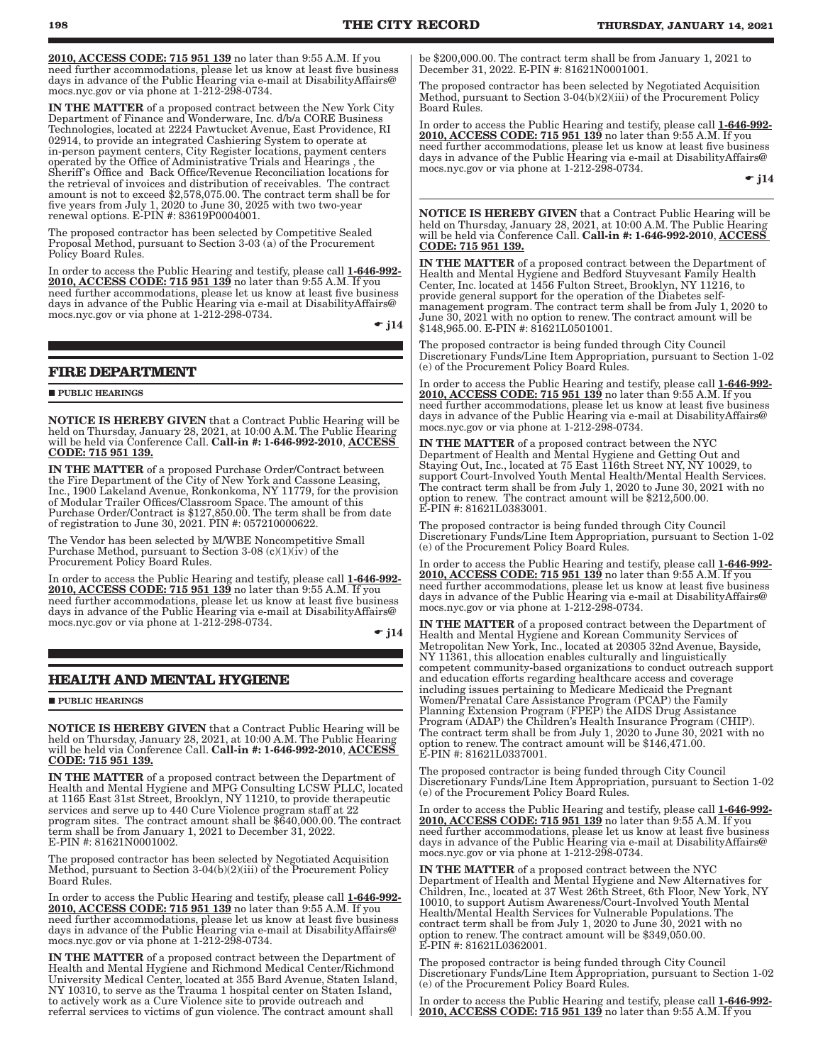2010, ACCESS CODE: 715 951 139 no later than 9:55 A.M. If you need further accommodations, please let us know at least five business days in advance of the Public Hearing via e-mail at DisabilityAffairs@mocs.nyc.gov or via phone at 1-212-298-0734.

**IN THE MATTER** of a proposed contract between the New York City Department of Finance and Wonderware, Inc. d/b/a CORE Business Technologies, located at 2224 Pawtucket Avenue, East Providence, RI 02914, to provide an integrated Cashiering System to operate at in-person payment centers, City Register locations, payment centers operated by the Office of Administrative Trials and Hearings , the Sheriff's Office and Back Office/Revenue Reconciliation locations for the retrieval of invoices and distribution of receivables. The contract amount is not to exceed $2,578,075.00. The contract term shall be for five years from July 1, 2020 to June 30, 2025 with two two-year renewal options. E-PIN #: 83619P0004001.

The proposed contractor has been selected by Competitive Sealed Proposal Method, pursuant to Section 3-03 (a) of the Procurement Policy Board Rules.

In order to access the Public Hearing and testify, please call **1-646-992-2010, ACCESS CODE: 715 951 139** no later than 9:55 A.M. If you need further accommodations, please let us know at least five business days in advance of the Public Hearing via e-mail at DisabilityAffairs@mocs.nyc.gov or via phone at 1-212-298-0734.

☛ j14

## FIRE DEPARTMENT

■ PUBLIC HEARINGS

**NOTICE IS HEREBY GIVEN** that a Contract Public Hearing will be held on Thursday, January 28, 2021, at 10:00 A.M. The Public Hearing will be held via Conference Call. **Call-in #: 1-646-992-2010, ACCESS CODE: 715 951 139.**

**IN THE MATTER** of a proposed Purchase Order/Contract between the Fire Department of the City of New York and Cassone Leasing, Inc., 1900 Lakeland Avenue, Ronkonkoma, NY 11779, for the provision of Modular Trailer Offices/Classroom Space. The amount of this Purchase Order/Contract is $127,850.00. The term shall be from date of registration to June 30, 2021. PIN #: 057210000622.

The Vendor has been selected by M/WBE Noncompetitive Small Purchase Method, pursuant to Section 3-08 (c)(1)(iv) of the Procurement Policy Board Rules.

In order to access the Public Hearing and testify, please call **1-646-992-2010, ACCESS CODE: 715 951 139** no later than 9:55 A.M. If you need further accommodations, please let us know at least five business days in advance of the Public Hearing via e-mail at DisabilityAffairs@mocs.nyc.gov or via phone at 1-212-298-0734.

☛ j14

## HEALTH AND MENTAL HYGIENE

■ PUBLIC HEARINGS

**NOTICE IS HEREBY GIVEN** that a Contract Public Hearing will be held on Thursday, January 28, 2021, at 10:00 A.M. The Public Hearing will be held via Conference Call. **Call-in #: 1-646-992-2010, ACCESS CODE: 715 951 139.**

**IN THE MATTER** of a proposed contract between the Department of Health and Mental Hygiene and MPG Consulting LCSW PLLC, located at 1165 East 31st Street, Brooklyn, NY 11210, to provide therapeutic services and serve up to 440 Cure Violence program staff at 22 program sites. The contract amount shall be $640,000.00. The contract term shall be from January 1, 2021 to December 31, 2022. E-PIN #: 81621N0001002.

The proposed contractor has been selected by Negotiated Acquisition Method, pursuant to Section 3-04(b)(2)(iii) of the Procurement Policy Board Rules.

In order to access the Public Hearing and testify, please call **1-646-992-2010, ACCESS CODE: 715 951 139** no later than 9:55 A.M. If you need further accommodations, please let us know at least five business days in advance of the Public Hearing via e-mail at DisabilityAffairs@mocs.nyc.gov or via phone at 1-212-298-0734.

**IN THE MATTER** of a proposed contract between the Department of Health and Mental Hygiene and Richmond Medical Center/Richmond University Medical Center, located at 355 Bard Avenue, Staten Island, NY 10310, to serve as the Trauma 1 hospital center on Staten Island, to actively work as a Cure Violence site to provide outreach and referral services to victims of gun violence. The contract amount shall be $200,000.00. The contract term shall be from January 1, 2021 to December 31, 2022. E-PIN #: 81621N0001001.

The proposed contractor has been selected by Negotiated Acquisition Method, pursuant to Section 3-04(b)(2)(iii) of the Procurement Policy Board Rules.

In order to access the Public Hearing and testify, please call **1-646-992-2010, ACCESS CODE: 715 951 139** no later than 9:55 A.M. If you need further accommodations, please let us know at least five business days in advance of the Public Hearing via e-mail at DisabilityAffairs@mocs.nyc.gov or via phone at 1-212-298-0734.

☛ j14

**NOTICE IS HEREBY GIVEN** that a Contract Public Hearing will be held on Thursday, January 28, 2021, at 10:00 A.M. The Public Hearing will be held via Conference Call. **Call-in #: 1-646-992-2010, ACCESS CODE: 715 951 139.**

**IN THE MATTER** of a proposed contract between the Department of Health and Mental Hygiene and Bedford Stuyvesant Family Health Center, Inc. located at 1456 Fulton Street, Brooklyn, NY 11216, to provide general support for the operation of the Diabetes self-management program. The contract term shall be from July 1, 2020 to June 30, 2021 with no option to renew. The contract amount will be $148,965.00. E-PIN #: 81621L0501001.

The proposed contractor is being funded through City Council Discretionary Funds/Line Item Appropriation, pursuant to Section 1-02 (e) of the Procurement Policy Board Rules.

In order to access the Public Hearing and testify, please call **1-646-992-2010, ACCESS CODE: 715 951 139** no later than 9:55 A.M. If you need further accommodations, please let us know at least five business days in advance of the Public Hearing via e-mail at DisabilityAffairs@mocs.nyc.gov or via phone at 1-212-298-0734.

**IN THE MATTER** of a proposed contract between the NYC Department of Health and Mental Hygiene and Getting Out and Staying Out, Inc., located at 75 East 116th Street NY, NY 10029, to support Court-Involved Youth Mental Health/Mental Health Services. The contract term shall be from July 1, 2020 to June 30, 2021 with no option to renew. The contract amount will be $212,500.00. E-PIN #: 81621L0383001.

The proposed contractor is being funded through City Council Discretionary Funds/Line Item Appropriation, pursuant to Section 1-02 (e) of the Procurement Policy Board Rules.

In order to access the Public Hearing and testify, please call **1-646-992-2010, ACCESS CODE: 715 951 139** no later than 9:55 A.M. If you need further accommodations, please let us know at least five business days in advance of the Public Hearing via e-mail at DisabilityAffairs@mocs.nyc.gov or via phone at 1-212-298-0734.

**IN THE MATTER** of a proposed contract between the Department of Health and Mental Hygiene and Korean Community Services of Metropolitan New York, Inc., located at 20305 32nd Avenue, Bayside, NY 11361, this allocation enables culturally and linguistically competent community-based organizations to conduct outreach support and education efforts regarding healthcare access and coverage including issues pertaining to Medicare Medicaid the Pregnant Women/Prenatal Care Assistance Program (PCAP) the Family Planning Extension Program (FPEP) the AIDS Drug Assistance Program (ADAP) the Children's Health Insurance Program (CHIP). The contract term shall be from July 1, 2020 to June 30, 2021 with no option to renew. The contract amount will be $146,471.00. E-PIN #: 81621L0337001.

The proposed contractor is being funded through City Council Discretionary Funds/Line Item Appropriation, pursuant to Section 1-02 (e) of the Procurement Policy Board Rules.

In order to access the Public Hearing and testify, please call **1-646-992-2010, ACCESS CODE: 715 951 139** no later than 9:55 A.M. If you need further accommodations, please let us know at least five business days in advance of the Public Hearing via e-mail at DisabilityAffairs@mocs.nyc.gov or via phone at 1-212-298-0734.

**IN THE MATTER** of a proposed contract between the NYC Department of Health and Mental Hygiene and New Alternatives for Children, Inc., located at 37 West 26th Street, 6th Floor, New York, NY 10010, to support Autism Awareness/Court-Involved Youth Mental Health/Mental Health Services for Vulnerable Populations. The contract term shall be from July 1, 2020 to June 30, 2021 with no option to renew. The contract amount will be $349,050.00. E-PIN #: 81621L0362001.

The proposed contractor is being funded through City Council Discretionary Funds/Line Item Appropriation, pursuant to Section 1-02 (e) of the Procurement Policy Board Rules.

In order to access the Public Hearing and testify, please call **1-646-992-2010, ACCESS CODE: 715 951 139** no later than 9:55 A.M. If you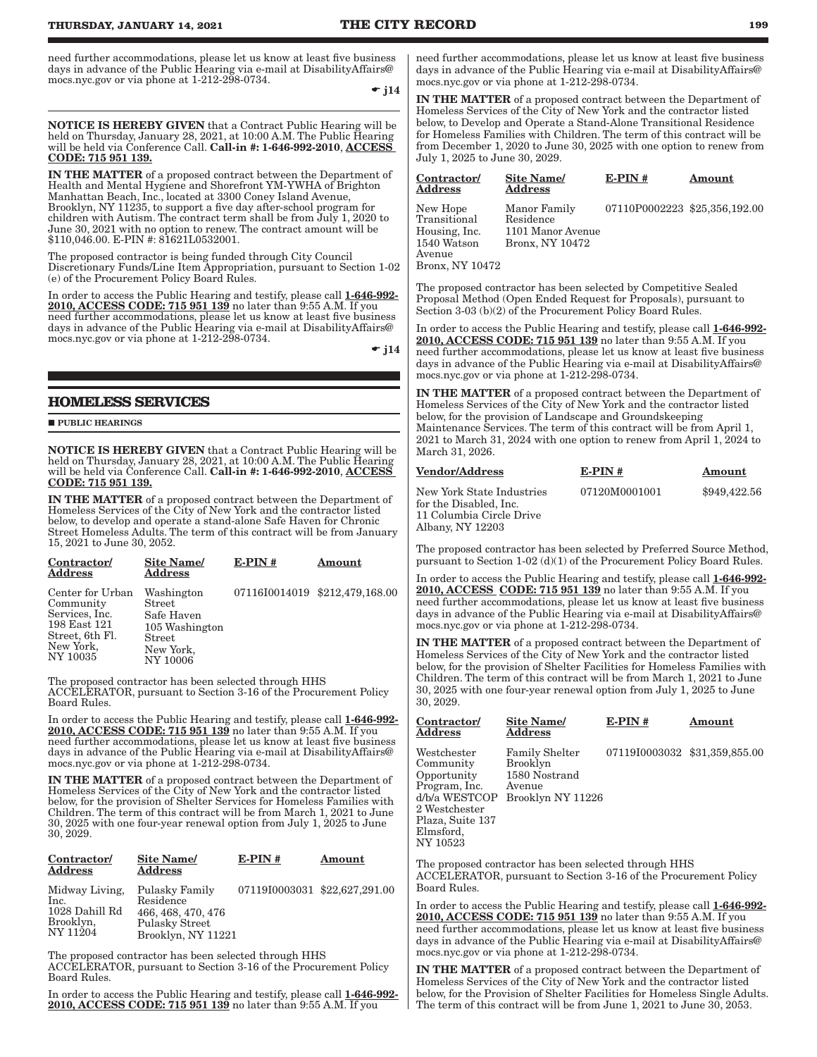need further accommodations, please let us know at least five business days in advance of the Public Hearing via e-mail at DisabilityAffairs@mocs.nyc.gov or via phone at 1-212-298-0734.

☛ j14

**NOTICE IS HEREBY GIVEN** that a Contract Public Hearing will be held on Thursday, January 28, 2021, at 10:00 A.M. The Public Hearing will be held via Conference Call. **Call-in #: 1-646-992-2010, ACCESS CODE: 715 951 139.**

**IN THE MATTER** of a proposed contract between the Department of Health and Mental Hygiene and Shorefront YM-YWHA of Brighton Manhattan Beach, Inc., located at 3300 Coney Island Avenue, Brooklyn, NY 11235, to support a five day after-school program for children with Autism. The contract term shall be from July 1, 2020 to June 30, 2021 with no option to renew. The contract amount will be $110,046.00. E-PIN #: 81621L0532001.

The proposed contractor is being funded through City Council Discretionary Funds/Line Item Appropriation, pursuant to Section 1-02 (e) of the Procurement Policy Board Rules.

In order to access the Public Hearing and testify, please call **1-646-992-2010, ACCESS CODE: 715 951 139** no later than 9:55 A.M. If you need further accommodations, please let us know at least five business days in advance of the Public Hearing via e-mail at DisabilityAffairs@mocs.nyc.gov or via phone at 1-212-298-0734.

☛ j14

## HOMELESS SERVICES

■ **PUBLIC HEARINGS**

**NOTICE IS HEREBY GIVEN** that a Contract Public Hearing will be held on Thursday, January 28, 2021, at 10:00 A.M. The Public Hearing will be held via Conference Call. **Call-in #: 1-646-992-2010, ACCESS CODE: 715 951 139.**

**IN THE MATTER** of a proposed contract between the Department of Homeless Services of the City of New York and the contractor listed below, to develop and operate a stand-alone Safe Haven for Chronic Street Homeless Adults. The term of this contract will be from January 15, 2021 to June 30, 2052.

| Contractor/ Address | Site Name/ Address | E-PIN # | Amount |
|---|---|---|---|
| Center for Urban Community Services, Inc. 198 East 121 Street, 6th Fl. New York, NY 10035 | Washington Street Safe Haven 105 Washington Street New York, NY 10006 | 07116I0014019 | $212,479,168.00 |

The proposed contractor has been selected through HHS ACCELERATOR, pursuant to Section 3-16 of the Procurement Policy Board Rules.

In order to access the Public Hearing and testify, please call **1-646-992-2010, ACCESS CODE: 715 951 139** no later than 9:55 A.M. If you need further accommodations, please let us know at least five business days in advance of the Public Hearing via e-mail at DisabilityAffairs@mocs.nyc.gov or via phone at 1-212-298-0734.

**IN THE MATTER** of a proposed contract between the Department of Homeless Services of the City of New York and the contractor listed below, for the provision of Shelter Services for Homeless Families with Children. The term of this contract will be from March 1, 2021 to June 30, 2025 with one four-year renewal option from July 1, 2025 to June 30, 2029.

| Contractor/ Address | Site Name/ Address | E-PIN # | Amount |
|---|---|---|---|
| Midway Living, Inc. 1028 Dahill Rd Brooklyn, NY 11204 | Pulasky Family Residence 466, 468, 470, 476 Pulasky Street Brooklyn, NY 11221 | 07119I0003031 | $22,627,291.00 |

The proposed contractor has been selected through HHS ACCELERATOR, pursuant to Section 3-16 of the Procurement Policy Board Rules.

In order to access the Public Hearing and testify, please call **1-646-992-2010, ACCESS CODE: 715 951 139** no later than 9:55 A.M. If you need further accommodations, please let us know at least five business days in advance of the Public Hearing via e-mail at DisabilityAffairs@mocs.nyc.gov or via phone at 1-212-298-0734.

**IN THE MATTER** of a proposed contract between the Department of Homeless Services of the City of New York and the contractor listed below, to Develop and Operate a Stand-Alone Transitional Residence for Homeless Families with Children. The term of this contract will be from December 1, 2020 to June 30, 2025 with one option to renew from July 1, 2025 to June 30, 2029.

| Contractor/ Address | Site Name/ Address | E-PIN # | Amount |
|---|---|---|---|
| New Hope Transitional Housing, Inc. 1540 Watson Avenue Bronx, NY 10472 | Manor Family Residence 1101 Manor Avenue Bronx, NY 10472 | 07110P0002223 | $25,356,192.00 |

The proposed contractor has been selected by Competitive Sealed Proposal Method (Open Ended Request for Proposals), pursuant to Section 3-03 (b)(2) of the Procurement Policy Board Rules.

In order to access the Public Hearing and testify, please call **1-646-992-2010, ACCESS CODE: 715 951 139** no later than 9:55 A.M. If you need further accommodations, please let us know at least five business days in advance of the Public Hearing via e-mail at DisabilityAffairs@mocs.nyc.gov or via phone at 1-212-298-0734.

**IN THE MATTER** of a proposed contract between the Department of Homeless Services of the City of New York and the contractor listed below, for the provision of Landscape and Groundskeeping Maintenance Services. The term of this contract will be from April 1, 2021 to March 31, 2024 with one option to renew from April 1, 2024 to March 31, 2026.

| Vendor/Address | E-PIN # | Amount |
|---|---|---|
| New York State Industries for the Disabled, Inc. 11 Columbia Circle Drive Albany, NY 12203 | 07120M0001001 | $949,422.56 |

The proposed contractor has been selected by Preferred Source Method, pursuant to Section 1-02 (d)(1) of the Procurement Policy Board Rules.

In order to access the Public Hearing and testify, please call **1-646-992-2010, ACCESS CODE: 715 951 139** no later than 9:55 A.M. If you need further accommodations, please let us know at least five business days in advance of the Public Hearing via e-mail at DisabilityAffairs@mocs.nyc.gov or via phone at 1-212-298-0734.

**IN THE MATTER** of a proposed contract between the Department of Homeless Services of the City of New York and the contractor listed below, for the provision of Shelter Facilities for Homeless Families with Children. The term of this contract will be from March 1, 2021 to June 30, 2025 with one four-year renewal option from July 1, 2025 to June 30, 2029.

| Contractor/ Address | Site Name/ Address | E-PIN # | Amount |
|---|---|---|---|
| Westchester Community Opportunity Program, Inc. d/b/a WESTCOP 2 Westchester Plaza, Suite 137 Elmsford, NY 10523 | Family Shelter Brooklyn 1580 Nostrand Avenue Brooklyn NY 11226 | 07119I0003032 | $31,359,855.00 |

The proposed contractor has been selected through HHS ACCELERATOR, pursuant to Section 3-16 of the Procurement Policy Board Rules.

In order to access the Public Hearing and testify, please call **1-646-992-2010, ACCESS CODE: 715 951 139** no later than 9:55 A.M. If you need further accommodations, please let us know at least five business days in advance of the Public Hearing via e-mail at DisabilityAffairs@mocs.nyc.gov or via phone at 1-212-298-0734.

**IN THE MATTER** of a proposed contract between the Department of Homeless Services of the City of New York and the contractor listed below, for the Provision of Shelter Facilities for Homeless Single Adults. The term of this contract will be from June 1, 2021 to June 30, 2053.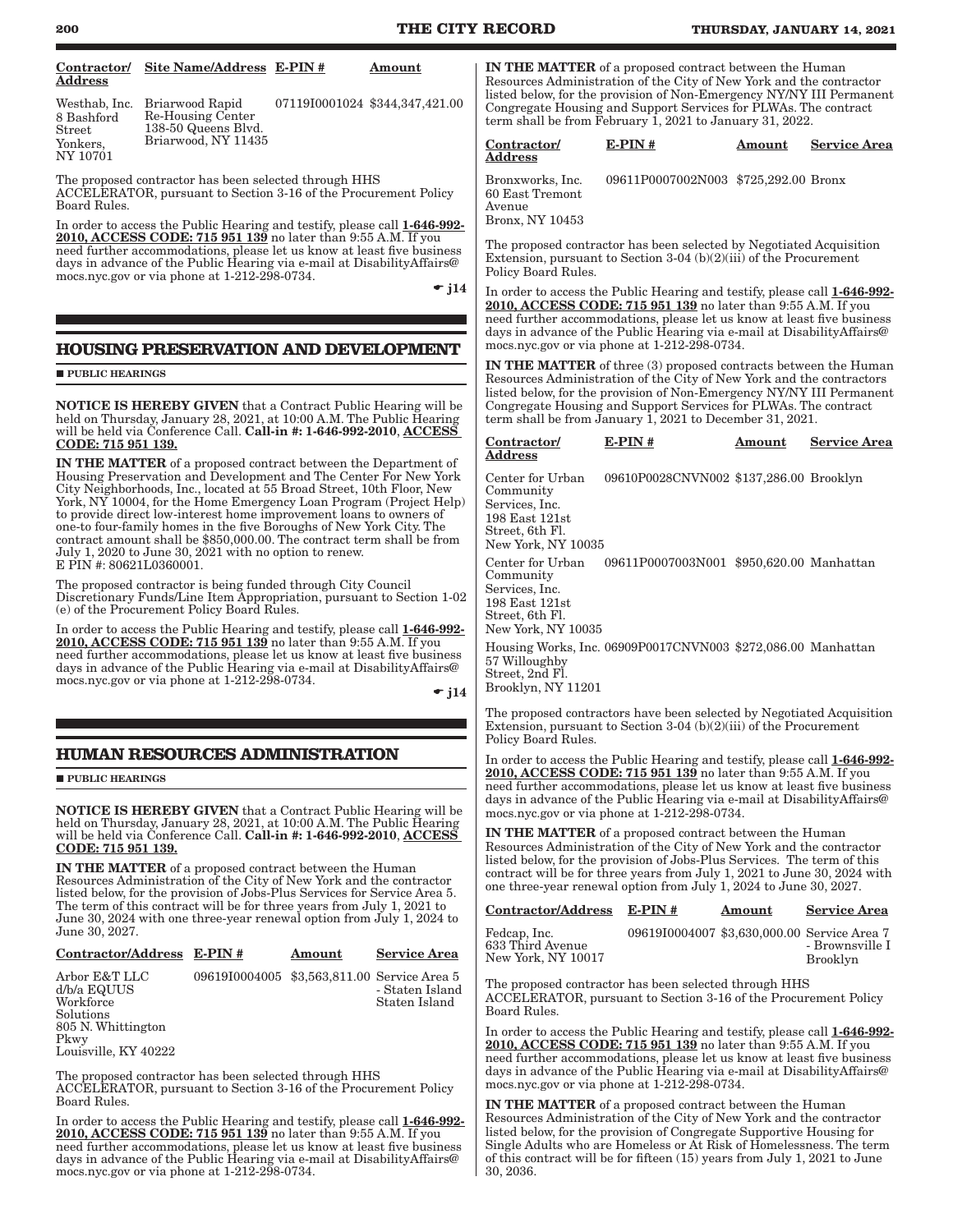| Contractor/ Address | Site Name/Address | E-PIN # | Amount |
|---|---|---|---|
| Westhab, Inc. 8 Bashford Street Yonkers, NY 10701 | Briarwood Rapid Re-Housing Center 138-50 Queens Blvd. Briarwood, NY 11435 | 07119I0001024 | $344,347,421.00 |

The proposed contractor has been selected through HHS ACCELERATOR, pursuant to Section 3-16 of the Procurement Policy Board Rules.

In order to access the Public Hearing and testify, please call **1-646-992-2010, ACCESS CODE: 715 951 139** no later than 9:55 A.M. If you need further accommodations, please let us know at least five business days in advance of the Public Hearing via e-mail at DisabilityAffairs@mocs.nyc.gov or via phone at 1-212-298-0734.

☛ j14

## HOUSING PRESERVATION AND DEVELOPMENT

■ PUBLIC HEARINGS

**NOTICE IS HEREBY GIVEN** that a Contract Public Hearing will be held on Thursday, January 28, 2021, at 10:00 A.M. The Public Hearing will be held via Conference Call. **Call-in #: 1-646-992-2010**, **ACCESS CODE: 715 951 139.**

**IN THE MATTER** of a proposed contract between the Department of Housing Preservation and Development and The Center For New York City Neighborhoods, Inc., located at 55 Broad Street, 10th Floor, New York, NY 10004, for the Home Emergency Loan Program (Project Help) to provide direct low-interest home improvement loans to owners of one-to four-family homes in the five Boroughs of New York City. The contract amount shall be $850,000.00. The contract term shall be from July 1, 2020 to June 30, 2021 with no option to renew.
E PIN #: 80621L0360001.

The proposed contractor is being funded through City Council Discretionary Funds/Line Item Appropriation, pursuant to Section 1-02 (e) of the Procurement Policy Board Rules.

In order to access the Public Hearing and testify, please call **1-646-992-2010, ACCESS CODE: 715 951 139** no later than 9:55 A.M. If you need further accommodations, please let us know at least five business days in advance of the Public Hearing via e-mail at DisabilityAffairs@mocs.nyc.gov or via phone at 1-212-298-0734.

☛ j14

## HUMAN RESOURCES ADMINISTRATION

■ PUBLIC HEARINGS

**NOTICE IS HEREBY GIVEN** that a Contract Public Hearing will be held on Thursday, January 28, 2021, at 10:00 A.M. The Public Hearing will be held via Conference Call. **Call-in #: 1-646-992-2010**, **ACCESS CODE: 715 951 139.**

**IN THE MATTER** of a proposed contract between the Human Resources Administration of the City of New York and the contractor listed below, for the provision of Jobs-Plus Services for Service Area 5. The term of this contract will be for three years from July 1, 2021 to June 30, 2024 with one three-year renewal option from July 1, 2024 to June 30, 2027.

| Contractor/Address | E-PIN # | Amount | Service Area |
|---|---|---|---|
| Arbor E&T LLC d/b/a EQUUS Workforce Solutions 805 N. Whittington Pkwy Louisville, KY 40222 | 09619I0004005 | $3,563,811.00 | Service Area 5 - Staten Island Staten Island |

The proposed contractor has been selected through HHS ACCELERATOR, pursuant to Section 3-16 of the Procurement Policy Board Rules.

In order to access the Public Hearing and testify, please call **1-646-992-2010, ACCESS CODE: 715 951 139** no later than 9:55 A.M. If you need further accommodations, please let us know at least five business days in advance of the Public Hearing via e-mail at DisabilityAffairs@mocs.nyc.gov or via phone at 1-212-298-0734.

**IN THE MATTER** of a proposed contract between the Human Resources Administration of the City of New York and the contractor listed below, for the provision of Non-Emergency NY/NY III Permanent Congregate Housing and Support Services for PLWAs. The contract term shall be from February 1, 2021 to January 31, 2022.

| Contractor/ Address | E-PIN # | Amount | Service Area |
|---|---|---|---|
| Bronxworks, Inc. 60 East Tremont Avenue Bronx, NY 10453 | 09611P0007002N003 | $725,292.00 | Bronx |

The proposed contractor has been selected by Negotiated Acquisition Extension, pursuant to Section 3-04 (b)(2)(iii) of the Procurement Policy Board Rules.

In order to access the Public Hearing and testify, please call **1-646-992-2010, ACCESS CODE: 715 951 139** no later than 9:55 A.M. If you need further accommodations, please let us know at least five business days in advance of the Public Hearing via e-mail at DisabilityAffairs@mocs.nyc.gov or via phone at 1-212-298-0734.

**IN THE MATTER** of three (3) proposed contracts between the Human Resources Administration of the City of New York and the contractors listed below, for the provision of Non-Emergency NY/NY III Permanent Congregate Housing and Support Services for PLWAs. The contract term shall be from January 1, 2021 to December 31, 2021.

| Contractor/ Address | E-PIN # | Amount | Service Area |
|---|---|---|---|
| Center for Urban Community Services, Inc. 198 East 121st Street, 6th Fl. New York, NY 10035 | 09610P0028CNVN002 | $137,286.00 | Brooklyn |
| Center for Urban Community Services, Inc. 198 East 121st Street, 6th Fl. New York, NY 10035 | 09611P0007003N001 | $950,620.00 | Manhattan |
| Housing Works, Inc. 57 Willoughby Street, 2nd Fl. Brooklyn, NY 11201 | 06909P0017CNVN003 | $272,086.00 | Manhattan |

The proposed contractors have been selected by Negotiated Acquisition Extension, pursuant to Section 3-04 (b)(2)(iii) of the Procurement Policy Board Rules.

In order to access the Public Hearing and testify, please call **1-646-992-2010, ACCESS CODE: 715 951 139** no later than 9:55 A.M. If you need further accommodations, please let us know at least five business days in advance of the Public Hearing via e-mail at DisabilityAffairs@mocs.nyc.gov or via phone at 1-212-298-0734.

**IN THE MATTER** of a proposed contract between the Human Resources Administration of the City of New York and the contractor listed below, for the provision of Jobs-Plus Services. The term of this contract will be for three years from July 1, 2021 to June 30, 2024 with one three-year renewal option from July 1, 2024 to June 30, 2027.

| Contractor/Address | E-PIN # | Amount | Service Area |
|---|---|---|---|
| Fedcap, Inc. 633 Third Avenue New York, NY 10017 | 09619I0004007 | $3,630,000.00 | Service Area 7 - Brownsville I Brooklyn |

The proposed contractor has been selected through HHS ACCELERATOR, pursuant to Section 3-16 of the Procurement Policy Board Rules.

In order to access the Public Hearing and testify, please call **1-646-992-2010, ACCESS CODE: 715 951 139** no later than 9:55 A.M. If you need further accommodations, please let us know at least five business days in advance of the Public Hearing via e-mail at DisabilityAffairs@mocs.nyc.gov or via phone at 1-212-298-0734.

**IN THE MATTER** of a proposed contract between the Human Resources Administration of the City of New York and the contractor listed below, for the provision of Congregate Supportive Housing for Single Adults who are Homeless or At Risk of Homelessness. The term of this contract will be for fifteen (15) years from July 1, 2021 to June 30, 2036.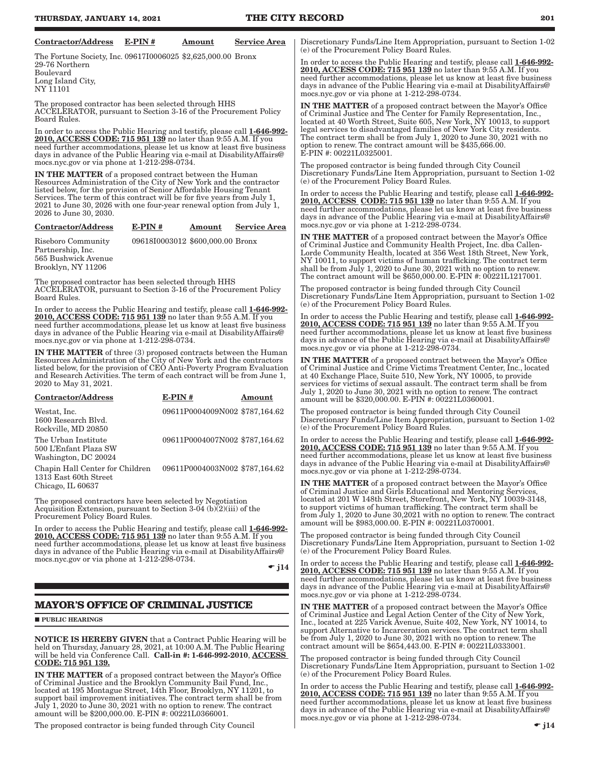| Contractor/Address | E-PIN # | Amount | Service Area |
|---|---|---|---|
| The Fortune Society, Inc. 29-76 Northern Boulevard Long Island City, NY 11101 | 09617I0006025 | $2,625,000.00 | Bronx |

The proposed contractor has been selected through HHS ACCELERATOR, pursuant to Section 3-16 of the Procurement Policy Board Rules.

In order to access the Public Hearing and testify, please call **1-646-992-2010, ACCESS CODE: 715 951 139** no later than 9:55 A.M. If you need further accommodations, please let us know at least five business days in advance of the Public Hearing via e-mail at DisabilityAffairs@mocs.nyc.gov or via phone at 1-212-298-0734.

**IN THE MATTER** of a proposed contract between the Human Resources Administration of the City of New York and the contractor listed below, for the provision of Senior Affordable Housing Tenant Services. The term of this contract will be for five years from July 1, 2021 to June 30, 2026 with one four-year renewal option from July 1, 2026 to June 30, 2030.

| Contractor/Address | E-PIN # | Amount | Service Area |
|---|---|---|---|
| Riseboro Community Partnership, Inc. 565 Bushwick Avenue Brooklyn, NY 11206 | 09618I0003012 | $600,000.00 | Bronx |

The proposed contractor has been selected through HHS ACCELERATOR, pursuant to Section 3-16 of the Procurement Policy Board Rules.

In order to access the Public Hearing and testify, please call **1-646-992-2010, ACCESS CODE: 715 951 139** no later than 9:55 A.M. If you need further accommodations, please let us know at least five business days in advance of the Public Hearing via e-mail at DisabilityAffairs@mocs.nyc.gov or via phone at 1-212-298-0734.

**IN THE MATTER** of three (3) proposed contracts between the Human Resources Administration of the City of New York and the contractors listed below, for the provision of CEO Anti-Poverty Program Evaluation and Research Activities. The term of each contract will be from June 1, 2020 to May 31, 2021.

| Contractor/Address | E-PIN # | Amount |
|---|---|---|
| Westat, Inc. 1600 Research Blvd. Rockville, MD 20850 | 09611P0004009N002 | $787,164.62 |
| The Urban Institute 500 L'Enfant Plaza SW Washington, DC 20024 | 09611P0004007N002 | $787,164.62 |
| Chapin Hall Center for Children 1313 East 60th Street Chicago, IL 60637 | 09611P0004003N002 | $787,164.62 |

The proposed contractors have been selected by Negotiation Acquisition Extension, pursuant to Section 3-04 (b)(2)(iii) of the Procurement Policy Board Rules.

In order to access the Public Hearing and testify, please call **1-646-992-2010, ACCESS CODE: 715 951 139** no later than 9:55 A.M. If you need further accommodations, please let us know at least five business days in advance of the Public Hearing via e-mail at DisabilityAffairs@mocs.nyc.gov or via phone at 1-212-298-0734.

☛ j14

## MAYOR'S OFFICE OF CRIMINAL JUSTICE

■ PUBLIC HEARINGS

**NOTICE IS HEREBY GIVEN** that a Contract Public Hearing will be held on Thursday, January 28, 2021, at 10:00 A.M. The Public Hearing will be held via Conference Call. **Call-in #: 1-646-992-2010**, **ACCESS CODE: 715 951 139.**

**IN THE MATTER** of a proposed contract between the Mayor's Office of Criminal Justice and the Brooklyn Community Bail Fund, Inc., located at 195 Montague Street, 14th Floor, Brooklyn, NY 11201, to support bail improvement initiatives. The contract term shall be from July 1, 2020 to June 30, 2021 with no option to renew. The contract amount will be $200,000.00. E-PIN #: 00221L0366001.

The proposed contractor is being funded through City Council Discretionary Funds/Line Item Appropriation, pursuant to Section 1-02 (e) of the Procurement Policy Board Rules.

In order to access the Public Hearing and testify, please call **1-646-992-2010, ACCESS CODE: 715 951 139** no later than 9:55 A.M. If you need further accommodations, please let us know at least five business days in advance of the Public Hearing via e-mail at DisabilityAffairs@mocs.nyc.gov or via phone at 1-212-298-0734.

**IN THE MATTER** of a proposed contract between the Mayor's Office of Criminal Justice and The Center for Family Representation, Inc., located at 40 Worth Street, Suite 605, New York, NY 10013, to support legal services to disadvantaged families of New York City residents. The contract term shall be from July 1, 2020 to June 30, 2021 with no option to renew. The contract amount will be $435,666.00. E-PIN #: 00221L0325001.

The proposed contractor is being funded through City Council Discretionary Funds/Line Item Appropriation, pursuant to Section 1-02 (e) of the Procurement Policy Board Rules.

In order to access the Public Hearing and testify, please call **1-646-992-2010, ACCESS CODE: 715 951 139** no later than 9:55 A.M. If you need further accommodations, please let us know at least five business days in advance of the Public Hearing via e-mail at DisabilityAffairs@mocs.nyc.gov or via phone at 1-212-298-0734.

**IN THE MATTER** of a proposed contract between the Mayor's Office of Criminal Justice and Community Health Project, Inc. dba Callen-Lorde Community Health, located at 356 West 18th Street, New York, NY 10011, to support victims of human trafficking. The contract term shall be from July 1, 2020 to June 30, 2021 with no option to renew. The contract amount will be $650,000.00. E-PIN #: 00221L1217001.

The proposed contractor is being funded through City Council Discretionary Funds/Line Item Appropriation, pursuant to Section 1-02 (e) of the Procurement Policy Board Rules.

In order to access the Public Hearing and testify, please call **1-646-992-2010, ACCESS CODE: 715 951 139** no later than 9:55 A.M. If you need further accommodations, please let us know at least five business days in advance of the Public Hearing via e-mail at DisabilityAffairs@mocs.nyc.gov or via phone at 1-212-298-0734.

**IN THE MATTER** of a proposed contract between the Mayor's Office of Criminal Justice and Crime Victims Treatment Center, Inc., located at 40 Exchange Place, Suite 510, New York, NY 10005, to provide services for victims of sexual assault. The contract term shall be from July 1, 2020 to June 30, 2021 with no option to renew. The contract amount will be $320,000.00. E-PIN #: 00221L0360001.

The proposed contractor is being funded through City Council Discretionary Funds/Line Item Appropriation, pursuant to Section 1-02 (e) of the Procurement Policy Board Rules.

In order to access the Public Hearing and testify, please call **1-646-992-2010, ACCESS CODE: 715 951 139** no later than 9:55 A.M. If you need further accommodations, please let us know at least five business days in advance of the Public Hearing via e-mail at DisabilityAffairs@mocs.nyc.gov or via phone at 1-212-298-0734.

**IN THE MATTER** of a proposed contract between the Mayor's Office of Criminal Justice and Girls Educational and Mentoring Services, located at 201 W 148th Street, Storefront, New York, NY 10039-3148, to support victims of human trafficking. The contract term shall be from July 1, 2020 to June 30,2021 with no option to renew. The contract amount will be $983,000.00. E-PIN #: 00221L0370001.

The proposed contractor is being funded through City Council Discretionary Funds/Line Item Appropriation, pursuant to Section 1-02 (e) of the Procurement Policy Board Rules.

In order to access the Public Hearing and testify, please call **1-646-992-2010, ACCESS CODE: 715 951 139** no later than 9:55 A.M. If you need further accommodations, please let us know at least five business days in advance of the Public Hearing via e-mail at DisabilityAffairs@mocs.nyc.gov or via phone at 1-212-298-0734.

**IN THE MATTER** of a proposed contract between the Mayor's Office of Criminal Justice and Legal Action Center of the City of New York, Inc., located at 225 Varick Avenue, Suite 402, New York, NY 10014, to support Alternative to Incarceration services. The contract term shall be from July 1, 2020 to June 30, 2021 with no option to renew. The contract amount will be $654,443.00. E-PIN #: 00221L0333001.

The proposed contractor is being funded through City Council Discretionary Funds/Line Item Appropriation, pursuant to Section 1-02 (e) of the Procurement Policy Board Rules.

In order to access the Public Hearing and testify, please call **1-646-992-2010, ACCESS CODE: 715 951 139** no later than 9:55 A.M. If you need further accommodations, please let us know at least five business days in advance of the Public Hearing via e-mail at DisabilityAffairs@mocs.nyc.gov or via phone at 1-212-298-0734.

☛ j14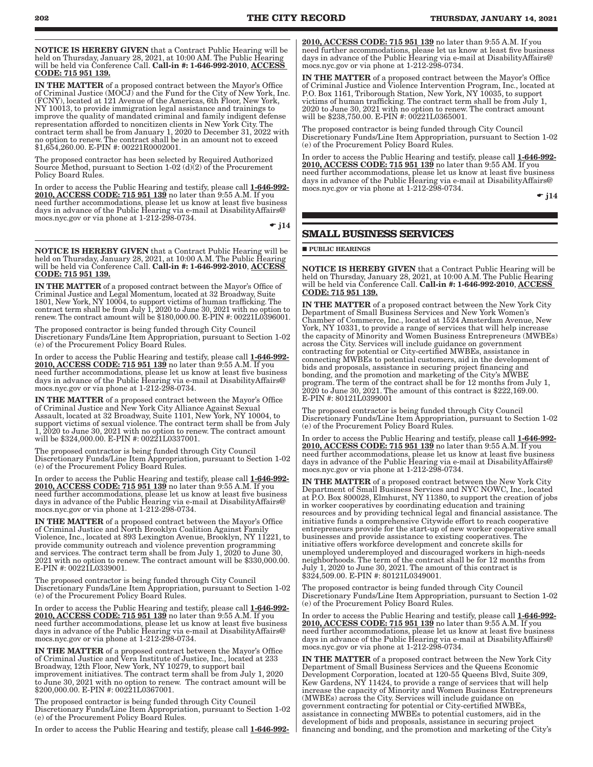**NOTICE IS HEREBY GIVEN** that a Contract Public Hearing will be held on Thursday, January 28, 2021, at 10:00 AM. The Public Hearing will be held via Conference Call. **Call-in #: 1-646-992-2010**, **ACCESS CODE: 715 951 139.**

**IN THE MATTER** of a proposed contract between the Mayor's Office of Criminal Justice (MOCJ) and the Fund for the City of New York, Inc. (FCNY), located at 121 Avenue of the Americas, 6th Floor, New York, NY 10013, to provide immigration legal assistance and trainings to improve the quality of mandated criminal and family indigent defense representation afforded to noncitizen clients in New York City. The contract term shall be from January 1, 2020 to December 31, 2022 with no option to renew. The contract shall be in an amount not to exceed $1,654,260.00. E-PIN #: 00221R0002001.

The proposed contractor has been selected by Required Authorized Source Method, pursuant to Section 1-02 (d)(2) of the Procurement Policy Board Rules.

In order to access the Public Hearing and testify, please call **1-646-992-2010, ACCESS CODE: 715 951 139** no later than 9:55 A.M. If you need further accommodations, please let us know at least five business days in advance of the Public Hearing via e-mail at DisabilityAffairs@mocs.nyc.gov or via phone at 1-212-298-0734.

☛ j14

**NOTICE IS HEREBY GIVEN** that a Contract Public Hearing will be held on Thursday, January 28, 2021, at 10:00 A.M. The Public Hearing will be held via Conference Call. **Call-in #: 1-646-992-2010**, **ACCESS CODE: 715 951 139.**

**IN THE MATTER** of a proposed contract between the Mayor's Office of Criminal Justice and Legal Momentum, located at 32 Broadway, Suite 1801, New York, NY 10004, to support victims of human trafficking. The contract term shall be from July 1, 2020 to June 30, 2021 with no option to renew. The contract amount will be $180,000.00. E-PIN #: 00221L0396001.

The proposed contractor is being funded through City Council Discretionary Funds/Line Item Appropriation, pursuant to Section 1-02 (e) of the Procurement Policy Board Rules.

In order to access the Public Hearing and testify, please call **1-646-992-2010, ACCESS CODE: 715 951 139** no later than 9:55 A.M. If you need further accommodations, please let us know at least five business days in advance of the Public Hearing via e-mail at DisabilityAffairs@mocs.nyc.gov or via phone at 1-212-298-0734.

**IN THE MATTER** of a proposed contract between the Mayor's Office of Criminal Justice and New York City Alliance Against Sexual Assault, located at 32 Broadway, Suite 1101, New York, NY 10004, to support victims of sexual violence. The contract term shall be from July 1, 2020 to June 30, 2021 with no option to renew. The contract amount will be $324,000.00. E-PIN #: 00221L0337001.

The proposed contractor is being funded through City Council Discretionary Funds/Line Item Appropriation, pursuant to Section 1-02 (e) of the Procurement Policy Board Rules.

In order to access the Public Hearing and testify, please call **1-646-992-2010, ACCESS CODE: 715 951 139** no later than 9:55 A.M. If you need further accommodations, please let us know at least five business days in advance of the Public Hearing via e-mail at DisabilityAffairs@mocs.nyc.gov or via phone at 1-212-298-0734.

**IN THE MATTER** of a proposed contract between the Mayor's Office of Criminal Justice and North Brooklyn Coalition Against Family Violence, Inc., located at 893 Lexington Avenue, Brooklyn, NY 11221, to provide community outreach and violence prevention programming and services. The contract term shall be from July 1, 2020 to June 30, 2021 with no option to renew. The contract amount will be $330,000.00. E-PIN #: 00221L0339001.

The proposed contractor is being funded through City Council Discretionary Funds/Line Item Appropriation, pursuant to Section 1-02 (e) of the Procurement Policy Board Rules.

In order to access the Public Hearing and testify, please call **1-646-992-2010, ACCESS CODE: 715 951 139** no later than 9:55 A.M. If you need further accommodations, please let us know at least five business days in advance of the Public Hearing via e-mail at DisabilityAffairs@mocs.nyc.gov or via phone at 1-212-298-0734.

**IN THE MATTER** of a proposed contract between the Mayor's Office of Criminal Justice and Vera Institute of Justice, Inc., located at 233 Broadway, 12th Floor, New York, NY 10279, to support bail improvement initiatives. The contract term shall be from July 1, 2020 to June 30, 2021 with no option to renew. The contract amount will be $200,000.00. E-PIN #: 00221L0367001.

The proposed contractor is being funded through City Council Discretionary Funds/Line Item Appropriation, pursuant to Section 1-02 (e) of the Procurement Policy Board Rules.

In order to access the Public Hearing and testify, please call **1-646-992-2010, ACCESS CODE: 715 951 139** no later than 9:55 A.M. If you need further accommodations, please let us know at least five business days in advance of the Public Hearing via e-mail at DisabilityAffairs@mocs.nyc.gov or via phone at 1-212-298-0734.

**IN THE MATTER** of a proposed contract between the Mayor's Office of Criminal Justice and Violence Intervention Program, Inc., located at P.O. Box 1161, Triborough Station, New York, NY 10035, to support victims of human trafficking. The contract term shall be from July 1, 2020 to June 30, 2021 with no option to renew. The contract amount will be $238,750.00. E-PIN #: 00221L0365001.

The proposed contractor is being funded through City Council Discretionary Funds/Line Item Appropriation, pursuant to Section 1-02 (e) of the Procurement Policy Board Rules.

In order to access the Public Hearing and testify, please call **1-646-992-2010, ACCESS CODE: 715 951 139** no later than 9:55 AM. If you need further accommodations, please let us know at least five business days in advance of the Public Hearing via e-mail at DisabilityAffairs@mocs.nyc.gov or via phone at 1-212-298-0734.

☛ j14

## SMALL BUSINESS SERVICES

■ **PUBLIC HEARINGS**

**NOTICE IS HEREBY GIVEN** that a Contract Public Hearing will be held on Thursday, January 28, 2021, at 10:00 A.M. The Public Hearing will be held via Conference Call. **Call-in #: 1-646-992-2010**, **ACCESS CODE: 715 951 139.**

**IN THE MATTER** of a proposed contract between the New York City Department of Small Business Services and New York Women's Chamber of Commerce, Inc., located at 1524 Amsterdam Avenue, New York, NY 10331, to provide a range of services that will help increase the capacity of Minority and Women Business Entrepreneurs (MWBEs) across the City. Services will include guidance on government contracting for potential or City-certified MWBEs, assistance in connecting MWBEs to potential customers, aid in the development of bids and proposals, assistance in securing project financing and bonding, and the promotion and marketing of the City's MWBE program. The term of the contract shall be for 12 months from July 1, 2020 to June 30, 2021. The amount of this contract is $222,169.00. E-PIN #: 80121L0399001

The proposed contractor is being funded through City Council Discretionary Funds/Line Item Appropriation, pursuant to Section 1-02 (e) of the Procurement Policy Board Rules.

In order to access the Public Hearing and testify, please call **1-646-992-2010, ACCESS CODE: 715 951 139** no later than 9:55 A.M. If you need further accommodations, please let us know at least five business days in advance of the Public Hearing via e-mail at DisabilityAffairs@mocs.nyc.gov or via phone at 1-212-298-0734.

**IN THE MATTER** of a proposed contract between the New York City Department of Small Business Services and NYC NOWC, Inc., located at P.O. Box 800028, Elmhurst, NY 11380, to support the creation of jobs in worker cooperatives by coordinating education and training resources and by providing technical legal and financial assistance. The initiative funds a comprehensive Citywide effort to reach cooperative entrepreneurs provide for the start-up of new worker cooperative small businesses and provide assistance to existing cooperatives. The initiative offers workforce development and concrete skills for unemployed underemployed and discouraged workers in high-needs neighborhoods. The term of the contract shall be for 12 months from July 1, 2020 to June 30, 2021. The amount of this contract is $324,509.00. E-PIN #: 80121L0349001.

The proposed contractor is being funded through City Council Discretionary Funds/Line Item Appropriation, pursuant to Section 1-02 (e) of the Procurement Policy Board Rules.

In order to access the Public Hearing and testify, please call **1-646-992-2010, ACCESS CODE: 715 951 139** no later than 9:55 A.M. If you need further accommodations, please let us know at least five business days in advance of the Public Hearing via e-mail at DisabilityAffairs@mocs.nyc.gov or via phone at 1-212-298-0734.

**IN THE MATTER** of a proposed contract between the New York City Department of Small Business Services and the Queens Economic Development Corporation, located at 120-55 Queens Blvd, Suite 309, Kew Gardens, NY 11424, to provide a range of services that will help increase the capacity of Minority and Women Business Entrepreneurs (MWBEs) across the City. Services will include guidance on government contracting for potential or City-certified MWBEs, assistance in connecting MWBEs to potential customers, aid in the development of bids and proposals, assistance in securing project financing and bonding, and the promotion and marketing of the City's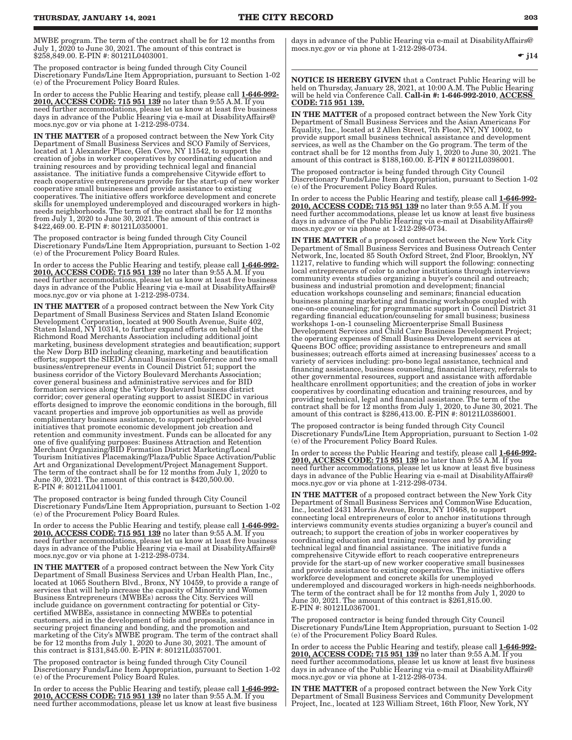MWBE program. The term of the contract shall be for 12 months from July 1, 2020 to June 30, 2021. The amount of this contract is $258,849.00. E-PIN #: 80121L0403001.

The proposed contractor is being funded through City Council Discretionary Funds/Line Item Appropriation, pursuant to Section 1-02 (e) of the Procurement Policy Board Rules.

In order to access the Public Hearing and testify, please call **1-646-992-2010, ACCESS CODE: 715 951 139** no later than 9:55 A.M. If you need further accommodations, please let us know at least five business days in advance of the Public Hearing via e-mail at DisabilityAffairs@mocs.nyc.gov or via phone at 1-212-298-0734.

**IN THE MATTER** of a proposed contract between the New York City Department of Small Business Services and SCO Family of Services, located at 1 Alexander Place, Glen Cove, NY 11542, to support the creation of jobs in worker cooperatives by coordinating education and training resources and by providing technical legal and financial assistance. The initiative funds a comprehensive Citywide effort to reach cooperative entrepreneurs provide for the start-up of new worker cooperative small businesses and provide assistance to existing cooperatives. The initiative offers workforce development and concrete skills for unemployed underemployed and discouraged workers in high-needs neighborhoods. The term of the contract shall be for 12 months from July 1, 2020 to June 30, 2021. The amount of this contract is $422,469.00. E-PIN #: 80121L0350001.

The proposed contractor is being funded through City Council Discretionary Funds/Line Item Appropriation, pursuant to Section 1-02 (e) of the Procurement Policy Board Rules.

In order to access the Public Hearing and testify, please call **1-646-992-2010, ACCESS CODE: 715 951 139** no later than 9:55 A.M. If you need further accommodations, please let us know at least five business days in advance of the Public Hearing via e-mail at DisabilityAffairs@mocs.nyc.gov or via phone at 1-212-298-0734.

**IN THE MATTER** of a proposed contract between the New York City Department of Small Business Services and Staten Island Economic Development Corporation, located at 900 South Avenue, Suite 402, Staten Island, NY 10314, to further expand efforts on behalf of the Richmond Road Merchants Association including additional joint marketing, business development strategies and beautification; support the New Dorp BID including cleaning, marketing and beautification efforts; support the SIEDC Annual Business Conference and two small business/entrepreneur events in Council District 51; support the business corridor of the Victory Boulevard Merchants Association; cover general business and administrative services and for BID formation services along the Victory Boulevard business district corridor; cover general operating support to assist SIEDC in various efforts designed to improve the economic conditions in the borough, fill vacant properties and improve job opportunities as well as provide complimentary business assistance, to support neighborhood-level initiatives that promote economic development job creation and retention and community investment. Funds can be allocated for any one of five qualifying purposes: Business Attraction and Retention Merchant Organizing/BID Formation District Marketing/Local Tourism Initiatives Placemaking/Plaza/Public Space Activation/Public Art and Organizational Development/Project Management Support. The term of the contract shall be for 12 months from July 1, 2020 to June 30, 2021. The amount of this contract is $420,500.00. E-PIN #: 80121L0411001.

The proposed contractor is being funded through City Council Discretionary Funds/Line Item Appropriation, pursuant to Section 1-02 (e) of the Procurement Policy Board Rules.

In order to access the Public Hearing and testify, please call **1-646-992-2010, ACCESS CODE: 715 951 139** no later than 9:55 A.M. If you need further accommodations, please let us know at least five business days in advance of the Public Hearing via e-mail at DisabilityAffairs@mocs.nyc.gov or via phone at 1-212-298-0734.

**IN THE MATTER** of a proposed contract between the New York City Department of Small Business Services and Urban Health Plan, Inc., located at 1065 Southern Blvd., Bronx, NY 10459, to provide a range of services that will help increase the capacity of Minority and Women Business Entrepreneurs (MWBEs) across the City. Services will include guidance on government contracting for potential or City-certified MWBEs, assistance in connecting MWBEs to potential customers, aid in the development of bids and proposals, assistance in securing project financing and bonding, and the promotion and marketing of the City's MWBE program. The term of the contract shall be for 12 months from July 1, 2020 to June 30, 2021. The amount of this contract is $131,845.00. E-PIN #: 80121L0357001.

The proposed contractor is being funded through City Council Discretionary Funds/Line Item Appropriation, pursuant to Section 1-02 (e) of the Procurement Policy Board Rules.

In order to access the Public Hearing and testify, please call **1-646-992-2010, ACCESS CODE: 715 951 139** no later than 9:55 A.M. If you need further accommodations, please let us know at least five business days in advance of the Public Hearing via e-mail at DisabilityAffairs@mocs.nyc.gov or via phone at 1-212-298-0734.

☛ **j14**

---

**NOTICE IS HEREBY GIVEN** that a Contract Public Hearing will be held on Thursday, January 28, 2021, at 10:00 A.M. The Public Hearing will be held via Conference Call. **Call-in #: 1-646-992-2010, ACCESS CODE: 715 951 139.**

**IN THE MATTER** of a proposed contract between the New York City Department of Small Business Services and the Asian Americans For Equality, Inc., located at 2 Allen Street, 7th Floor, NY, NY 10002, to provide support small business technical assistance and development services, as well as the Chamber on the Go program. The term of the contract shall be for 12 months from July 1, 2020 to June 30, 2021. The amount of this contract is $188,160.00. E-PIN # 80121L0398001.

The proposed contractor is being funded through City Council Discretionary Funds/Line Item Appropriation, pursuant to Section 1-02 (e) of the Procurement Policy Board Rules.

In order to access the Public Hearing and testify, please call **1-646-992-2010, ACCESS CODE: 715 951 139** no later than 9:55 A.M. If you need further accommodations, please let us know at least five business days in advance of the Public Hearing via e-mail at DisabilityAffairs@mocs.nyc.gov or via phone at 1-212-298-0734.

**IN THE MATTER** of a proposed contract between the New York City Department of Small Business Services and Business Outreach Center Network, Inc, located 85 South Oxford Street, 2nd Floor, Brooklyn, NY 11217, relative to funding which will support the following: connecting local entrepreneurs of color to anchor institutions through interviews community events studies organizing a buyer's council and outreach; business and industrial promotion and development; financial education workshops counseling and seminars; financial education business planning marketing and financing workshops coupled with one-on-one counseling; for programmatic support in Council District 31 regarding financial education/counseling for small business; business workshops 1-on-1 counseling Microenterprise Small Business Development Services and Child Care Business Development Project; the operating expenses of Small Business Development services at Queens BOC office; providing assistance to entrepreneurs and small businesses; outreach efforts aimed at increasing businesses' access to a variety of services including: pro-bono legal assistance, technical and financing assistance, business counseling, financial literacy, referrals to other governmental resources, support and assistance with affordable healthcare enrollment opportunities; and the creation of jobs in worker cooperatives by coordinating education and training resources, and by providing technical, legal and financial assistance. The term of the contract shall be for 12 months from July 1, 2020, to June 30, 2021. The amount of this contract is $286,413.00. E-PIN #: 80121L0386001.

The proposed contractor is being funded through City Council Discretionary Funds/Line Item Appropriation, pursuant to Section 1-02 (e) of the Procurement Policy Board Rules.

In order to access the Public Hearing and testify, please call **1-646-992-2010, ACCESS CODE: 715 951 139** no later than 9:55 A.M. If you need further accommodations, please let us know at least five business days in advance of the Public Hearing via e-mail at DisabilityAffairs@mocs.nyc.gov or via phone at 1-212-298-0734.

**IN THE MATTER** of a proposed contract between the New York City Department of Small Business Services and CommonWise Education, Inc., located 2431 Morris Avenue, Bronx, NY 10468, to support connecting local entrepreneurs of color to anchor institutions through interviews community events studies organizing a buyer's council and outreach; to support the creation of jobs in worker cooperatives by coordinating education and training resources and by providing technical legal and financial assistance. The initiative funds a comprehensive Citywide effort to reach cooperative entrepreneurs provide for the start-up of new worker cooperative small businesses and provide assistance to existing cooperatives. The initiative offers workforce development and concrete skills for unemployed underemployed and discouraged workers in high-needs neighborhoods. The term of the contract shall be for 12 months from July 1, 2020 to June 30, 2021. The amount of this contract is $261,815.00. E-PIN #: 80121L0367001.

The proposed contractor is being funded through City Council Discretionary Funds/Line Item Appropriation, pursuant to Section 1-02 (e) of the Procurement Policy Board Rules.

In order to access the Public Hearing and testify, please call **1-646-992-2010, ACCESS CODE: 715 951 139** no later than 9:55 A.M. If you need further accommodations, please let us know at least five business days in advance of the Public Hearing via e-mail at DisabilityAffairs@mocs.nyc.gov or via phone at 1-212-298-0734.

**IN THE MATTER** of a proposed contract between the New York City Department of Small Business Services and Community Development Project, Inc., located at 123 William Street, 16th Floor, New York, NY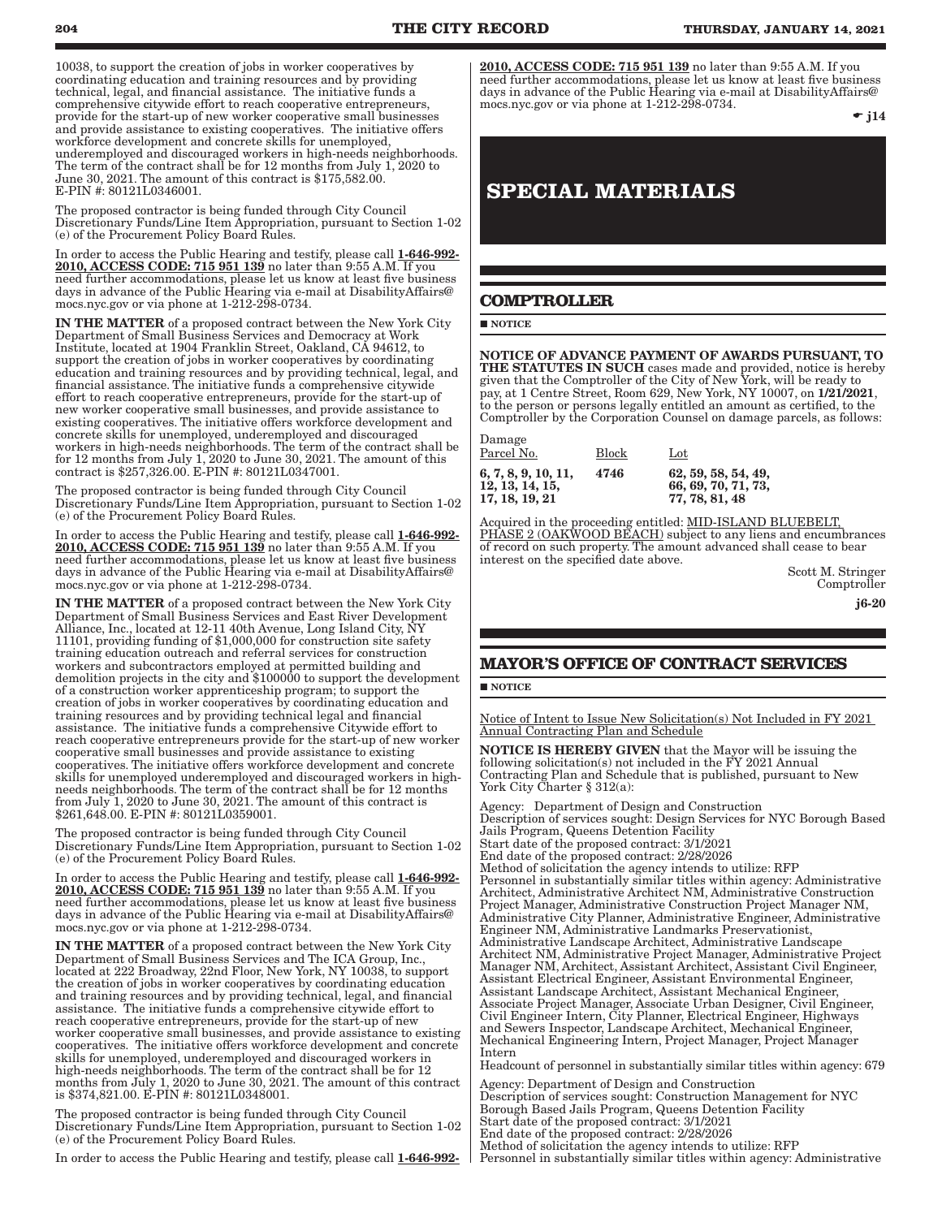10038, to support the creation of jobs in worker cooperatives by coordinating education and training resources and by providing technical, legal, and financial assistance. The initiative funds a comprehensive citywide effort to reach cooperative entrepreneurs, provide for the start-up of new worker cooperative small businesses and provide assistance to existing cooperatives. The initiative offers workforce development and concrete skills for unemployed, underemployed and discouraged workers in high-needs neighborhoods. The term of the contract shall be for 12 months from July 1, 2020 to June 30, 2021. The amount of this contract is $175,582.00. E-PIN #: 80121L0346001.

The proposed contractor is being funded through City Council Discretionary Funds/Line Item Appropriation, pursuant to Section 1-02 (e) of the Procurement Policy Board Rules.

In order to access the Public Hearing and testify, please call **1-646-992-2010, ACCESS CODE: 715 951 139** no later than 9:55 A.M. If you need further accommodations, please let us know at least five business days in advance of the Public Hearing via e-mail at DisabilityAffairs@mocs.nyc.gov or via phone at 1-212-298-0734.

**IN THE MATTER** of a proposed contract between the New York City Department of Small Business Services and Democracy at Work Institute, located at 1904 Franklin Street, Oakland, CA 94612, to support the creation of jobs in worker cooperatives by coordinating education and training resources and by providing technical, legal, and financial assistance. The initiative funds a comprehensive citywide effort to reach cooperative entrepreneurs, provide for the start-up of new worker cooperative small businesses, and provide assistance to existing cooperatives. The initiative offers workforce development and concrete skills for unemployed, underemployed and discouraged workers in high-needs neighborhoods. The term of the contract shall be for 12 months from July 1, 2020 to June 30, 2021. The amount of this contract is $257,326.00. E-PIN #: 80121L0347001.

The proposed contractor is being funded through City Council Discretionary Funds/Line Item Appropriation, pursuant to Section 1-02 (e) of the Procurement Policy Board Rules.

In order to access the Public Hearing and testify, please call **1-646-992-2010, ACCESS CODE: 715 951 139** no later than 9:55 A.M. If you need further accommodations, please let us know at least five business days in advance of the Public Hearing via e-mail at DisabilityAffairs@mocs.nyc.gov or via phone at 1-212-298-0734.

**IN THE MATTER** of a proposed contract between the New York City Department of Small Business Services and East River Development Alliance, Inc., located at 12-11 40th Avenue, Long Island City, NY 11101, providing funding of $1,000,000 for construction site safety training education outreach and referral services for construction workers and subcontractors employed at permitted building and demolition projects in the city and $100000 to support the development of a construction worker apprenticeship program; to support the creation of jobs in worker cooperatives by coordinating education and training resources and by providing technical legal and financial assistance. The initiative funds a comprehensive Citywide effort to reach cooperative entrepreneurs provide for the start-up of new worker cooperative small businesses and provide assistance to existing cooperatives. The initiative offers workforce development and concrete skills for unemployed underemployed and discouraged workers in high-needs neighborhoods. The term of the contract shall be for 12 months from July 1, 2020 to June 30, 2021. The amount of this contract is $261,648.00. E-PIN #: 80121L0359001.

The proposed contractor is being funded through City Council Discretionary Funds/Line Item Appropriation, pursuant to Section 1-02 (e) of the Procurement Policy Board Rules.

In order to access the Public Hearing and testify, please call **1-646-992-2010, ACCESS CODE: 715 951 139** no later than 9:55 A.M. If you need further accommodations, please let us know at least five business days in advance of the Public Hearing via e-mail at DisabilityAffairs@mocs.nyc.gov or via phone at 1-212-298-0734.

**IN THE MATTER** of a proposed contract between the New York City Department of Small Business Services and The ICA Group, Inc., located at 222 Broadway, 22nd Floor, New York, NY 10038, to support the creation of jobs in worker cooperatives by coordinating education and training resources and by providing technical, legal, and financial assistance. The initiative funds a comprehensive citywide effort to reach cooperative entrepreneurs, provide for the start-up of new worker cooperative small businesses, and provide assistance to existing cooperatives. The initiative offers workforce development and concrete skills for unemployed, underemployed and discouraged workers in high-needs neighborhoods. The term of the contract shall be for 12 months from July 1, 2020 to June 30, 2021. The amount of this contract is $374,821.00. E-PIN #: 80121L0348001.

The proposed contractor is being funded through City Council Discretionary Funds/Line Item Appropriation, pursuant to Section 1-02 (e) of the Procurement Policy Board Rules.

In order to access the Public Hearing and testify, please call **1-646-992-2010, ACCESS CODE: 715 951 139** no later than 9:55 A.M. If you need further accommodations, please let us know at least five business days in advance of the Public Hearing via e-mail at DisabilityAffairs@mocs.nyc.gov or via phone at 1-212-298-0734.

☛ **j14**

# SPECIAL MATERIALS

## COMPTROLLER

■ **NOTICE**

**NOTICE OF ADVANCE PAYMENT OF AWARDS PURSUANT, TO THE STATUTES IN SUCH** cases made and provided, notice is hereby given that the Comptroller of the City of New York, will be ready to pay, at 1 Centre Street, Room 629, New York, NY 10007, on **1/21/2021**, to the person or persons legally entitled an amount as certified, to the Comptroller by the Corporation Counsel on damage parcels, as follows:

| Damage Parcel No. | Block | Lot |
|---|---|---|
| **6, 7, 8, 9, 10, 11, 12, 13, 14, 15, 17, 18, 19, 21** | **4746** | **62, 59, 58, 54, 49, 66, 69, 70, 71, 73, 77, 78, 81, 48** |

Acquired in the proceeding entitled: MID-ISLAND BLUEBELT, PHASE 2 (OAKWOOD BEACH) subject to any liens and encumbrances of record on such property. The amount advanced shall cease to bear interest on the specified date above.

Scott M. Stringer
Comptroller

**j6-20**

## MAYOR'S OFFICE OF CONTRACT SERVICES

■ **NOTICE**

Notice of Intent to Issue New Solicitation(s) Not Included in FY 2021 Annual Contracting Plan and Schedule

**NOTICE IS HEREBY GIVEN** that the Mayor will be issuing the following solicitation(s) not included in the FY 2021 Annual Contracting Plan and Schedule that is published, pursuant to New York City Charter § 312(a):

Agency: Department of Design and Construction
Description of services sought: Design Services for NYC Borough Based Jails Program, Queens Detention Facility
Start date of the proposed contract: 3/1/2021
End date of the proposed contract: 2/28/2026
Method of solicitation the agency intends to utilize: RFP
Personnel in substantially similar titles within agency: Administrative Architect, Administrative Architect NM, Administrative Construction Project Manager, Administrative Construction Project Manager NM, Administrative City Planner, Administrative Engineer, Administrative Engineer NM, Administrative Landmarks Preservationist, Administrative Landscape Architect, Administrative Landscape Architect NM, Administrative Project Manager, Administrative Project Manager NM, Architect, Assistant Architect, Assistant Civil Engineer, Assistant Electrical Engineer, Assistant Environmental Engineer, Assistant Landscape Architect, Assistant Mechanical Engineer, Associate Project Manager, Associate Urban Designer, Civil Engineer, Civil Engineer Intern, City Planner, Electrical Engineer, Highways and Sewers Inspector, Landscape Architect, Mechanical Engineer, Mechanical Engineering Intern, Project Manager, Project Manager Intern
Headcount of personnel in substantially similar titles within agency: 679

Agency: Department of Design and Construction
Description of services sought: Construction Management for NYC Borough Based Jails Program, Queens Detention Facility
Start date of the proposed contract: 3/1/2021
End date of the proposed contract: 2/28/2026
Method of solicitation the agency intends to utilize: RFP
Personnel in substantially similar titles within agency: Administrative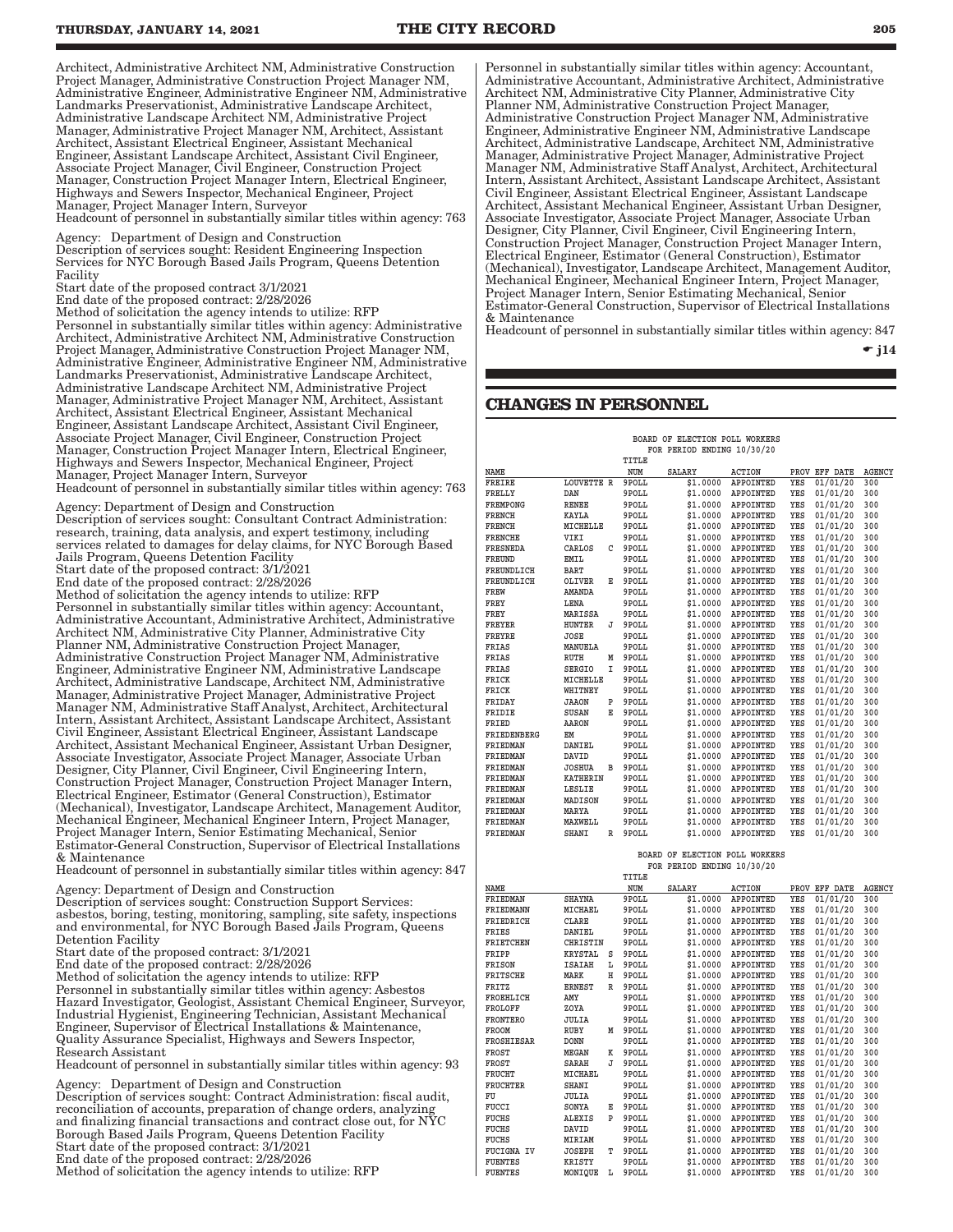Architect, Administrative Architect NM, Administrative Construction Project Manager, Administrative Construction Project Manager NM, Administrative Engineer, Administrative Engineer NM, Administrative Landmarks Preservationist, Administrative Landscape Architect, Administrative Landscape Architect NM, Administrative Project Manager, Administrative Project Manager NM, Architect, Assistant Architect, Assistant Electrical Engineer, Assistant Mechanical Engineer, Assistant Landscape Architect, Assistant Civil Engineer, Associate Project Manager, Civil Engineer, Construction Project Manager, Construction Project Manager Intern, Electrical Engineer, Highways and Sewers Inspector, Mechanical Engineer, Project Manager, Project Manager Intern, Surveyor
Headcount of personnel in substantially similar titles within agency: 763

Agency: Department of Design and Construction
Description of services sought: Resident Engineering Inspection Services for NYC Borough Based Jails Program, Queens Detention Facility
Start date of the proposed contract 3/1/2021
End date of the proposed contract: 2/28/2026
Method of solicitation the agency intends to utilize: RFP
Personnel in substantially similar titles within agency: Administrative Architect, Administrative Architect NM, Administrative Construction Project Manager, Administrative Construction Project Manager NM, Administrative Engineer, Administrative Engineer NM, Administrative Landmarks Preservationist, Administrative Landscape Architect, Administrative Landscape Architect NM, Administrative Project Manager, Administrative Project Manager NM, Architect, Assistant Architect, Assistant Electrical Engineer, Assistant Mechanical Engineer, Assistant Landscape Architect, Assistant Civil Engineer, Associate Project Manager, Civil Engineer, Construction Project Manager, Construction Project Manager Intern, Electrical Engineer, Highways and Sewers Inspector, Mechanical Engineer, Project Manager, Project Manager Intern, Surveyor
Headcount of personnel in substantially similar titles within agency: 763

Agency: Department of Design and Construction
Description of services sought: Consultant Contract Administration: research, training, data analysis, and expert testimony, including services related to damages for delay claims, for NYC Borough Based Jails Program, Queens Detention Facility
Start date of the proposed contract: 3/1/2021
End date of the proposed contract: 2/28/2026
Method of solicitation the agency intends to utilize: RFP
Personnel in substantially similar titles within agency: Accountant, Administrative Accountant, Administrative Architect, Administrative Architect NM, Administrative City Planner, Administrative City Planner NM, Administrative Construction Project Manager, Administrative Construction Project Manager NM, Administrative Engineer, Administrative Engineer NM, Administrative Landscape Architect, Administrative Landscape, Architect NM, Administrative Manager, Administrative Project Manager, Administrative Project Manager NM, Administrative Staff Analyst, Architect, Architectural Intern, Assistant Architect, Assistant Landscape Architect, Assistant Civil Engineer, Assistant Electrical Engineer, Assistant Landscape Architect, Assistant Mechanical Engineer, Assistant Urban Designer, Associate Investigator, Associate Project Manager, Associate Urban Designer, City Planner, Civil Engineer, Civil Engineering Intern, Construction Project Manager, Construction Project Manager Intern, Electrical Engineer, Estimator (General Construction), Estimator (Mechanical), Investigator, Landscape Architect, Management Auditor, Mechanical Engineer, Mechanical Engineer Intern, Project Manager, Project Manager Intern, Senior Estimating Mechanical, Senior Estimator-General Construction, Supervisor of Electrical Installations & Maintenance
Headcount of personnel in substantially similar titles within agency: 847

Agency: Department of Design and Construction
Description of services sought: Construction Support Services: asbestos, boring, testing, monitoring, sampling, site safety, inspections and environmental, for NYC Borough Based Jails Program, Queens Detention Facility
Start date of the proposed contract: 3/1/2021
End date of the proposed contract: 2/28/2026
Method of solicitation the agency intends to utilize: RFP
Personnel in substantially similar titles within agency: Asbestos Hazard Investigator, Geologist, Assistant Chemical Engineer, Surveyor, Industrial Hygienist, Engineering Technician, Assistant Mechanical Engineer, Supervisor of Electrical Installations & Maintenance, Quality Assurance Specialist, Highways and Sewers Inspector, Research Assistant
Headcount of personnel in substantially similar titles within agency: 93

Agency: Department of Design and Construction
Description of services sought: Contract Administration: fiscal audit, reconciliation of accounts, preparation of change orders, analyzing and finalizing financial transactions and contract close out, for NYC Borough Based Jails Program, Queens Detention Facility
Start date of the proposed contract: 3/1/2021
End date of the proposed contract: 2/28/2026
Method of solicitation the agency intends to utilize: RFP
Personnel in substantially similar titles within agency: Accountant, Administrative Accountant, Administrative Architect, Administrative Architect NM, Administrative City Planner, Administrative City Planner NM, Administrative Construction Project Manager, Administrative Construction Project Manager NM, Administrative Engineer, Administrative Engineer NM, Administrative Landscape Architect, Administrative Landscape, Architect NM, Administrative Manager, Administrative Project Manager, Administrative Project Manager NM, Administrative Staff Analyst, Architect, Architectural Intern, Assistant Architect, Assistant Landscape Architect, Assistant Civil Engineer, Assistant Electrical Engineer, Assistant Landscape Architect, Assistant Mechanical Engineer, Assistant Urban Designer, Associate Investigator, Associate Project Manager, Associate Urban Designer, City Planner, Civil Engineer, Civil Engineering Intern, Construction Project Manager, Construction Project Manager Intern, Electrical Engineer, Estimator (General Construction), Estimator (Mechanical), Investigator, Landscape Architect, Management Auditor, Mechanical Engineer, Mechanical Engineer Intern, Project Manager, Project Manager Intern, Senior Estimating Mechanical, Senior Estimator-General Construction, Supervisor of Electrical Installations & Maintenance
Headcount of personnel in substantially similar titles within agency: 847

☛ j14

## CHANGES IN PERSONNEL

BOARD OF ELECTION POLL WORKERS
FOR PERIOD ENDING 10/30/20

| NAME | | | TITLE NUM | SALARY | ACTION | PROV | EFF DATE | AGENCY |
|---|---|---|---|---|---|---|---|---|
| FREIRE | LOUVETTE | R | 9POLL | $1.0000 | APPOINTED | YES | 01/01/20 | 300 |
| FRELLY | DAN | | 9POLL | $1.0000 | APPOINTED | YES | 01/01/20 | 300 |
| FREMPONG | RENEE | | 9POLL | $1.0000 | APPOINTED | YES | 01/01/20 | 300 |
| FRENCH | KAYLA | | 9POLL | $1.0000 | APPOINTED | YES | 01/01/20 | 300 |
| FRENCH | MICHELLE | | 9POLL | $1.0000 | APPOINTED | YES | 01/01/20 | 300 |
| FRENCHE | VIKI | | 9POLL | $1.0000 | APPOINTED | YES | 01/01/20 | 300 |
| FRESNEDA | CARLOS | C | 9POLL | $1.0000 | APPOINTED | YES | 01/01/20 | 300 |
| FREUND | EMIL | | 9POLL | $1.0000 | APPOINTED | YES | 01/01/20 | 300 |
| FREUNDLICH | BART | | 9POLL | $1.0000 | APPOINTED | YES | 01/01/20 | 300 |
| FREUNDLICH | OLIVER | E | 9POLL | $1.0000 | APPOINTED | YES | 01/01/20 | 300 |
| FREW | AMANDA | | 9POLL | $1.0000 | APPOINTED | YES | 01/01/20 | 300 |
| FREY | LENA | | 9POLL | $1.0000 | APPOINTED | YES | 01/01/20 | 300 |
| FREY | MARISSA | | 9POLL | $1.0000 | APPOINTED | YES | 01/01/20 | 300 |
| FREYER | HUNTER | J | 9POLL | $1.0000 | APPOINTED | YES | 01/01/20 | 300 |
| FREYRE | JOSE | | 9POLL | $1.0000 | APPOINTED | YES | 01/01/20 | 300 |
| FRIAS | MANUELA | | 9POLL | $1.0000 | APPOINTED | YES | 01/01/20 | 300 |
| FRIAS | RUTH | M | 9POLL | $1.0000 | APPOINTED | YES | 01/01/20 | 300 |
| FRIAS | SERGIO | I | 9POLL | $1.0000 | APPOINTED | YES | 01/01/20 | 300 |
| FRICK | MICHELLE | | 9POLL | $1.0000 | APPOINTED | YES | 01/01/20 | 300 |
| FRICK | WHITNEY | | 9POLL | $1.0000 | APPOINTED | YES | 01/01/20 | 300 |
| FRIDAY | JAAON | P | 9POLL | $1.0000 | APPOINTED | YES | 01/01/20 | 300 |
| FRIDIE | SUSAN | E | 9POLL | $1.0000 | APPOINTED | YES | 01/01/20 | 300 |
| FRIED | AARON | | 9POLL | $1.0000 | APPOINTED | YES | 01/01/20 | 300 |
| FRIEDENBERG | EM | | 9POLL | $1.0000 | APPOINTED | YES | 01/01/20 | 300 |
| FRIEDMAN | DANIEL | | 9POLL | $1.0000 | APPOINTED | YES | 01/01/20 | 300 |
| FRIEDMAN | DAVID | | 9POLL | $1.0000 | APPOINTED | YES | 01/01/20 | 300 |
| FRIEDMAN | JOSHUA | B | 9POLL | $1.0000 | APPOINTED | YES | 01/01/20 | 300 |
| FRIEDMAN | KATHERIN | | 9POLL | $1.0000 | APPOINTED | YES | 01/01/20 | 300 |
| FRIEDMAN | LESLIE | | 9POLL | $1.0000 | APPOINTED | YES | 01/01/20 | 300 |
| FRIEDMAN | MADISON | | 9POLL | $1.0000 | APPOINTED | YES | 01/01/20 | 300 |
| FRIEDMAN | MARYA | | 9POLL | $1.0000 | APPOINTED | YES | 01/01/20 | 300 |
| FRIEDMAN | MAXWELL | | 9POLL | $1.0000 | APPOINTED | YES | 01/01/20 | 300 |
| FRIEDMAN | SHANI | R | 9POLL | $1.0000 | APPOINTED | YES | 01/01/20 | 300 |

BOARD OF ELECTION POLL WORKERS
FOR PERIOD ENDING 10/30/20

| NAME | | | TITLE NUM | SALARY | ACTION | PROV | EFF DATE | AGENCY |
|---|---|---|---|---|---|---|---|---|
| FRIEDMAN | SHAYNA | | 9POLL | $1.0000 | APPOINTED | YES | 01/01/20 | 300 |
| FRIEDMANN | MICHAEL | | 9POLL | $1.0000 | APPOINTED | YES | 01/01/20 | 300 |
| FRIEDRICH | CLARE | | 9POLL | $1.0000 | APPOINTED | YES | 01/01/20 | 300 |
| FRIES | DANIEL | | 9POLL | $1.0000 | APPOINTED | YES | 01/01/20 | 300 |
| FRIETCHEN | CHRISTIN | | 9POLL | $1.0000 | APPOINTED | YES | 01/01/20 | 300 |
| FRIPP | KRYSTAL | S | 9POLL | $1.0000 | APPOINTED | YES | 01/01/20 | 300 |
| FRISON | ISAIAH | L | 9POLL | $1.0000 | APPOINTED | YES | 01/01/20 | 300 |
| FRITSCHE | MARK | H | 9POLL | $1.0000 | APPOINTED | YES | 01/01/20 | 300 |
| FRITZ | ERNEST | R | 9POLL | $1.0000 | APPOINTED | YES | 01/01/20 | 300 |
| FROEHLICH | AMY | | 9POLL | $1.0000 | APPOINTED | YES | 01/01/20 | 300 |
| FROLOFF | ZOYA | | 9POLL | $1.0000 | APPOINTED | YES | 01/01/20 | 300 |
| FRONTERO | JULIA | | 9POLL | $1.0000 | APPOINTED | YES | 01/01/20 | 300 |
| FROOM | RUBY | M | 9POLL | $1.0000 | APPOINTED | YES | 01/01/20 | 300 |
| FROSHIESAR | DONN | | 9POLL | $1.0000 | APPOINTED | YES | 01/01/20 | 300 |
| FROST | MEGAN | K | 9POLL | $1.0000 | APPOINTED | YES | 01/01/20 | 300 |
| FROST | SARAH | J | 9POLL | $1.0000 | APPOINTED | YES | 01/01/20 | 300 |
| FRUCHT | MICHAEL | | 9POLL | $1.0000 | APPOINTED | YES | 01/01/20 | 300 |
| FRUCHTER | SHANI | | 9POLL | $1.0000 | APPOINTED | YES | 01/01/20 | 300 |
| FU | JULIA | | 9POLL | $1.0000 | APPOINTED | YES | 01/01/20 | 300 |
| FUCCI | SONYA | E | 9POLL | $1.0000 | APPOINTED | YES | 01/01/20 | 300 |
| FUCHS | ALEXIS | P | 9POLL | $1.0000 | APPOINTED | YES | 01/01/20 | 300 |
| FUCHS | DAVID | | 9POLL | $1.0000 | APPOINTED | YES | 01/01/20 | 300 |
| FUCHS | MIRIAM | | 9POLL | $1.0000 | APPOINTED | YES | 01/01/20 | 300 |
| FUCIGNA IV | JOSEPH | T | 9POLL | $1.0000 | APPOINTED | YES | 01/01/20 | 300 |
| FUENTES | KRISTY | | 9POLL | $1.0000 | APPOINTED | YES | 01/01/20 | 300 |
| FUENTES | MONIQUE | L | 9POLL | $1.0000 | APPOINTED | YES | 01/01/20 | 300 |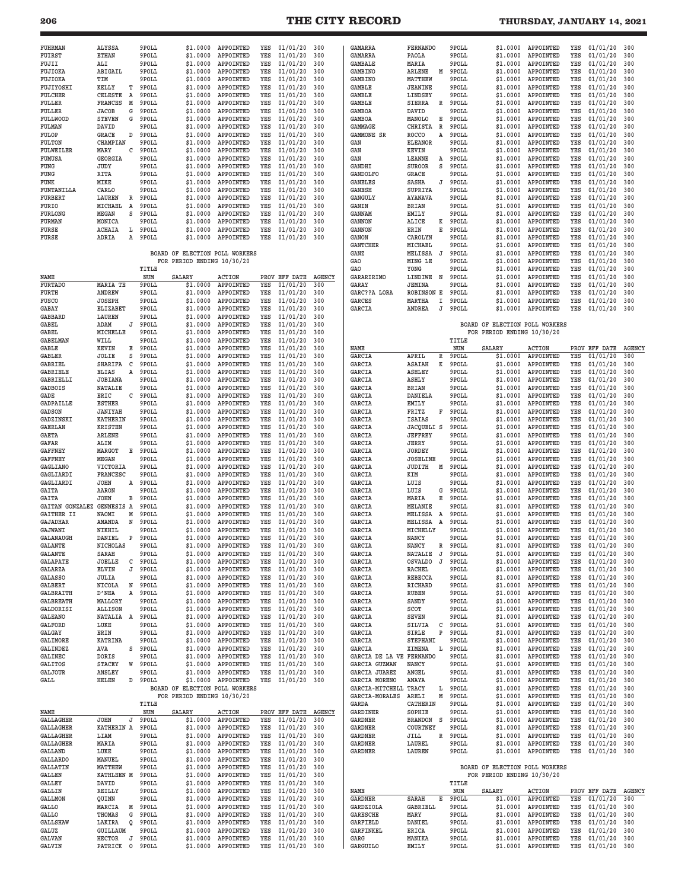| NAME | | | TITLE NUM | SALARY | ACTION | PROV | EFF DATE | AGENCY |
|---|---|---|---|---|---|---|---|---|
| FUHRMAN | ALYSSA | | 9POLL | $1.0000 | APPOINTED | YES | 01/01/20 | 300 |
| FUIRST | ETHAN | | 9POLL | $1.0000 | APPOINTED | YES | 01/01/20 | 300 |
| FUJII | ALI | | 9POLL | $1.0000 | APPOINTED | YES | 01/01/20 | 300 |
| FUJIOKA | ABIGAIL | | 9POLL | $1.0000 | APPOINTED | YES | 01/01/20 | 300 |
| FUJIOKA | TIM | | 9POLL | $1.0000 | APPOINTED | YES | 01/01/20 | 300 |
| FUJIYOSHI | KELLY | T | 9POLL | $1.0000 | APPOINTED | YES | 01/01/20 | 300 |
| FULCHER | CELESTE | A | 9POLL | $1.0000 | APPOINTED | YES | 01/01/20 | 300 |
| FULLER | FRANCES | M | 9POLL | $1.0000 | APPOINTED | YES | 01/01/20 | 300 |
| FULLER | JACOB | G | 9POLL | $1.0000 | APPOINTED | YES | 01/01/20 | 300 |
| FULLWOOD | STEVEN | G | 9POLL | $1.0000 | APPOINTED | YES | 01/01/20 | 300 |
| FULMAN | DAVID | | 9POLL | $1.0000 | APPOINTED | YES | 01/01/20 | 300 |
| FULOP | GRACE | D | 9POLL | $1.0000 | APPOINTED | YES | 01/01/20 | 300 |
| FULTON | CHAMPIAN | | 9POLL | $1.0000 | APPOINTED | YES | 01/01/20 | 300 |
| FULWEILER | MARY | C | 9POLL | $1.0000 | APPOINTED | YES | 01/01/20 | 300 |
| FUMUSA | GEORGIA | | 9POLL | $1.0000 | APPOINTED | YES | 01/01/20 | 300 |
| FUNG | JUDY | | 9POLL | $1.0000 | APPOINTED | YES | 01/01/20 | 300 |
| FUNG | RITA | | 9POLL | $1.0000 | APPOINTED | YES | 01/01/20 | 300 |
| FUNK | MIKE | | 9POLL | $1.0000 | APPOINTED | YES | 01/01/20 | 300 |
| FUNTANILLA | CARLO | | 9POLL | $1.0000 | APPOINTED | YES | 01/01/20 | 300 |
| FURBERT | LAUREN | R | 9POLL | $1.0000 | APPOINTED | YES | 01/01/20 | 300 |
| FURIO | MICHAEL | A | 9POLL | $1.0000 | APPOINTED | YES | 01/01/20 | 300 |
| FURLONG | MEGAN | S | 9POLL | $1.0000 | APPOINTED | YES | 01/01/20 | 300 |
| FURMAN | MONICA | | 9POLL | $1.0000 | APPOINTED | YES | 01/01/20 | 300 |
| FURSE | ACHAIA | L | 9POLL | $1.0000 | APPOINTED | YES | 01/01/20 | 300 |
| FURSE | ADRIA | A | 9POLL | $1.0000 | APPOINTED | YES | 01/01/20 | 300 |

BOARD OF ELECTION POLL WORKERS
FOR PERIOD ENDING 10/30/20

| NAME | | | TITLE NUM | SALARY | ACTION | PROV | EFF DATE | AGENCY |
|---|---|---|---|---|---|---|---|---|
| FURTADO | MARIA TE | | 9POLL | $1.0000 | APPOINTED | YES | 01/01/20 | 300 |
| FURTH | ANDREW | | 9POLL | $1.0000 | APPOINTED | YES | 01/01/20 | 300 |
| FUSCO | JOSEPH | | 9POLL | $1.0000 | APPOINTED | YES | 01/01/20 | 300 |
| GABAY | ELIZABET | | 9POLL | $1.0000 | APPOINTED | YES | 01/01/20 | 300 |
| GABBARD | LAUREN | | 9POLL | $1.0000 | APPOINTED | YES | 01/01/20 | 300 |
| GABEL | ADAM | J | 9POLL | $1.0000 | APPOINTED | YES | 01/01/20 | 300 |
| GABEL | MICHELLE | | 9POLL | $1.0000 | APPOINTED | YES | 01/01/20 | 300 |
| GABELMAN | WILL | | 9POLL | $1.0000 | APPOINTED | YES | 01/01/20 | 300 |
| GABLE | KEVIN | E | 9POLL | $1.0000 | APPOINTED | YES | 01/01/20 | 300 |
| GABLER | JOLIE | S | 9POLL | $1.0000 | APPOINTED | YES | 01/01/20 | 300 |
| GABRIEL | SHARIFA | C | 9POLL | $1.0000 | APPOINTED | YES | 01/01/20 | 300 |
| GABRIELE | ELIAS | A | 9POLL | $1.0000 | APPOINTED | YES | 01/01/20 | 300 |
| GABRIELLI | JOBIANA | | 9POLL | $1.0000 | APPOINTED | YES | 01/01/20 | 300 |
| GADBOIS | NATALIE | | 9POLL | $1.0000 | APPOINTED | YES | 01/01/20 | 300 |
| GADE | ERIC | C | 9POLL | $1.0000 | APPOINTED | YES | 01/01/20 | 300 |
| GADPAILLE | ESTHER | | 9POLL | $1.0000 | APPOINTED | YES | 01/01/20 | 300 |
| GADSON | JANIYAH | | 9POLL | $1.0000 | APPOINTED | YES | 01/01/20 | 300 |
| GADZINSKI | KATHERIN | | 9POLL | $1.0000 | APPOINTED | YES | 01/01/20 | 300 |
| GAERLAN | KRISTEN | | 9POLL | $1.0000 | APPOINTED | YES | 01/01/20 | 300 |
| GAETA | ARLENE | | 9POLL | $1.0000 | APPOINTED | YES | 01/01/20 | 300 |
| GAFAR | ALIM | | 9POLL | $1.0000 | APPOINTED | YES | 01/01/20 | 300 |
| GAFFNEY | MARGOT | E | 9POLL | $1.0000 | APPOINTED | YES | 01/01/20 | 300 |
| GAFFNEY | MEGAN | | 9POLL | $1.0000 | APPOINTED | YES | 01/01/20 | 300 |
| GAGLIANO | VICTORIA | | 9POLL | $1.0000 | APPOINTED | YES | 01/01/20 | 300 |
| GAGLIARDI | FRANCESC | | 9POLL | $1.0000 | APPOINTED | YES | 01/01/20 | 300 |
| GAGLIARDI | JOHN | A | 9POLL | $1.0000 | APPOINTED | YES | 01/01/20 | 300 |
| GAITA | AARON | | 9POLL | $1.0000 | APPOINTED | YES | 01/01/20 | 300 |
| GAITA | JOHN | B | 9POLL | $1.0000 | APPOINTED | YES | 01/01/20 | 300 |
| GAITAN GONZALEZ | GENNESIS | A | 9POLL | $1.0000 | APPOINTED | YES | 01/01/20 | 300 |
| GAITHER II | NAOMI | M | 9POLL | $1.0000 | APPOINTED | YES | 01/01/20 | 300 |
| GAJADHAR | AMANDA | N | 9POLL | $1.0000 | APPOINTED | YES | 01/01/20 | 300 |
| GAJWANI | NIKHIL | | 9POLL | $1.0000 | APPOINTED | YES | 01/01/20 | 300 |
| GALANAUGH | DANIEL | P | 9POLL | $1.0000 | APPOINTED | YES | 01/01/20 | 300 |
| GALANTE | NICHOLAS | | 9POLL | $1.0000 | APPOINTED | YES | 01/01/20 | 300 |
| GALANTE | SARAH | | 9POLL | $1.0000 | APPOINTED | YES | 01/01/20 | 300 |
| GALAPATE | JOELLE | C | 9POLL | $1.0000 | APPOINTED | YES | 01/01/20 | 300 |
| GALARZA | ELVIN | J | 9POLL | $1.0000 | APPOINTED | YES | 01/01/20 | 300 |
| GALASSO | JULIA | | 9POLL | $1.0000 | APPOINTED | YES | 01/01/20 | 300 |
| GALBERT | NICOLA | N | 9POLL | $1.0000 | APPOINTED | YES | 01/01/20 | 300 |
| GALBRAITH | D'NEA | A | 9POLL | $1.0000 | APPOINTED | YES | 01/01/20 | 300 |
| GALBREATH | MALLORY | | 9POLL | $1.0000 | APPOINTED | YES | 01/01/20 | 300 |
| GALDORISI | ALLISON | | 9POLL | $1.0000 | APPOINTED | YES | 01/01/20 | 300 |
| GALEANO | NATALIA | A | 9POLL | $1.0000 | APPOINTED | YES | 01/01/20 | 300 |
| GALFORD | LUKE | | 9POLL | $1.0000 | APPOINTED | YES | 01/01/20 | 300 |
| GALGAY | ERIN | | 9POLL | $1.0000 | APPOINTED | YES | 01/01/20 | 300 |
| GALIMORE | KATRINA | | 9POLL | $1.0000 | APPOINTED | YES | 01/01/20 | 300 |
| GALINDEZ | AVA | S | 9POLL | $1.0000 | APPOINTED | YES | 01/01/20 | 300 |
| GALINEC | DORIS | | 9POLL | $1.0000 | APPOINTED | YES | 01/01/20 | 300 |
| GALITOS | STACEY | W | 9POLL | $1.0000 | APPOINTED | YES | 01/01/20 | 300 |
| GALJOUR | ANSLEY | | 9POLL | $1.0000 | APPOINTED | YES | 01/01/20 | 300 |
| GALL | HELEN | D | 9POLL | $1.0000 | APPOINTED | YES | 01/01/20 | 300 |

BOARD OF ELECTION POLL WORKERS
FOR PERIOD ENDING 10/30/20

| NAME | | | TITLE NUM | SALARY | ACTION | PROV | EFF DATE | AGENCY |
|---|---|---|---|---|---|---|---|---|
| GALLAGHER | JOHN | J | 9POLL | $1.0000 | APPOINTED | YES | 01/01/20 | 300 |
| GALLAGHER | KATHERIN | A | 9POLL | $1.0000 | APPOINTED | YES | 01/01/20 | 300 |
| GALLAGHER | LIAM | | 9POLL | $1.0000 | APPOINTED | YES | 01/01/20 | 300 |
| GALLAGHER | MARIA | | 9POLL | $1.0000 | APPOINTED | YES | 01/01/20 | 300 |
| GALLAND | LUKE | | 9POLL | $1.0000 | APPOINTED | YES | 01/01/20 | 300 |
| GALLARDO | MANUEL | | 9POLL | $1.0000 | APPOINTED | YES | 01/01/20 | 300 |
| GALLATIN | MATTHEW | | 9POLL | $1.0000 | APPOINTED | YES | 01/01/20 | 300 |
| GALLEN | KATHLEEN | M | 9POLL | $1.0000 | APPOINTED | YES | 01/01/20 | 300 |
| GALLEY | DAVID | | 9POLL | $1.0000 | APPOINTED | YES | 01/01/20 | 300 |
| GALLIN | REILLY | | 9POLL | $1.0000 | APPOINTED | YES | 01/01/20 | 300 |
| GALLMON | QUINN | | 9POLL | $1.0000 | APPOINTED | YES | 01/01/20 | 300 |
| GALLO | MARCIA | M | 9POLL | $1.0000 | APPOINTED | YES | 01/01/20 | 300 |
| GALLO | THOMAS | G | 9POLL | $1.0000 | APPOINTED | YES | 01/01/20 | 300 |
| GALLSHAW | LAKIRA | Q | 9POLL | $1.0000 | APPOINTED | YES | 01/01/20 | 300 |
| GALUZ | GUILLAUM | | 9POLL | $1.0000 | APPOINTED | YES | 01/01/20 | 300 |
| GALVAN | HECTOR | J | 9POLL | $1.0000 | APPOINTED | YES | 01/01/20 | 300 |
| GALVIN | PATRICK | O | 9POLL | $1.0000 | APPOINTED | YES | 01/01/20 | 300 |
| GAMARRA | FERNANDO | | 9POLL | $1.0000 | APPOINTED | YES | 01/01/20 | 300 |
| GAMARRA | PAOLA | | 9POLL | $1.0000 | APPOINTED | YES | 01/01/20 | 300 |
| GAMBALE | MARIA | | 9POLL | $1.0000 | APPOINTED | YES | 01/01/20 | 300 |
| GAMBINO | ARLENE | M | 9POLL | $1.0000 | APPOINTED | YES | 01/01/20 | 300 |
| GAMBINO | MATTHEW | | 9POLL | $1.0000 | APPOINTED | YES | 01/01/20 | 300 |
| GAMBLE | JEANINE | | 9POLL | $1.0000 | APPOINTED | YES | 01/01/20 | 300 |
| GAMBLE | LINDSEY | | 9POLL | $1.0000 | APPOINTED | YES | 01/01/20 | 300 |
| GAMBLE | SIERRA | R | 9POLL | $1.0000 | APPOINTED | YES | 01/01/20 | 300 |
| GAMBOA | DAVID | | 9POLL | $1.0000 | APPOINTED | YES | 01/01/20 | 300 |
| GAMBOA | MANOLO | E | 9POLL | $1.0000 | APPOINTED | YES | 01/01/20 | 300 |
| GAMMAGE | CHRISTA | R | 9POLL | $1.0000 | APPOINTED | YES | 01/01/20 | 300 |
| GAMMONE SR | ROCCO | A | 9POLL | $1.0000 | APPOINTED | YES | 01/01/20 | 300 |
| GAN | ELEANOR | | 9POLL | $1.0000 | APPOINTED | YES | 01/01/20 | 300 |
| GAN | KEVIN | | 9POLL | $1.0000 | APPOINTED | YES | 01/01/20 | 300 |
| GAN | LEANNE | A | 9POLL | $1.0000 | APPOINTED | YES | 01/01/20 | 300 |
| GANDHI | SUROOR | S | 9POLL | $1.0000 | APPOINTED | YES | 01/01/20 | 300 |
| GANDOLFO | GRACE | | 9POLL | $1.0000 | APPOINTED | YES | 01/01/20 | 300 |
| GANELES | SASHA | J | 9POLL | $1.0000 | APPOINTED | YES | 01/01/20 | 300 |
| GANESH | SUPRIYA | | 9POLL | $1.0000 | APPOINTED | YES | 01/01/20 | 300 |
| GANGULY | AYANAVA | | 9POLL | $1.0000 | APPOINTED | YES | 01/01/20 | 300 |
| GANIN | BRIAN | | 9POLL | $1.0000 | APPOINTED | YES | 01/01/20 | 300 |
| GANNAM | EMILY | | 9POLL | $1.0000 | APPOINTED | YES | 01/01/20 | 300 |
| GANNON | ALICE | K | 9POLL | $1.0000 | APPOINTED | YES | 01/01/20 | 300 |
| GANNON | ERIN | E | 9POLL | $1.0000 | APPOINTED | YES | 01/01/20 | 300 |
| GANON | CAROLYN | | 9POLL | $1.0000 | APPOINTED | YES | 01/01/20 | 300 |
| GANTCHER | MICHAEL | | 9POLL | $1.0000 | APPOINTED | YES | 01/01/20 | 300 |
| GANZ | MELISSA | J | 9POLL | $1.0000 | APPOINTED | YES | 01/01/20 | 300 |
| GAO | MING LE | | 9POLL | $1.0000 | APPOINTED | YES | 01/01/20 | 300 |
| GAO | YONG | | 9POLL | $1.0000 | APPOINTED | YES | 01/01/20 | 300 |
| GARARIRIMO | LINDIWE | N | 9POLL | $1.0000 | APPOINTED | YES | 01/01/20 | 300 |
| GARAY | JEMINA | | 9POLL | $1.0000 | APPOINTED | YES | 01/01/20 | 300 |
| GARC??A LORA | ROBINSON | E | 9POLL | $1.0000 | APPOINTED | YES | 01/01/20 | 300 |
| GARCES | MARTHA | I | 9POLL | $1.0000 | APPOINTED | YES | 01/01/20 | 300 |
| GARCIA | ANDREA | J | 9POLL | $1.0000 | APPOINTED | YES | 01/01/20 | 300 |

BOARD OF ELECTION POLL WORKERS
FOR PERIOD ENDING 10/30/20

| NAME | | | TITLE NUM | SALARY | ACTION | PROV | EFF DATE | AGENCY |
|---|---|---|---|---|---|---|---|---|
| GARCIA | APRIL | R | 9POLL | $1.0000 | APPOINTED | YES | 01/01/20 | 300 |
| GARCIA | ASAIAH | K | 9POLL | $1.0000 | APPOINTED | YES | 01/01/20 | 300 |
| GARCIA | ASHLEY | | 9POLL | $1.0000 | APPOINTED | YES | 01/01/20 | 300 |
| GARCIA | ASHLY | | 9POLL | $1.0000 | APPOINTED | YES | 01/01/20 | 300 |
| GARCIA | BRIAN | | 9POLL | $1.0000 | APPOINTED | YES | 01/01/20 | 300 |
| GARCIA | DANIELA | | 9POLL | $1.0000 | APPOINTED | YES | 01/01/20 | 300 |
| GARCIA | EMILY | | 9POLL | $1.0000 | APPOINTED | YES | 01/01/20 | 300 |
| GARCIA | FRITZ | F | 9POLL | $1.0000 | APPOINTED | YES | 01/01/20 | 300 |
| GARCIA | ISAIAS | | 9POLL | $1.0000 | APPOINTED | YES | 01/01/20 | 300 |
| GARCIA | JACQUELI | S | 9POLL | $1.0000 | APPOINTED | YES | 01/01/20 | 300 |
| GARCIA | JEFFREY | | 9POLL | $1.0000 | APPOINTED | YES | 01/01/20 | 300 |
| GARCIA | JERRY | | 9POLL | $1.0000 | APPOINTED | YES | 01/01/20 | 300 |
| GARCIA | JORDEY | | 9POLL | $1.0000 | APPOINTED | YES | 01/01/20 | 300 |
| GARCIA | JOSELINE | | 9POLL | $1.0000 | APPOINTED | YES | 01/01/20 | 300 |
| GARCIA | JUDITH | M | 9POLL | $1.0000 | APPOINTED | YES | 01/01/20 | 300 |
| GARCIA | KIM | | 9POLL | $1.0000 | APPOINTED | YES | 01/01/20 | 300 |
| GARCIA | LUIS | | 9POLL | $1.0000 | APPOINTED | YES | 01/01/20 | 300 |
| GARCIA | LUIS | G | 9POLL | $1.0000 | APPOINTED | YES | 01/01/20 | 300 |
| GARCIA | MARIA | E | 9POLL | $1.0000 | APPOINTED | YES | 01/01/20 | 300 |
| GARCIA | MELANIE | | 9POLL | $1.0000 | APPOINTED | YES | 01/01/20 | 300 |
| GARCIA | MELISSA | A | 9POLL | $1.0000 | APPOINTED | YES | 01/01/20 | 300 |
| GARCIA | MELISSA | A | 9POLL | $1.0000 | APPOINTED | YES | 01/01/20 | 300 |
| GARCIA | MICHELLY | | 9POLL | $1.0000 | APPOINTED | YES | 01/01/20 | 300 |
| GARCIA | NANCY | | 9POLL | $1.0000 | APPOINTED | YES | 01/01/20 | 300 |
| GARCIA | NANCY | R | 9POLL | $1.0000 | APPOINTED | YES | 01/01/20 | 300 |
| GARCIA | NATALIE | J | 9POLL | $1.0000 | APPOINTED | YES | 01/01/20 | 300 |
| GARCIA | OSVALDO | J | 9POLL | $1.0000 | APPOINTED | YES | 01/01/20 | 300 |
| GARCIA | RACHEL | | 9POLL | $1.0000 | APPOINTED | YES | 01/01/20 | 300 |
| GARCIA | REBECCA | | 9POLL | $1.0000 | APPOINTED | YES | 01/01/20 | 300 |
| GARCIA | RICHARD | | 9POLL | $1.0000 | APPOINTED | YES | 01/01/20 | 300 |
| GARCIA | RUBEN | | 9POLL | $1.0000 | APPOINTED | YES | 01/01/20 | 300 |
| GARCIA | SANDY | | 9POLL | $1.0000 | APPOINTED | YES | 01/01/20 | 300 |
| GARCIA | SCOT | | 9POLL | $1.0000 | APPOINTED | YES | 01/01/20 | 300 |
| GARCIA | SEVEN | | 9POLL | $1.0000 | APPOINTED | YES | 01/01/20 | 300 |
| GARCIA | SILVIA | C | 9POLL | $1.0000 | APPOINTED | YES | 01/01/20 | 300 |
| GARCIA | SIRLE | P | 9POLL | $1.0000 | APPOINTED | YES | 01/01/20 | 300 |
| GARCIA | STEPHANI | | 9POLL | $1.0000 | APPOINTED | YES | 01/01/20 | 300 |
| GARCIA | XIMENA | L | 9POLL | $1.0000 | APPOINTED | YES | 01/01/20 | 300 |
| GARCIA DE LA VE | FERNANDO | | 9POLL | $1.0000 | APPOINTED | YES | 01/01/20 | 300 |
| GARCIA GUZMAN | NANCY | | 9POLL | $1.0000 | APPOINTED | YES | 01/01/20 | 300 |
| GARCIA JUAREZ | ANGEL | | 9POLL | $1.0000 | APPOINTED | YES | 01/01/20 | 300 |
| GARCIA MORENO | ANAYA | | 9POLL | $1.0000 | APPOINTED | YES | 01/01/20 | 300 |
| GARCIA-MITCHELL | TRACY | L | 9POLL | $1.0000 | APPOINTED | YES | 01/01/20 | 300 |
| GARCIA-MORALES | ARELI | M | 9POLL | $1.0000 | APPOINTED | YES | 01/01/20 | 300 |
| GARDA | CATHERIN | | 9POLL | $1.0000 | APPOINTED | YES | 01/01/20 | 300 |
| GARDINER | SOPHIE | | 9POLL | $1.0000 | APPOINTED | YES | 01/01/20 | 300 |
| GARDNER | BRANDON | S | 9POLL | $1.0000 | APPOINTED | YES | 01/01/20 | 300 |
| GARDNER | COURTNEY | | 9POLL | $1.0000 | APPOINTED | YES | 01/01/20 | 300 |
| GARDNER | JILL | R | 9POLL | $1.0000 | APPOINTED | YES | 01/01/20 | 300 |
| GARDNER | LAUREL | | 9POLL | $1.0000 | APPOINTED | YES | 01/01/20 | 300 |
| GARDNER | LAUREN | | 9POLL | $1.0000 | APPOINTED | YES | 01/01/20 | 300 |

BOARD OF ELECTION POLL WORKERS
FOR PERIOD ENDING 10/30/20

| NAME | | | TITLE NUM | SALARY | ACTION | PROV | EFF DATE | AGENCY |
|---|---|---|---|---|---|---|---|---|
| GARDNER | SARAH | E | 9POLL | $1.0000 | APPOINTED | YES | 01/01/20 | 300 |
| GARDZIOLA | GABRIELL | | 9POLL | $1.0000 | APPOINTED | YES | 01/01/20 | 300 |
| GARESCHE | MARY | | 9POLL | $1.0000 | APPOINTED | YES | 01/01/20 | 300 |
| GARFIELD | DANIEL | | 9POLL | $1.0000 | APPOINTED | YES | 01/01/20 | 300 |
| GARFINKEL | ERICA | | 9POLL | $1.0000 | APPOINTED | YES | 01/01/20 | 300 |
| GARG | MANIKA | | 9POLL | $1.0000 | APPOINTED | YES | 01/01/20 | 300 |
| GARGUILO | EMILY | | 9POLL | $1.0000 | APPOINTED | YES | 01/01/20 | 300 |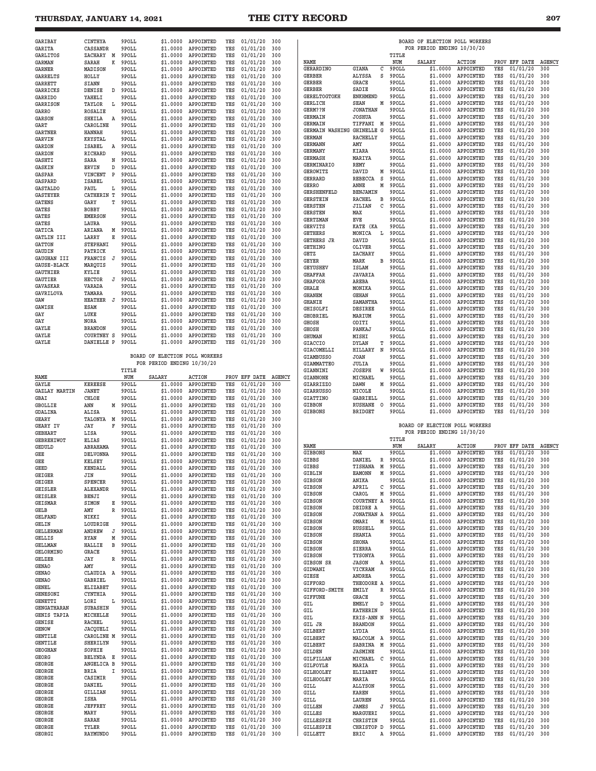| NAME | | | TITLE NUM | SALARY | ACTION | PROV | EFF DATE | AGENCY |
|---|---|---|---|---|---|---|---|---|
| GARIBAY | CINTHYA | | 9POLL | $1.0000 | APPOINTED | YES | 01/01/20 | 300 |
| GARITA | CASSANDR | | 9POLL | $1.0000 | APPOINTED | YES | 01/01/20 | 300 |
| GARLITOS | ZACHARY | M | 9POLL | $1.0000 | APPOINTED | YES | 01/01/20 | 300 |
| GARMAN | SARAH | K | 9POLL | $1.0000 | APPOINTED | YES | 01/01/20 | 300 |
| GARNER | MADISON | | 9POLL | $1.0000 | APPOINTED | YES | 01/01/20 | 300 |
| GARRELTS | HOLLY | | 9POLL | $1.0000 | APPOINTED | YES | 01/01/20 | 300 |
| GARRETT | SIANN | | 9POLL | $1.0000 | APPOINTED | YES | 01/01/20 | 300 |
| GARRICKS | DENISE | D | 9POLL | $1.0000 | APPOINTED | YES | 01/01/20 | 300 |
| GARRIDO | YAHELI | | 9POLL | $1.0000 | APPOINTED | YES | 01/01/20 | 300 |
| GARRISON | TAYLOR | L | 9POLL | $1.0000 | APPOINTED | YES | 01/01/20 | 300 |
| GARRO | ROSALIE | | 9POLL | $1.0000 | APPOINTED | YES | 01/01/20 | 300 |
| GARSON | SHEILA | A | 9POLL | $1.0000 | APPOINTED | YES | 01/01/20 | 300 |
| GART | CAROLINE | | 9POLL | $1.0000 | APPOINTED | YES | 01/01/20 | 300 |
| GARTNER | HANNAH | | 9POLL | $1.0000 | APPOINTED | YES | 01/01/20 | 300 |
| GARVIN | KRYSTAL | | 9POLL | $1.0000 | APPOINTED | YES | 01/01/20 | 300 |
| GARZON | ISABEL | A | 9POLL | $1.0000 | APPOINTED | YES | 01/01/20 | 300 |
| GARZON | RICHARD | | 9POLL | $1.0000 | APPOINTED | YES | 01/01/20 | 300 |
| GASHTI | SARA | N | 9POLL | $1.0000 | APPOINTED | YES | 01/01/20 | 300 |
| GASKIN | ERVIN | D | 9POLL | $1.0000 | APPOINTED | YES | 01/01/20 | 300 |
| GASPAR | VINCENT | P | 9POLL | $1.0000 | APPOINTED | YES | 01/01/20 | 300 |
| GASPARD | ISABEL | | 9POLL | $1.0000 | APPOINTED | YES | 01/01/20 | 300 |
| GASTALDO | PAUL | L | 9POLL | $1.0000 | APPOINTED | YES | 01/01/20 | 300 |
| GASTEYER | CATHERIN | T | 9POLL | $1.0000 | APPOINTED | YES | 01/01/20 | 300 |
| GATENS | GARY | T | 9POLL | $1.0000 | APPOINTED | YES | 01/01/20 | 300 |
| GATES | BOBBY | | 9POLL | $1.0000 | APPOINTED | YES | 01/01/20 | 300 |
| GATES | EMERSON | | 9POLL | $1.0000 | APPOINTED | YES | 01/01/20 | 300 |
| GATES | LAURA | | 9POLL | $1.0000 | APPOINTED | YES | 01/01/20 | 300 |
| GATICA | ARIANA | M | 9POLL | $1.0000 | APPOINTED | YES | 01/01/20 | 300 |
| GATLIN III | LARRY | E | 9POLL | $1.0000 | APPOINTED | YES | 01/01/20 | 300 |
| GATTON | STEPHANI | | 9POLL | $1.0000 | APPOINTED | YES | 01/01/20 | 300 |
| GAUDIN | PATRICK | | 9POLL | $1.0000 | APPOINTED | YES | 01/01/20 | 300 |
| GAUGHAN III | FRANCIS | J | 9POLL | $1.0000 | APPOINTED | YES | 01/01/20 | 300 |
| GAUSE-BLACK | MARQUIS | | 9POLL | $1.0000 | APPOINTED | YES | 01/01/20 | 300 |
| GAUTHIER | KYLIE | | 9POLL | $1.0000 | APPOINTED | YES | 01/01/20 | 300 |
| GAUTIER | HECTOR | J | 9POLL | $1.0000 | APPOINTED | YES | 01/01/20 | 300 |
| GAVASKAR | VARADA | | 9POLL | $1.0000 | APPOINTED | YES | 01/01/20 | 300 |
| GAVRILOVA | TAMARA | | 9POLL | $1.0000 | APPOINTED | YES | 01/01/20 | 300 |
| GAW | HEATHER | J | 9POLL | $1.0000 | APPOINTED | YES | 01/01/20 | 300 |
| GAWISH | ESAM | | 9POLL | $1.0000 | APPOINTED | YES | 01/01/20 | 300 |
| GAY | LUKE | | 9POLL | $1.0000 | APPOINTED | YES | 01/01/20 | 300 |
| GAY | NORA | | 9POLL | $1.0000 | APPOINTED | YES | 01/01/20 | 300 |
| GAYLE | BRANDON | | 9POLL | $1.0000 | APPOINTED | YES | 01/01/20 | 300 |
| GAYLE | COURTNEY | S | 9POLL | $1.0000 | APPOINTED | YES | 01/01/20 | 300 |
| GAYLE | DANIELLE | P | 9POLL | $1.0000 | APPOINTED | YES | 01/01/20 | 300 |

BOARD OF ELECTION POLL WORKERS
FOR PERIOD ENDING 10/30/20

| NAME | | | TITLE NUM | SALARY | ACTION | PROV | EFF DATE | AGENCY |
|---|---|---|---|---|---|---|---|---|
| GAYLE | KEREESE | | 9POLL | $1.0000 | APPOINTED | YES | 01/01/20 | 300 |
| GAZLAY MARTIN | JANET | | 9POLL | $1.0000 | APPOINTED | YES | 01/01/20 | 300 |
| GBAI | CHLOE | | 9POLL | $1.0000 | APPOINTED | YES | 01/01/20 | 300 |
| GBOLLIE | ANN | M | 9POLL | $1.0000 | APPOINTED | YES | 01/01/20 | 300 |
| GDALINA | ALISA | | 9POLL | $1.0000 | APPOINTED | YES | 01/01/20 | 300 |
| GEARY | TALONYA | M | 9POLL | $1.0000 | APPOINTED | YES | 01/01/20 | 300 |
| GEARY IV | JAY | F | 9POLL | $1.0000 | APPOINTED | YES | 01/01/20 | 300 |
| GEBHART | LISA | | 9POLL | $1.0000 | APPOINTED | YES | 01/01/20 | 300 |
| GEBREHIWOT | ELIAS | | 9POLL | $1.0000 | APPOINTED | YES | 01/01/20 | 300 |
| GEDULD | ABRAHAMA | | 9POLL | $1.0000 | APPOINTED | YES | 01/01/20 | 300 |
| GEE | DELVONNA | | 9POLL | $1.0000 | APPOINTED | YES | 01/01/20 | 300 |
| GEE | KELSEY | | 9POLL | $1.0000 | APPOINTED | YES | 01/01/20 | 300 |
| GEED | KENDALL | | 9POLL | $1.0000 | APPOINTED | YES | 01/01/20 | 300 |
| GEIGER | JIN | | 9POLL | $1.0000 | APPOINTED | YES | 01/01/20 | 300 |
| GEIGER | SPENCER | | 9POLL | $1.0000 | APPOINTED | YES | 01/01/20 | 300 |
| GEISLER | ALEXANDR | | 9POLL | $1.0000 | APPOINTED | YES | 01/01/20 | 300 |
| GEISLER | BENJI | | 9POLL | $1.0000 | APPOINTED | YES | 01/01/20 | 300 |
| GEISMAR | SIMON | E | 9POLL | $1.0000 | APPOINTED | YES | 01/01/20 | 300 |
| GELB | AMY | R | 9POLL | $1.0000 | APPOINTED | YES | 01/01/20 | 300 |
| GELFAND | NIKKI | | 9POLL | $1.0000 | APPOINTED | YES | 01/01/20 | 300 |
| GELIN | LOUDRIGE | | 9POLL | $1.0000 | APPOINTED | YES | 01/01/20 | 300 |
| GELLERMAN | ANDREW | J | 9POLL | $1.0000 | APPOINTED | YES | 01/01/20 | 300 |
| GELLIS | RYAN | M | 9POLL | $1.0000 | APPOINTED | YES | 01/01/20 | 300 |
| GELLMAN | HALLIE | B | 9POLL | $1.0000 | APPOINTED | YES | 01/01/20 | 300 |
| GELORMINO | GRACE | | 9POLL | $1.0000 | APPOINTED | YES | 01/01/20 | 300 |
| GELZER | JAY | R | 9POLL | $1.0000 | APPOINTED | YES | 01/01/20 | 300 |
| GENAO | AMY | | 9POLL | $1.0000 | APPOINTED | YES | 01/01/20 | 300 |
| GENAO | CLAUDIA | A | 9POLL | $1.0000 | APPOINTED | YES | 01/01/20 | 300 |
| GENAO | GABRIEL | | 9POLL | $1.0000 | APPOINTED | YES | 01/01/20 | 300 |
| GENEL | ELIZABET | | 9POLL | $1.0000 | APPOINTED | YES | 01/01/20 | 300 |
| GENESONI | CYNTHIA | | 9POLL | $1.0000 | APPOINTED | YES | 01/01/20 | 300 |
| GENETTI | LORI | L | 9POLL | $1.0000 | APPOINTED | YES | 01/01/20 | 300 |
| GENGATHARAN | SUBASHIN | | 9POLL | $1.0000 | APPOINTED | YES | 01/01/20 | 300 |
| GENIS TAPIA | MICHELLE | | 9POLL | $1.0000 | APPOINTED | YES | 01/01/20 | 300 |
| GENISE | RACHEL | | 9POLL | $1.0000 | APPOINTED | YES | 01/01/20 | 300 |
| GENOW | JACQUELI | | 9POLL | $1.0000 | APPOINTED | YES | 01/01/20 | 300 |
| GENTILE | CAROLINE | M | 9POLL | $1.0000 | APPOINTED | YES | 01/01/20 | 300 |
| GENTILE | SHERILYN | | 9POLL | $1.0000 | APPOINTED | YES | 01/01/20 | 300 |
| GEOGHAN | SOPHIE | | 9POLL | $1.0000 | APPOINTED | YES | 01/01/20 | 300 |
| GEORG | BELYNDA | E | 9POLL | $1.0000 | APPOINTED | YES | 01/01/20 | 300 |
| GEORGE | ANGELICA | B | 9POLL | $1.0000 | APPOINTED | YES | 01/01/20 | 300 |
| GEORGE | BRIA | I | 9POLL | $1.0000 | APPOINTED | YES | 01/01/20 | 300 |
| GEORGE | CASIMIR | | 9POLL | $1.0000 | APPOINTED | YES | 01/01/20 | 300 |
| GEORGE | DANIEL | | 9POLL | $1.0000 | APPOINTED | YES | 01/01/20 | 300 |
| GEORGE | GILLIAN | | 9POLL | $1.0000 | APPOINTED | YES | 01/01/20 | 300 |
| GEORGE | ISHA | | 9POLL | $1.0000 | APPOINTED | YES | 01/01/20 | 300 |
| GEORGE | JEFFREY | | 9POLL | $1.0000 | APPOINTED | YES | 01/01/20 | 300 |
| GEORGE | MARY | | 9POLL | $1.0000 | APPOINTED | YES | 01/01/20 | 300 |
| GEORGE | SARAH | | 9POLL | $1.0000 | APPOINTED | YES | 01/01/20 | 300 |
| GEORGE | TYLER | | 9POLL | $1.0000 | APPOINTED | YES | 01/01/20 | 300 |
| GEORGI | RAYMUNDO | | 9POLL | $1.0000 | APPOINTED | YES | 01/01/20 | 300 |

BOARD OF ELECTION POLL WORKERS
FOR PERIOD ENDING 10/30/20

| NAME | | | TITLE NUM | SALARY | ACTION | PROV | EFF DATE | AGENCY |
|---|---|---|---|---|---|---|---|---|
| GERARDINO | GIANA | C | 9POLL | $1.0000 | APPOINTED | YES | 01/01/20 | 300 |
| GERBER | ALYSSA | S | 9POLL | $1.0000 | APPOINTED | YES | 01/01/20 | 300 |
| GERBER | GRACE | | 9POLL | $1.0000 | APPOINTED | YES | 01/01/20 | 300 |
| GERBER | SADIE | | 9POLL | $1.0000 | APPOINTED | YES | 01/01/20 | 300 |
| GERELTOGTOKH | ENKHMEND | | 9POLL | $1.0000 | APPOINTED | YES | 01/01/20 | 300 |
| GERLICH | SEAN | M | 9POLL | $1.0000 | APPOINTED | YES | 01/01/20 | 300 |
| GERM??N | JONATHAN | | 9POLL | $1.0000 | APPOINTED | YES | 01/01/20 | 300 |
| GERMAIN | JOSHUA | | 9POLL | $1.0000 | APPOINTED | YES | 01/01/20 | 300 |
| GERMAIN | TIFFANI | M | 9POLL | $1.0000 | APPOINTED | YES | 01/01/20 | 300 |
| GERMAIN WASHING | GHINELLE | G | 9POLL | $1.0000 | APPOINTED | YES | 01/01/20 | 300 |
| GERMAN | RACHELLY | | 9POLL | $1.0000 | APPOINTED | YES | 01/01/20 | 300 |
| GERMANN | AMY | | 9POLL | $1.0000 | APPOINTED | YES | 01/01/20 | 300 |
| GERMANY | KIARA | | 9POLL | $1.0000 | APPOINTED | YES | 01/01/20 | 300 |
| GERMASH | MARIYA | | 9POLL | $1.0000 | APPOINTED | YES | 01/01/20 | 300 |
| GERMINARIO | REMY | | 9POLL | $1.0000 | APPOINTED | YES | 01/01/20 | 300 |
| GEROWITZ | DAVID | M | 9POLL | $1.0000 | APPOINTED | YES | 01/01/20 | 300 |
| GERRARD | REBECCA | S | 9POLL | $1.0000 | APPOINTED | YES | 01/01/20 | 300 |
| GERRO | ANNE | M | 9POLL | $1.0000 | APPOINTED | YES | 01/01/20 | 300 |
| GERSHENFELD | BENJAMIN | | 9POLL | $1.0000 | APPOINTED | YES | 01/01/20 | 300 |
| GERSTEIN | RACHEL | B | 9POLL | $1.0000 | APPOINTED | YES | 01/01/20 | 300 |
| GERSTEN | JILIAN | C | 9POLL | $1.0000 | APPOINTED | YES | 01/01/20 | 300 |
| GERSTEN | MAX | | 9POLL | $1.0000 | APPOINTED | YES | 01/01/20 | 300 |
| GERTZMAN | EVE | | 9POLL | $1.0000 | APPOINTED | YES | 01/01/20 | 300 |
| GERVITS | KATE (KA | | 9POLL | $1.0000 | APPOINTED | YES | 01/01/20 | 300 |
| GETHERS | MONICA | L | 9POLL | $1.0000 | APPOINTED | YES | 01/01/20 | 300 |
| GETHERS JR | DAVID | | 9POLL | $1.0000 | APPOINTED | YES | 01/01/20 | 300 |
| GETHING | OLIVER | | 9POLL | $1.0000 | APPOINTED | YES | 01/01/20 | 300 |
| GETZ | ZACHARY | | 9POLL | $1.0000 | APPOINTED | YES | 01/01/20 | 300 |
| GEYER | MARK | B | 9POLL | $1.0000 | APPOINTED | YES | 01/01/20 | 300 |
| GEYUSHEV | ISLAM | | 9POLL | $1.0000 | APPOINTED | YES | 01/01/20 | 300 |
| GHAFFAR | JAVARIA | | 9POLL | $1.0000 | APPOINTED | YES | 01/01/20 | 300 |
| GHAFOOR | AREBA | | 9POLL | $1.0000 | APPOINTED | YES | 01/01/20 | 300 |
| GHALE | MONIKA | | 9POLL | $1.0000 | APPOINTED | YES | 01/01/20 | 300 |
| GHANEM | GEHAN | | 9POLL | $1.0000 | APPOINTED | YES | 01/01/20 | 300 |
| GHANIE | SAMANTHA | | 9POLL | $1.0000 | APPOINTED | YES | 01/01/20 | 300 |
| GHISOLFI | DESIREE | | 9POLL | $1.0000 | APPOINTED | YES | 01/01/20 | 300 |
| GHOBRIEL | MARIUM | | 9POLL | $1.0000 | APPOINTED | YES | 01/01/20 | 300 |
| GHOSH | ODITI | | 9POLL | $1.0000 | APPOINTED | YES | 01/01/20 | 300 |
| GHOSH | PANKAJ | | 9POLL | $1.0000 | APPOINTED | YES | 01/01/20 | 300 |
| GHUMAN | MISHI | | 9POLL | $1.0000 | APPOINTED | YES | 01/01/20 | 300 |
| GIACCIO | DYLAN | T | 9POLL | $1.0000 | APPOINTED | YES | 01/01/20 | 300 |
| GIACOMELLI | HILLARY | N | 9POLL | $1.0000 | APPOINTED | YES | 01/01/20 | 300 |
| GIAMBUSSO | JOAN | | 9POLL | $1.0000 | APPOINTED | YES | 01/01/20 | 300 |
| GIAMMATTEO | JULIA | | 9POLL | $1.0000 | APPOINTED | YES | 01/01/20 | 300 |
| GIANNINI | JOSEPH | W | 9POLL | $1.0000 | APPOINTED | YES | 01/01/20 | 300 |
| GIANNONE | MICHAEL | | 9POLL | $1.0000 | APPOINTED | YES | 01/01/20 | 300 |
| GIARRIZZO | DAWN | M | 9POLL | $1.0000 | APPOINTED | YES | 01/01/20 | 300 |
| GIARRUSSO | NICOLE | | 9POLL | $1.0000 | APPOINTED | YES | 01/01/20 | 300 |
| GIATTINO | GABRIELL | | 9POLL | $1.0000 | APPOINTED | YES | 01/01/20 | 300 |
| GIBBON | RUSHANE | O | 9POLL | $1.0000 | APPOINTED | YES | 01/01/20 | 300 |
| GIBBONS | BRIDGET | | 9POLL | $1.0000 | APPOINTED | YES | 01/01/20 | 300 |

BOARD OF ELECTION POLL WORKERS
FOR PERIOD ENDING 10/30/20

| NAME | | | TITLE NUM | SALARY | ACTION | PROV | EFF DATE | AGENCY |
|---|---|---|---|---|---|---|---|---|
| GIBBONS | MAX | | 9POLL | $1.0000 | APPOINTED | YES | 01/01/20 | 300 |
| GIBBS | DANIEL | R | 9POLL | $1.0000 | APPOINTED | YES | 01/01/20 | 300 |
| GIBBS | TISHANA | M | 9POLL | $1.0000 | APPOINTED | YES | 01/01/20 | 300 |
| GIBLIN | EAMONN | M | 9POLL | $1.0000 | APPOINTED | YES | 01/01/20 | 300 |
| GIBSON | ANIKA | | 9POLL | $1.0000 | APPOINTED | YES | 01/01/20 | 300 |
| GIBSON | APRIL | C | 9POLL | $1.0000 | APPOINTED | YES | 01/01/20 | 300 |
| GIBSON | CAROL | M | 9POLL | $1.0000 | APPOINTED | YES | 01/01/20 | 300 |
| GIBSON | COURTNEY | A | 9POLL | $1.0000 | APPOINTED | YES | 01/01/20 | 300 |
| GIBSON | DEIDRE | A | 9POLL | $1.0000 | APPOINTED | YES | 01/01/20 | 300 |
| GIBSON | JONATHAN | A | 9POLL | $1.0000 | APPOINTED | YES | 01/01/20 | 300 |
| GIBSON | OMARI | M | 9POLL | $1.0000 | APPOINTED | YES | 01/01/20 | 300 |
| GIBSON | RUSSELL | | 9POLL | $1.0000 | APPOINTED | YES | 01/01/20 | 300 |
| GIBSON | SHANIA | | 9POLL | $1.0000 | APPOINTED | YES | 01/01/20 | 300 |
| GIBSON | SHONA | | 9POLL | $1.0000 | APPOINTED | YES | 01/01/20 | 300 |
| GIBSON | SIERRA | | 9POLL | $1.0000 | APPOINTED | YES | 01/01/20 | 300 |
| GIBSON | TYSONYA | | 9POLL | $1.0000 | APPOINTED | YES | 01/01/20 | 300 |
| GIBSON SR | JASON | A | 9POLL | $1.0000 | APPOINTED | YES | 01/01/20 | 300 |
| GIDWANI | VICKRAM | | 9POLL | $1.0000 | APPOINTED | YES | 01/01/20 | 300 |
| GIESE | ANDREA | | 9POLL | $1.0000 | APPOINTED | YES | 01/01/20 | 300 |
| GIFFORD | THEODORE | A | 9POLL | $1.0000 | APPOINTED | YES | 01/01/20 | 300 |
| GIFFORD-SMITH | EMILY | R | 9POLL | $1.0000 | APPOINTED | YES | 01/01/20 | 300 |
| GIFFUNE | GRACE | | 9POLL | $1.0000 | APPOINTED | YES | 01/01/20 | 300 |
| GIL | EMELY | D | 9POLL | $1.0000 | APPOINTED | YES | 01/01/20 | 300 |
| GIL | KATHERIN | | 9POLL | $1.0000 | APPOINTED | YES | 01/01/20 | 300 |
| GIL | KRIS-ANN | N | 9POLL | $1.0000 | APPOINTED | YES | 01/01/20 | 300 |
| GIL JR | BRANDON | | 9POLL | $1.0000 | APPOINTED | YES | 01/01/20 | 300 |
| GILBERT | LYDIA | | 9POLL | $1.0000 | APPOINTED | YES | 01/01/20 | 300 |
| GILBERT | MALCOLM | A | 9POLL | $1.0000 | APPOINTED | YES | 01/01/20 | 300 |
| GILBERT | SABRINA | M | 9POLL | $1.0000 | APPOINTED | YES | 01/01/20 | 300 |
| GILDEN | JASMINE | | 9POLL | $1.0000 | APPOINTED | YES | 01/01/20 | 300 |
| GILFILLAN | MICHAEL | C | 9POLL | $1.0000 | APPOINTED | YES | 01/01/20 | 300 |
| GILFOYLE | MARIA | | 9POLL | $1.0000 | APPOINTED | YES | 01/01/20 | 300 |
| GILHOOLEY | ELIZABET | | 9POLL | $1.0000 | APPOINTED | YES | 01/01/20 | 300 |
| GILHOOLEY | MARIA | | 9POLL | $1.0000 | APPOINTED | YES | 01/01/20 | 300 |
| GILL | ALLYSON | | 9POLL | $1.0000 | APPOINTED | YES | 01/01/20 | 300 |
| GILL | KAREN | | 9POLL | $1.0000 | APPOINTED | YES | 01/01/20 | 300 |
| GILL | LAUREN | | 9POLL | $1.0000 | APPOINTED | YES | 01/01/20 | 300 |
| GILLEN | JAMES | J | 9POLL | $1.0000 | APPOINTED | YES | 01/01/20 | 300 |
| GILLES | MARGUERI | | 9POLL | $1.0000 | APPOINTED | YES | 01/01/20 | 300 |
| GILLESPIE | CHRISTIN | | 9POLL | $1.0000 | APPOINTED | YES | 01/01/20 | 300 |
| GILLESPIE | CHRISTOP | D | 9POLL | $1.0000 | APPOINTED | YES | 01/01/20 | 300 |
| GILLETT | ERIC | A | 9POLL | $1.0000 | APPOINTED | YES | 01/01/20 | 300 |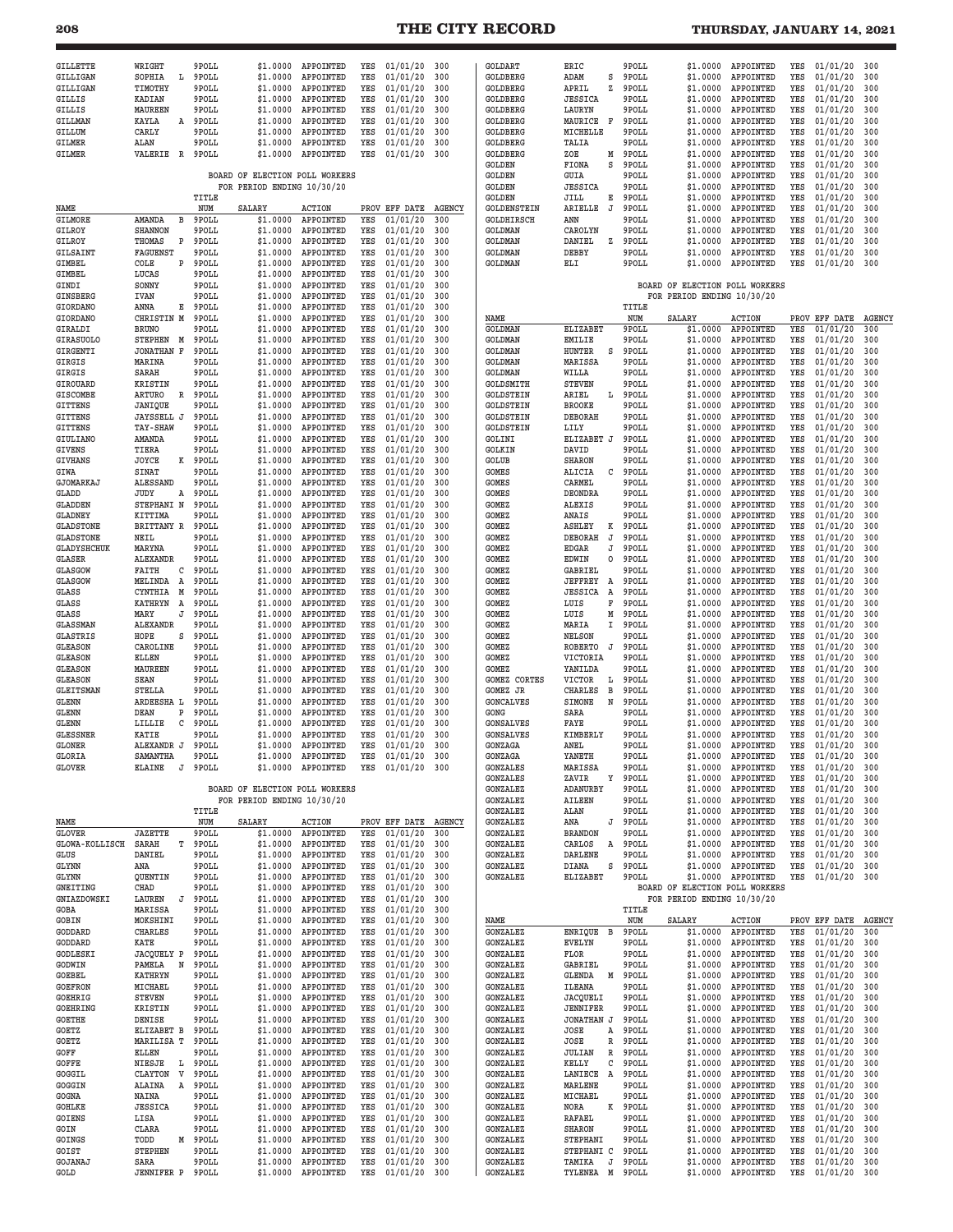| NAME | | TITLE NUM | SALARY | ACTION | PROV | EFF DATE | AGENCY |
|---|---|---|---|---|---|---|---|
| GILLETTE | WRIGHT | 9POLL | $1.0000 | APPOINTED | YES | 01/01/20 | 300 |
| GILLIGAN | SOPHIA L | 9POLL | $1.0000 | APPOINTED | YES | 01/01/20 | 300 |
| GILLIGAN | TIMOTHY | 9POLL | $1.0000 | APPOINTED | YES | 01/01/20 | 300 |
| GILLIS | KADIAN | 9POLL | $1.0000 | APPOINTED | YES | 01/01/20 | 300 |
| GILLIS | MAUREEN | 9POLL | $1.0000 | APPOINTED | YES | 01/01/20 | 300 |
| GILLMAN | KAYLA A | 9POLL | $1.0000 | APPOINTED | YES | 01/01/20 | 300 |
| GILLUM | CARLY | 9POLL | $1.0000 | APPOINTED | YES | 01/01/20 | 300 |
| GILMER | ALAN | 9POLL | $1.0000 | APPOINTED | YES | 01/01/20 | 300 |
| GILMER | VALERIE R | 9POLL | $1.0000 | APPOINTED | YES | 01/01/20 | 300 |

BOARD OF ELECTION POLL WORKERS
FOR PERIOD ENDING 10/30/20

| NAME | | TITLE NUM | SALARY | ACTION | PROV | EFF DATE | AGENCY |
|---|---|---|---|---|---|---|---|
| GILMORE | AMANDA B | 9POLL | $1.0000 | APPOINTED | YES | 01/01/20 | 300 |
| GILROY | SHANNON | 9POLL | $1.0000 | APPOINTED | YES | 01/01/20 | 300 |
| GILROY | THOMAS P | 9POLL | $1.0000 | APPOINTED | YES | 01/01/20 | 300 |
| GILSAINT | FAGUENST | 9POLL | $1.0000 | APPOINTED | YES | 01/01/20 | 300 |
| GIMBEL | COLE P | 9POLL | $1.0000 | APPOINTED | YES | 01/01/20 | 300 |
| GIMBEL | LUCAS | 9POLL | $1.0000 | APPOINTED | YES | 01/01/20 | 300 |
| GINDI | SONNY | 9POLL | $1.0000 | APPOINTED | YES | 01/01/20 | 300 |
| GINSBERG | IVAN | 9POLL | $1.0000 | APPOINTED | YES | 01/01/20 | 300 |
| GIORDANO | ANNA E | 9POLL | $1.0000 | APPOINTED | YES | 01/01/20 | 300 |
| GIORDANO | CHRISTIN M | 9POLL | $1.0000 | APPOINTED | YES | 01/01/20 | 300 |
| GIRALDI | BRUNO | 9POLL | $1.0000 | APPOINTED | YES | 01/01/20 | 300 |
| GIRASUOLO | STEPHEN M | 9POLL | $1.0000 | APPOINTED | YES | 01/01/20 | 300 |
| GIRGENTI | JONATHAN F | 9POLL | $1.0000 | APPOINTED | YES | 01/01/20 | 300 |
| GIRGIS | MARINA | 9POLL | $1.0000 | APPOINTED | YES | 01/01/20 | 300 |
| GIRGIS | SARAH | 9POLL | $1.0000 | APPOINTED | YES | 01/01/20 | 300 |
| GIROUARD | KRISTIN | 9POLL | $1.0000 | APPOINTED | YES | 01/01/20 | 300 |
| GISCOMBE | ARTURO R | 9POLL | $1.0000 | APPOINTED | YES | 01/01/20 | 300 |
| GITTENS | JANIQUE | 9POLL | $1.0000 | APPOINTED | YES | 01/01/20 | 300 |
| GITTENS | JAYSSELL J | 9POLL | $1.0000 | APPOINTED | YES | 01/01/20 | 300 |
| GITTENS | TAY-SHAW | 9POLL | $1.0000 | APPOINTED | YES | 01/01/20 | 300 |
| GIULIANO | AMANDA | 9POLL | $1.0000 | APPOINTED | YES | 01/01/20 | 300 |
| GIVENS | TIERA | 9POLL | $1.0000 | APPOINTED | YES | 01/01/20 | 300 |
| GIVHANS | JOYCE K | 9POLL | $1.0000 | APPOINTED | YES | 01/01/20 | 300 |
| GIWA | SINAT | 9POLL | $1.0000 | APPOINTED | YES | 01/01/20 | 300 |
| GJOMARKAJ | ALESSAND | 9POLL | $1.0000 | APPOINTED | YES | 01/01/20 | 300 |
| GLADD | JUDY A | 9POLL | $1.0000 | APPOINTED | YES | 01/01/20 | 300 |
| GLADDEN | STEPHANI N | 9POLL | $1.0000 | APPOINTED | YES | 01/01/20 | 300 |
| GLADNEY | KITTIMA | 9POLL | $1.0000 | APPOINTED | YES | 01/01/20 | 300 |
| GLADSTONE | BRITTANY R | 9POLL | $1.0000 | APPOINTED | YES | 01/01/20 | 300 |
| GLADSTONE | NEIL | 9POLL | $1.0000 | APPOINTED | YES | 01/01/20 | 300 |
| GLADYSHCHUK | MARYNA | 9POLL | $1.0000 | APPOINTED | YES | 01/01/20 | 300 |
| GLASER | ALEXANDR | 9POLL | $1.0000 | APPOINTED | YES | 01/01/20 | 300 |
| GLASGOW | FAITH C | 9POLL | $1.0000 | APPOINTED | YES | 01/01/20 | 300 |
| GLASGOW | MELINDA A | 9POLL | $1.0000 | APPOINTED | YES | 01/01/20 | 300 |
| GLASS | CYNTHIA M | 9POLL | $1.0000 | APPOINTED | YES | 01/01/20 | 300 |
| GLASS | KATHRYN A | 9POLL | $1.0000 | APPOINTED | YES | 01/01/20 | 300 |
| GLASS | MARY J | 9POLL | $1.0000 | APPOINTED | YES | 01/01/20 | 300 |
| GLASSMAN | ALEXANDR | 9POLL | $1.0000 | APPOINTED | YES | 01/01/20 | 300 |
| GLASTRIS | HOPE S | 9POLL | $1.0000 | APPOINTED | YES | 01/01/20 | 300 |
| GLEASON | CAROLINE | 9POLL | $1.0000 | APPOINTED | YES | 01/01/20 | 300 |
| GLEASON | ELLEN | 9POLL | $1.0000 | APPOINTED | YES | 01/01/20 | 300 |
| GLEASON | MAUREEN | 9POLL | $1.0000 | APPOINTED | YES | 01/01/20 | 300 |
| GLEASON | SEAN | 9POLL | $1.0000 | APPOINTED | YES | 01/01/20 | 300 |
| GLEITSMAN | STELLA | 9POLL | $1.0000 | APPOINTED | YES | 01/01/20 | 300 |
| GLENN | ARDEESHA L | 9POLL | $1.0000 | APPOINTED | YES | 01/01/20 | 300 |
| GLENN | DEAN P | 9POLL | $1.0000 | APPOINTED | YES | 01/01/20 | 300 |
| GLENN | LILLIE C | 9POLL | $1.0000 | APPOINTED | YES | 01/01/20 | 300 |
| GLESSNER | KATIE | 9POLL | $1.0000 | APPOINTED | YES | 01/01/20 | 300 |
| GLONER | ALEXANDR J | 9POLL | $1.0000 | APPOINTED | YES | 01/01/20 | 300 |
| GLORIA | SAMANTHA | 9POLL | $1.0000 | APPOINTED | YES | 01/01/20 | 300 |
| GLOVER | ELAINE J | 9POLL | $1.0000 | APPOINTED | YES | 01/01/20 | 300 |

BOARD OF ELECTION POLL WORKERS
FOR PERIOD ENDING 10/30/20

| NAME | | TITLE NUM | SALARY | ACTION | PROV | EFF DATE | AGENCY |
|---|---|---|---|---|---|---|---|
| GLOVER | JAZETTE | 9POLL | $1.0000 | APPOINTED | YES | 01/01/20 | 300 |
| GLOWA-KOLLISCH | SARAH T | 9POLL | $1.0000 | APPOINTED | YES | 01/01/20 | 300 |
| GLUS | DANIEL | 9POLL | $1.0000 | APPOINTED | YES | 01/01/20 | 300 |
| GLYNN | ANA | 9POLL | $1.0000 | APPOINTED | YES | 01/01/20 | 300 |
| GLYNN | QUENTIN | 9POLL | $1.0000 | APPOINTED | YES | 01/01/20 | 300 |
| GNEITING | CHAD | 9POLL | $1.0000 | APPOINTED | YES | 01/01/20 | 300 |
| GNIAZDOWSKI | LAUREN J | 9POLL | $1.0000 | APPOINTED | YES | 01/01/20 | 300 |
| GOBA | MARISSA | 9POLL | $1.0000 | APPOINTED | YES | 01/01/20 | 300 |
| GOBIN | MOKSHINI | 9POLL | $1.0000 | APPOINTED | YES | 01/01/20 | 300 |
| GODDARD | CHARLES | 9POLL | $1.0000 | APPOINTED | YES | 01/01/20 | 300 |
| GODDARD | KATE | 9POLL | $1.0000 | APPOINTED | YES | 01/01/20 | 300 |
| GODLESKI | JACQUELY P | 9POLL | $1.0000 | APPOINTED | YES | 01/01/20 | 300 |
| GODWIN | PAMELA N | 9POLL | $1.0000 | APPOINTED | YES | 01/01/20 | 300 |
| GOEBEL | KATHRYN | 9POLL | $1.0000 | APPOINTED | YES | 01/01/20 | 300 |
| GOEFRON | MICHAEL | 9POLL | $1.0000 | APPOINTED | YES | 01/01/20 | 300 |
| GOEHRIG | STEVEN | 9POLL | $1.0000 | APPOINTED | YES | 01/01/20 | 300 |
| GOEHRING | KRISTIN | 9POLL | $1.0000 | APPOINTED | YES | 01/01/20 | 300 |
| GOETHE | DENISE | 9POLL | $1.0000 | APPOINTED | YES | 01/01/20 | 300 |
| GOETZ | ELIZABET B | 9POLL | $1.0000 | APPOINTED | YES | 01/01/20 | 300 |
| GOETZ | MARILISA T | 9POLL | $1.0000 | APPOINTED | YES | 01/01/20 | 300 |
| GOFF | ELLEN | 9POLL | $1.0000 | APPOINTED | YES | 01/01/20 | 300 |
| GOFFE | NIESJE L | 9POLL | $1.0000 | APPOINTED | YES | 01/01/20 | 300 |
| GOGGIL | CLAYTON V | 9POLL | $1.0000 | APPOINTED | YES | 01/01/20 | 300 |
| GOGGIN | ALAINA A | 9POLL | $1.0000 | APPOINTED | YES | 01/01/20 | 300 |
| GOGNA | NAINA | 9POLL | $1.0000 | APPOINTED | YES | 01/01/20 | 300 |
| GOHLKE | JESSICA | 9POLL | $1.0000 | APPOINTED | YES | 01/01/20 | 300 |
| GOIENS | LISA | 9POLL | $1.0000 | APPOINTED | YES | 01/01/20 | 300 |
| GOIN | CLARA | 9POLL | $1.0000 | APPOINTED | YES | 01/01/20 | 300 |
| GOINGS | TODD M | 9POLL | $1.0000 | APPOINTED | YES | 01/01/20 | 300 |
| GOIST | STEPHEN | 9POLL | $1.0000 | APPOINTED | YES | 01/01/20 | 300 |
| GOJANAJ | SARA | 9POLL | $1.0000 | APPOINTED | YES | 01/01/20 | 300 |
| GOLD | JENNIFER P | 9POLL | $1.0000 | APPOINTED | YES | 01/01/20 | 300 |
| GOLDART | ERIC | 9POLL | $1.0000 | APPOINTED | YES | 01/01/20 | 300 |
| GOLDBERG | ADAM S | 9POLL | $1.0000 | APPOINTED | YES | 01/01/20 | 300 |
| GOLDBERG | APRIL Z | 9POLL | $1.0000 | APPOINTED | YES | 01/01/20 | 300 |
| GOLDBERG | JESSICA | 9POLL | $1.0000 | APPOINTED | YES | 01/01/20 | 300 |
| GOLDBERG | LAURYN | 9POLL | $1.0000 | APPOINTED | YES | 01/01/20 | 300 |
| GOLDBERG | MAURICE F | 9POLL | $1.0000 | APPOINTED | YES | 01/01/20 | 300 |
| GOLDBERG | MICHELLE | 9POLL | $1.0000 | APPOINTED | YES | 01/01/20 | 300 |
| GOLDBERG | TALIA | 9POLL | $1.0000 | APPOINTED | YES | 01/01/20 | 300 |
| GOLDBERG | ZOE M | 9POLL | $1.0000 | APPOINTED | YES | 01/01/20 | 300 |
| GOLDEN | FIONA S | 9POLL | $1.0000 | APPOINTED | YES | 01/01/20 | 300 |
| GOLDEN | GUIA | 9POLL | $1.0000 | APPOINTED | YES | 01/01/20 | 300 |
| GOLDEN | JESSICA | 9POLL | $1.0000 | APPOINTED | YES | 01/01/20 | 300 |
| GOLDEN | JILL E | 9POLL | $1.0000 | APPOINTED | YES | 01/01/20 | 300 |
| GOLDENSTEIN | ARIELLE J | 9POLL | $1.0000 | APPOINTED | YES | 01/01/20 | 300 |
| GOLDHIRSCH | ANN | 9POLL | $1.0000 | APPOINTED | YES | 01/01/20 | 300 |
| GOLDMAN | CAROLYN | 9POLL | $1.0000 | APPOINTED | YES | 01/01/20 | 300 |
| GOLDMAN | DANIEL Z | 9POLL | $1.0000 | APPOINTED | YES | 01/01/20 | 300 |
| GOLDMAN | DEBBY | 9POLL | $1.0000 | APPOINTED | YES | 01/01/20 | 300 |
| GOLDMAN | ELI | 9POLL | $1.0000 | APPOINTED | YES | 01/01/20 | 300 |

BOARD OF ELECTION POLL WORKERS
FOR PERIOD ENDING 10/30/20

| NAME | | TITLE NUM | SALARY | ACTION | PROV | EFF DATE | AGENCY |
|---|---|---|---|---|---|---|---|
| GOLDMAN | ELIZABET | 9POLL | $1.0000 | APPOINTED | YES | 01/01/20 | 300 |
| GOLDMAN | EMILIE | 9POLL | $1.0000 | APPOINTED | YES | 01/01/20 | 300 |
| GOLDMAN | HUNTER S | 9POLL | $1.0000 | APPOINTED | YES | 01/01/20 | 300 |
| GOLDMAN | MARISSA | 9POLL | $1.0000 | APPOINTED | YES | 01/01/20 | 300 |
| GOLDMAN | WILLA | 9POLL | $1.0000 | APPOINTED | YES | 01/01/20 | 300 |
| GOLDSMITH | STEVEN | 9POLL | $1.0000 | APPOINTED | YES | 01/01/20 | 300 |
| GOLDSTEIN | ARIEL L | 9POLL | $1.0000 | APPOINTED | YES | 01/01/20 | 300 |
| GOLDSTEIN | BROOKE | 9POLL | $1.0000 | APPOINTED | YES | 01/01/20 | 300 |
| GOLDSTEIN | DEBORAH | 9POLL | $1.0000 | APPOINTED | YES | 01/01/20 | 300 |
| GOLDSTEIN | LILY | 9POLL | $1.0000 | APPOINTED | YES | 01/01/20 | 300 |
| GOLINI | ELIZABET J | 9POLL | $1.0000 | APPOINTED | YES | 01/01/20 | 300 |
| GOLKIN | DAVID | 9POLL | $1.0000 | APPOINTED | YES | 01/01/20 | 300 |
| GOLUB | SHARON | 9POLL | $1.0000 | APPOINTED | YES | 01/01/20 | 300 |
| GOMES | ALICIA C | 9POLL | $1.0000 | APPOINTED | YES | 01/01/20 | 300 |
| GOMES | CARMEL | 9POLL | $1.0000 | APPOINTED | YES | 01/01/20 | 300 |
| GOMES | DEONDRA | 9POLL | $1.0000 | APPOINTED | YES | 01/01/20 | 300 |
| GOMEZ | ALEXIS | 9POLL | $1.0000 | APPOINTED | YES | 01/01/20 | 300 |
| GOMEZ | ANAIS | 9POLL | $1.0000 | APPOINTED | YES | 01/01/20 | 300 |
| GOMEZ | ASHLEY K | 9POLL | $1.0000 | APPOINTED | YES | 01/01/20 | 300 |
| GOMEZ | DEBORAH J | 9POLL | $1.0000 | APPOINTED | YES | 01/01/20 | 300 |
| GOMEZ | EDGAR J | 9POLL | $1.0000 | APPOINTED | YES | 01/01/20 | 300 |
| GOMEZ | EDWIN O | 9POLL | $1.0000 | APPOINTED | YES | 01/01/20 | 300 |
| GOMEZ | GABRIEL | 9POLL | $1.0000 | APPOINTED | YES | 01/01/20 | 300 |
| GOMEZ | JEFFREY A | 9POLL | $1.0000 | APPOINTED | YES | 01/01/20 | 300 |
| GOMEZ | JESSICA A | 9POLL | $1.0000 | APPOINTED | YES | 01/01/20 | 300 |
| GOMEZ | LUIS F | 9POLL | $1.0000 | APPOINTED | YES | 01/01/20 | 300 |
| GOMEZ | LUIS M | 9POLL | $1.0000 | APPOINTED | YES | 01/01/20 | 300 |
| GOMEZ | MARIA I | 9POLL | $1.0000 | APPOINTED | YES | 01/01/20 | 300 |
| GOMEZ | NELSON | 9POLL | $1.0000 | APPOINTED | YES | 01/01/20 | 300 |
| GOMEZ | ROBERTO J | 9POLL | $1.0000 | APPOINTED | YES | 01/01/20 | 300 |
| GOMEZ | VICTORIA | 9POLL | $1.0000 | APPOINTED | YES | 01/01/20 | 300 |
| GOMEZ | YANILDA | 9POLL | $1.0000 | APPOINTED | YES | 01/01/20 | 300 |
| GOMEZ CORTES | VICTOR L | 9POLL | $1.0000 | APPOINTED | YES | 01/01/20 | 300 |
| GOMEZ JR | CHARLES B | 9POLL | $1.0000 | APPOINTED | YES | 01/01/20 | 300 |
| GONCALVES | SIMONE N | 9POLL | $1.0000 | APPOINTED | YES | 01/01/20 | 300 |
| GONG | SARA | 9POLL | $1.0000 | APPOINTED | YES | 01/01/20 | 300 |
| GONSALVES | FAYE | 9POLL | $1.0000 | APPOINTED | YES | 01/01/20 | 300 |
| GONSALVES | KIMBERLY | 9POLL | $1.0000 | APPOINTED | YES | 01/01/20 | 300 |
| GONZAGA | ANEL | 9POLL | $1.0000 | APPOINTED | YES | 01/01/20 | 300 |
| GONZAGA | YANETH | 9POLL | $1.0000 | APPOINTED | YES | 01/01/20 | 300 |
| GONZALES | MARISSA | 9POLL | $1.0000 | APPOINTED | YES | 01/01/20 | 300 |
| GONZALES | ZAVIR Y | 9POLL | $1.0000 | APPOINTED | YES | 01/01/20 | 300 |
| GONZALEZ | ADANURBY | 9POLL | $1.0000 | APPOINTED | YES | 01/01/20 | 300 |
| GONZALEZ | AILEEN | 9POLL | $1.0000 | APPOINTED | YES | 01/01/20 | 300 |
| GONZALEZ | ALAN | 9POLL | $1.0000 | APPOINTED | YES | 01/01/20 | 300 |
| GONZALEZ | ANA J | 9POLL | $1.0000 | APPOINTED | YES | 01/01/20 | 300 |
| GONZALEZ | BRANDON | 9POLL | $1.0000 | APPOINTED | YES | 01/01/20 | 300 |
| GONZALEZ | CARLOS A | 9POLL | $1.0000 | APPOINTED | YES | 01/01/20 | 300 |
| GONZALEZ | DARLENE | 9POLL | $1.0000 | APPOINTED | YES | 01/01/20 | 300 |
| GONZALEZ | DIANA S | 9POLL | $1.0000 | APPOINTED | YES | 01/01/20 | 300 |
| GONZALEZ | ELIZABET | 9POLL | $1.0000 | APPOINTED | YES | 01/01/20 | 300 |

BOARD OF ELECTION POLL WORKERS
FOR PERIOD ENDING 10/30/20

| NAME | | TITLE NUM | SALARY | ACTION | PROV | EFF DATE | AGENCY |
|---|---|---|---|---|---|---|---|
| GONZALEZ | ENRIQUE B | 9POLL | $1.0000 | APPOINTED | YES | 01/01/20 | 300 |
| GONZALEZ | EVELYN | 9POLL | $1.0000 | APPOINTED | YES | 01/01/20 | 300 |
| GONZALEZ | FLOR | 9POLL | $1.0000 | APPOINTED | YES | 01/01/20 | 300 |
| GONZALEZ | GABRIEL | 9POLL | $1.0000 | APPOINTED | YES | 01/01/20 | 300 |
| GONZALEZ | GLENDA M | 9POLL | $1.0000 | APPOINTED | YES | 01/01/20 | 300 |
| GONZALEZ | ILEANA | 9POLL | $1.0000 | APPOINTED | YES | 01/01/20 | 300 |
| GONZALEZ | JACQUELI | 9POLL | $1.0000 | APPOINTED | YES | 01/01/20 | 300 |
| GONZALEZ | JENNIFER | 9POLL | $1.0000 | APPOINTED | YES | 01/01/20 | 300 |
| GONZALEZ | JONATHAN J | 9POLL | $1.0000 | APPOINTED | YES | 01/01/20 | 300 |
| GONZALEZ | JOSE A | 9POLL | $1.0000 | APPOINTED | YES | 01/01/20 | 300 |
| GONZALEZ | JOSE R | 9POLL | $1.0000 | APPOINTED | YES | 01/01/20 | 300 |
| GONZALEZ | JULIAN R | 9POLL | $1.0000 | APPOINTED | YES | 01/01/20 | 300 |
| GONZALEZ | KELLY C | 9POLL | $1.0000 | APPOINTED | YES | 01/01/20 | 300 |
| GONZALEZ | LANIECE A | 9POLL | $1.0000 | APPOINTED | YES | 01/01/20 | 300 |
| GONZALEZ | MARLENE | 9POLL | $1.0000 | APPOINTED | YES | 01/01/20 | 300 |
| GONZALEZ | MICHAEL | 9POLL | $1.0000 | APPOINTED | YES | 01/01/20 | 300 |
| GONZALEZ | NORA K | 9POLL | $1.0000 | APPOINTED | YES | 01/01/20 | 300 |
| GONZALEZ | RAFAEL | 9POLL | $1.0000 | APPOINTED | YES | 01/01/20 | 300 |
| GONZALEZ | SHARON | 9POLL | $1.0000 | APPOINTED | YES | 01/01/20 | 300 |
| GONZALEZ | STEPHANI | 9POLL | $1.0000 | APPOINTED | YES | 01/01/20 | 300 |
| GONZALEZ | STEPHANI C | 9POLL | $1.0000 | APPOINTED | YES | 01/01/20 | 300 |
| GONZALEZ | TAMIKA J | 9POLL | $1.0000 | APPOINTED | YES | 01/01/20 | 300 |
| GONZALEZ | TYLENEA M | 9POLL | $1.0000 | APPOINTED | YES | 01/01/20 | 300 |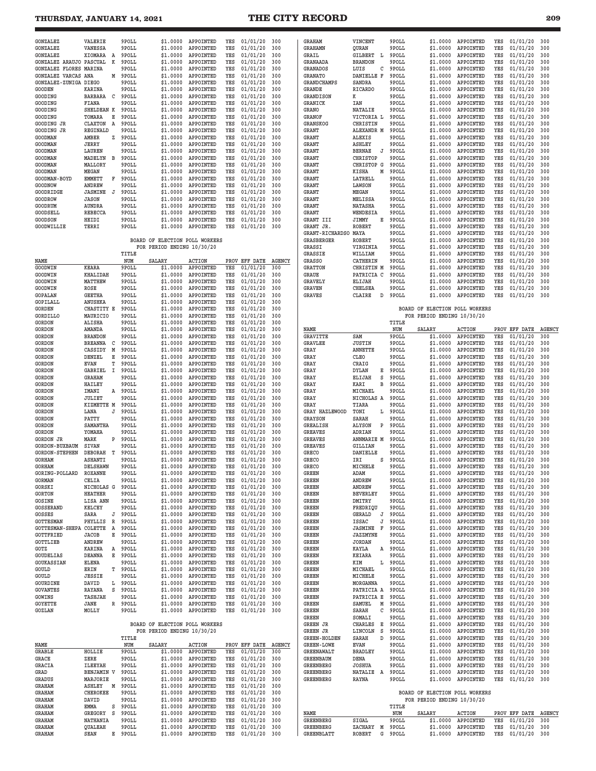| NAME | | TITLE NUM | SALARY | ACTION | PROV | EFF DATE | AGENCY |
|---|---|---|---|---|---|---|---|
| GONZALEZ | VALERIE | 9POLL | $1.0000 | APPOINTED | YES | 01/01/20 | 300 |
| GONZALEZ | VANESSA | 9POLL | $1.0000 | APPOINTED | YES | 01/01/20 | 300 |
| GONZALEZ | XIOMARA A | 9POLL | $1.0000 | APPOINTED | YES | 01/01/20 | 300 |
| GONZALEZ ARAUJO | PASCUAL K | 9POLL | $1.0000 | APPOINTED | YES | 01/01/20 | 300 |
| GONZALEZ FLORES | MARINA | 9POLL | $1.0000 | APPOINTED | YES | 01/01/20 | 300 |
| GONZALEZ VARCAS | ANA M | 9POLL | $1.0000 | APPOINTED | YES | 01/01/20 | 300 |
| GONZALEZ-ZUNIGA | DIEGO | 9POLL | $1.0000 | APPOINTED | YES | 01/01/20 | 300 |
| GOODEN | KARINA | 9POLL | $1.0000 | APPOINTED | YES | 01/01/20 | 300 |
| GOODING | BARBARA C | 9POLL | $1.0000 | APPOINTED | YES | 01/01/20 | 300 |
| GOODING | FIANA | 9POLL | $1.0000 | APPOINTED | YES | 01/01/20 | 300 |
| GOODING | SHELDEAN K | 9POLL | $1.0000 | APPOINTED | YES | 01/01/20 | 300 |
| GOODING | TOMARA E | 9POLL | $1.0000 | APPOINTED | YES | 01/01/20 | 300 |
| GOODING JR | CLAXTON A | 9POLL | $1.0000 | APPOINTED | YES | 01/01/20 | 300 |
| GOODING JR | REGINALD | 9POLL | $1.0000 | APPOINTED | YES | 01/01/20 | 300 |
| GOODMAN | AMBER Z | 9POLL | $1.0000 | APPOINTED | YES | 01/01/20 | 300 |
| GOODMAN | JERRY | 9POLL | $1.0000 | APPOINTED | YES | 01/01/20 | 300 |
| GOODMAN | LAUREN | 9POLL | $1.0000 | APPOINTED | YES | 01/01/20 | 300 |
| GOODMAN | MADELYN B | 9POLL | $1.0000 | APPOINTED | YES | 01/01/20 | 300 |
| GOODMAN | MALLORY | 9POLL | $1.0000 | APPOINTED | YES | 01/01/20 | 300 |
| GOODMAN | MEGAN | 9POLL | $1.0000 | APPOINTED | YES | 01/01/20 | 300 |
| GOODMAN-BOYD | EMMETT F | 9POLL | $1.0000 | APPOINTED | YES | 01/01/20 | 300 |
| GOODNOW | ANDREW | 9POLL | $1.0000 | APPOINTED | YES | 01/01/20 | 300 |
| GOODRIDGE | JASMINE J | 9POLL | $1.0000 | APPOINTED | YES | 01/01/20 | 300 |
| GOODROW | JASON | 9POLL | $1.0000 | APPOINTED | YES | 01/01/20 | 300 |
| GOODRUM | AUNDRA | 9POLL | $1.0000 | APPOINTED | YES | 01/01/20 | 300 |
| GOODSELL | REBECCA | 9POLL | $1.0000 | APPOINTED | YES | 01/01/20 | 300 |
| GOODSON | HEIDI | 9POLL | $1.0000 | APPOINTED | YES | 01/01/20 | 300 |
| GOODWILLIE | TERRI | 9POLL | $1.0000 | APPOINTED | YES | 01/01/20 | 300 |

BOARD OF ELECTION POLL WORKERS
FOR PERIOD ENDING 10/30/20

| NAME | | TITLE NUM | SALARY | ACTION | PROV | EFF DATE | AGENCY |
|---|---|---|---|---|---|---|---|
| GOODWIN | KEARA | 9POLL | $1.0000 | APPOINTED | YES | 01/01/20 | 300 |
| GOODWIN | KHALIDAH | 9POLL | $1.0000 | APPOINTED | YES | 01/01/20 | 300 |
| GOODWIN | MATTHEW | 9POLL | $1.0000 | APPOINTED | YES | 01/01/20 | 300 |
| GOODWIN | ROSE | 9POLL | $1.0000 | APPOINTED | YES | 01/01/20 | 300 |
| GOPALAN | GEETHA | 9POLL | $1.0000 | APPOINTED | YES | 01/01/20 | 300 |
| GOPILALL | ANUSHKA | 9POLL | $1.0000 | APPOINTED | YES | 01/01/20 | 300 |
| GORDEN | CHASTITY E | 9POLL | $1.0000 | APPOINTED | YES | 01/01/20 | 300 |
| GORDILLO | MAURICIO | 9POLL | $1.0000 | APPOINTED | YES | 01/01/20 | 300 |
| GORDON | ALISHA | 9POLL | $1.0000 | APPOINTED | YES | 01/01/20 | 300 |
| GORDON | AMANDA | 9POLL | $1.0000 | APPOINTED | YES | 01/01/20 | 300 |
| GORDON | BRANDON | 9POLL | $1.0000 | APPOINTED | YES | 01/01/20 | 300 |
| GORDON | BREANNA C | 9POLL | $1.0000 | APPOINTED | YES | 01/01/20 | 300 |
| GORDON | CASSIDY M | 9POLL | $1.0000 | APPOINTED | YES | 01/01/20 | 300 |
| GORDON | DENZEL E | 9POLL | $1.0000 | APPOINTED | YES | 01/01/20 | 300 |
| GORDON | EVAN T | 9POLL | $1.0000 | APPOINTED | YES | 01/01/20 | 300 |
| GORDON | GABRIEL I | 9POLL | $1.0000 | APPOINTED | YES | 01/01/20 | 300 |
| GORDON | GRAHAM | 9POLL | $1.0000 | APPOINTED | YES | 01/01/20 | 300 |
| GORDON | HAILEY | 9POLL | $1.0000 | APPOINTED | YES | 01/01/20 | 300 |
| GORDON | IMANI A | 9POLL | $1.0000 | APPOINTED | YES | 01/01/20 | 300 |
| GORDON | JULIET | 9POLL | $1.0000 | APPOINTED | YES | 01/01/20 | 300 |
| GORDON | KIZMETTE M | 9POLL | $1.0000 | APPOINTED | YES | 01/01/20 | 300 |
| GORDON | LANA J | 9POLL | $1.0000 | APPOINTED | YES | 01/01/20 | 300 |
| GORDON | PATTY | 9POLL | $1.0000 | APPOINTED | YES | 01/01/20 | 300 |
| GORDON | SAMANTHA | 9POLL | $1.0000 | APPOINTED | YES | 01/01/20 | 300 |
| GORDON | YOMAHA | 9POLL | $1.0000 | APPOINTED | YES | 01/01/20 | 300 |
| GORDON JR | MARK P | 9POLL | $1.0000 | APPOINTED | YES | 01/01/20 | 300 |
| GORDON-BUXBAUM | SIVAN | 9POLL | $1.0000 | APPOINTED | YES | 01/01/20 | 300 |
| GORDON-STEPHEN | DEBORAH T | 9POLL | $1.0000 | APPOINTED | YES | 01/01/20 | 300 |
| GORHAM | ASHANTI | 9POLL | $1.0000 | APPOINTED | YES | 01/01/20 | 300 |
| GORHAM | DELSHAWN | 9POLL | $1.0000 | APPOINTED | YES | 01/01/20 | 300 |
| GORING-POLLARD | ROXANNE | 9POLL | $1.0000 | APPOINTED | YES | 01/01/20 | 300 |
| GORMAN | CELIA | 9POLL | $1.0000 | APPOINTED | YES | 01/01/20 | 300 |
| GORSKI | NICHOLAS G | 9POLL | $1.0000 | APPOINTED | YES | 01/01/20 | 300 |
| GORTON | HEATHER | 9POLL | $1.0000 | APPOINTED | YES | 01/01/20 | 300 |
| GOSINE | LISA ANN | 9POLL | $1.0000 | APPOINTED | YES | 01/01/20 | 300 |
| GOSSERAND | KELCEY | 9POLL | $1.0000 | APPOINTED | YES | 01/01/20 | 300 |
| GOSSES | SARA J | 9POLL | $1.0000 | APPOINTED | YES | 01/01/20 | 300 |
| GOTTESMAN | PHYLLIS R | 9POLL | $1.0000 | APPOINTED | YES | 01/01/20 | 300 |
| GOTTESMAN-SHEPA | COLETTE A | 9POLL | $1.0000 | APPOINTED | YES | 01/01/20 | 300 |
| GOTTFRIED | JACOB E | 9POLL | $1.0000 | APPOINTED | YES | 01/01/20 | 300 |
| GOTTLIEB | ANDREW | 9POLL | $1.0000 | APPOINTED | YES | 01/01/20 | 300 |
| GOTZ | KARINA A | 9POLL | $1.0000 | APPOINTED | YES | 01/01/20 | 300 |
| GOUDELIAS | DEANNA E | 9POLL | $1.0000 | APPOINTED | YES | 01/01/20 | 300 |
| GOUKASSIAN | ELENA | 9POLL | $1.0000 | APPOINTED | YES | 01/01/20 | 300 |
| GOULD | ERIN T | 9POLL | $1.0000 | APPOINTED | YES | 01/01/20 | 300 |
| GOULD | JESSIE | 9POLL | $1.0000 | APPOINTED | YES | 01/01/20 | 300 |
| GOURDINE | DAVID L | 9POLL | $1.0000 | APPOINTED | YES | 01/01/20 | 300 |
| GOVANTES | RAYANA S | 9POLL | $1.0000 | APPOINTED | YES | 01/01/20 | 300 |
| GOWINS | TASHJAH | 9POLL | $1.0000 | APPOINTED | YES | 01/01/20 | 300 |
| GOYETTE | JANE R | 9POLL | $1.0000 | APPOINTED | YES | 01/01/20 | 300 |
| GOZLAN | MOLLY | 9POLL | $1.0000 | APPOINTED | YES | 01/01/20 | 300 |

BOARD OF ELECTION POLL WORKERS
FOR PERIOD ENDING 10/30/20

| NAME | | TITLE NUM | SALARY | ACTION | PROV | EFF DATE | AGENCY |
|---|---|---|---|---|---|---|---|
| GRABLE | HOLLIE | 9POLL | $1.0000 | APPOINTED | YES | 01/01/20 | 300 |
| GRACE | ZERE | 9POLL | $1.0000 | APPOINTED | YES | 01/01/20 | 300 |
| GRACIA | ILEEYAH | 9POLL | $1.0000 | APPOINTED | YES | 01/01/20 | 300 |
| GRAD | BENJAMIN V | 9POLL | $1.0000 | APPOINTED | YES | 01/01/20 | 300 |
| GRADUS | MARJORIE | 9POLL | $1.0000 | APPOINTED | YES | 01/01/20 | 300 |
| GRAHAM | ASHLEY M | 9POLL | $1.0000 | APPOINTED | YES | 01/01/20 | 300 |
| GRAHAM | CHEROKEE | 9POLL | $1.0000 | APPOINTED | YES | 01/01/20 | 300 |
| GRAHAM | DAVID | 9POLL | $1.0000 | APPOINTED | YES | 01/01/20 | 300 |
| GRAHAM | EMMA S | 9POLL | $1.0000 | APPOINTED | YES | 01/01/20 | 300 |
| GRAHAM | GREGORY S | 9POLL | $1.0000 | APPOINTED | YES | 01/01/20 | 300 |
| GRAHAM | NATHANIA | 9POLL | $1.0000 | APPOINTED | YES | 01/01/20 | 300 |
| GRAHAM | QUALEAH | 9POLL | $1.0000 | APPOINTED | YES | 01/01/20 | 300 |
| GRAHAM | SEAN E | 9POLL | $1.0000 | APPOINTED | YES | 01/01/20 | 300 |
| GRAHAM | VINCENT | 9POLL | $1.0000 | APPOINTED | YES | 01/01/20 | 300 |
| GRAHAMN | QURAN | 9POLL | $1.0000 | APPOINTED | YES | 01/01/20 | 300 |
| GRAIL | GILBERT L | 9POLL | $1.0000 | APPOINTED | YES | 01/01/20 | 300 |
| GRANAADA | BRANDON | 9POLL | $1.0000 | APPOINTED | YES | 01/01/20 | 300 |
| GRANADOS | LUIS C | 9POLL | $1.0000 | APPOINTED | YES | 01/01/20 | 300 |
| GRANATO | DANIELLE F | 9POLL | $1.0000 | APPOINTED | YES | 01/01/20 | 300 |
| GRANDCHAMPS | SANDRA | 9POLL | $1.0000 | APPOINTED | YES | 01/01/20 | 300 |
| GRANDE | RICARDO | 9POLL | $1.0000 | APPOINTED | YES | 01/01/20 | 300 |
| GRANDISON | K | 9POLL | $1.0000 | APPOINTED | YES | 01/01/20 | 300 |
| GRANICK | IAN | 9POLL | $1.0000 | APPOINTED | YES | 01/01/20 | 300 |
| GRANO | NATALIE | 9POLL | $1.0000 | APPOINTED | YES | 01/01/20 | 300 |
| GRANOF | VICTORIA L | 9POLL | $1.0000 | APPOINTED | YES | 01/01/20 | 300 |
| GRANSKOG | CHRISTIN | 9POLL | $1.0000 | APPOINTED | YES | 01/01/20 | 300 |
| GRANT | ALEXANDR M | 9POLL | $1.0000 | APPOINTED | YES | 01/01/20 | 300 |
| GRANT | ALEXIS | 9POLL | $1.0000 | APPOINTED | YES | 01/01/20 | 300 |
| GRANT | ASHLEY | 9POLL | $1.0000 | APPOINTED | YES | 01/01/20 | 300 |
| GRANT | BERNAE J | 9POLL | $1.0000 | APPOINTED | YES | 01/01/20 | 300 |
| GRANT | CHRISTOP | 9POLL | $1.0000 | APPOINTED | YES | 01/01/20 | 300 |
| GRANT | CHRISTOP G | 9POLL | $1.0000 | APPOINTED | YES | 01/01/20 | 300 |
| GRANT | KISHA M | 9POLL | $1.0000 | APPOINTED | YES | 01/01/20 | 300 |
| GRANT | LATRELL | 9POLL | $1.0000 | APPOINTED | YES | 01/01/20 | 300 |
| GRANT | LAWSON | 9POLL | $1.0000 | APPOINTED | YES | 01/01/20 | 300 |
| GRANT | MEGAN | 9POLL | $1.0000 | APPOINTED | YES | 01/01/20 | 300 |
| GRANT | MELISSA | 9POLL | $1.0000 | APPOINTED | YES | 01/01/20 | 300 |
| GRANT | NATASHA | 9POLL | $1.0000 | APPOINTED | YES | 01/01/20 | 300 |
| GRANT | WENDESIA | 9POLL | $1.0000 | APPOINTED | YES | 01/01/20 | 300 |
| GRANT III | JIMMY E | 9POLL | $1.0000 | APPOINTED | YES | 01/01/20 | 300 |
| GRANT JR. | ROBERT | 9POLL | $1.0000 | APPOINTED | YES | 01/01/20 | 300 |
| GRANT-RICHARDSO | MAYA | 9POLL | $1.0000 | APPOINTED | YES | 01/01/20 | 300 |
| GRASBERGER | ROBERT | 9POLL | $1.0000 | APPOINTED | YES | 01/01/20 | 300 |
| GRASSI | VIRGINIA | 9POLL | $1.0000 | APPOINTED | YES | 01/01/20 | 300 |
| GRASSIE | WILLIAM | 9POLL | $1.0000 | APPOINTED | YES | 01/01/20 | 300 |
| GRASSO | CATHERIN | 9POLL | $1.0000 | APPOINTED | YES | 01/01/20 | 300 |
| GRATTON | CHRISTIN M | 9POLL | $1.0000 | APPOINTED | YES | 01/01/20 | 300 |
| GRAUE | PATRICIA C | 9POLL | $1.0000 | APPOINTED | YES | 01/01/20 | 300 |
| GRAVELY | ELIJAH | 9POLL | $1.0000 | APPOINTED | YES | 01/01/20 | 300 |
| GRAVEN | CHELSEA | 9POLL | $1.0000 | APPOINTED | YES | 01/01/20 | 300 |
| GRAVES | CLAIRE D | 9POLL | $1.0000 | APPOINTED | YES | 01/01/20 | 300 |

BOARD OF ELECTION POLL WORKERS
FOR PERIOD ENDING 10/30/20

| NAME | | TITLE NUM | SALARY | ACTION | PROV | EFF DATE | AGENCY |
|---|---|---|---|---|---|---|---|
| GRAVITTE | SAM | 9POLL | $1.0000 | APPOINTED | YES | 01/01/20 | 300 |
| GRAVLEE | JUSTIN | 9POLL | $1.0000 | APPOINTED | YES | 01/01/20 | 300 |
| GRAY | ANNETTE | 9POLL | $1.0000 | APPOINTED | YES | 01/01/20 | 300 |
| GRAY | CLEO | 9POLL | $1.0000 | APPOINTED | YES | 01/01/20 | 300 |
| GRAY | CRAIG | 9POLL | $1.0000 | APPOINTED | YES | 01/01/20 | 300 |
| GRAY | DYLAN E | 9POLL | $1.0000 | APPOINTED | YES | 01/01/20 | 300 |
| GRAY | ELIJAH S | 9POLL | $1.0000 | APPOINTED | YES | 01/01/20 | 300 |
| GRAY | KARI B | 9POLL | $1.0000 | APPOINTED | YES | 01/01/20 | 300 |
| GRAY | MICHAEL | 9POLL | $1.0000 | APPOINTED | YES | 01/01/20 | 300 |
| GRAY | NICHOLAS A | 9POLL | $1.0000 | APPOINTED | YES | 01/01/20 | 300 |
| GRAY | TIARA | 9POLL | $1.0000 | APPOINTED | YES | 01/01/20 | 300 |
| GRAY HAZLEWOOD | TONI L | 9POLL | $1.0000 | APPOINTED | YES | 01/01/20 | 300 |
| GRAYSON | SARAH | 9POLL | $1.0000 | APPOINTED | YES | 01/01/20 | 300 |
| GREALISH | ALYSON P | 9POLL | $1.0000 | APPOINTED | YES | 01/01/20 | 300 |
| GREAVES | ADRIAN | 9POLL | $1.0000 | APPOINTED | YES | 01/01/20 | 300 |
| GREAVES | ANNMARIE M | 9POLL | $1.0000 | APPOINTED | YES | 01/01/20 | 300 |
| GREAVES | GILLIAN | 9POLL | $1.0000 | APPOINTED | YES | 01/01/20 | 300 |
| GRECO | DANIELLE | 9POLL | $1.0000 | APPOINTED | YES | 01/01/20 | 300 |
| GRECO | IRI S | 9POLL | $1.0000 | APPOINTED | YES | 01/01/20 | 300 |
| GRECO | MICHELE | 9POLL | $1.0000 | APPOINTED | YES | 01/01/20 | 300 |
| GREEN | ADAM | 9POLL | $1.0000 | APPOINTED | YES | 01/01/20 | 300 |
| GREEN | ANDREW | 9POLL | $1.0000 | APPOINTED | YES | 01/01/20 | 300 |
| GREEN | ANDREW | 9POLL | $1.0000 | APPOINTED | YES | 01/01/20 | 300 |
| GREEN | BEVERLEY | 9POLL | $1.0000 | APPOINTED | YES | 01/01/20 | 300 |
| GREEN | DMITRY | 9POLL | $1.0000 | APPOINTED | YES | 01/01/20 | 300 |
| GREEN | FREDRIQU | 9POLL | $1.0000 | APPOINTED | YES | 01/01/20 | 300 |
| GREEN | GERALD J | 9POLL | $1.0000 | APPOINTED | YES | 01/01/20 | 300 |
| GREEN | ISSAC J | 9POLL | $1.0000 | APPOINTED | YES | 01/01/20 | 300 |
| GREEN | JASMINE F | 9POLL | $1.0000 | APPOINTED | YES | 01/01/20 | 300 |
| GREEN | JAZZMYNE | 9POLL | $1.0000 | APPOINTED | YES | 01/01/20 | 300 |
| GREEN | JORDAN | 9POLL | $1.0000 | APPOINTED | YES | 01/01/20 | 300 |
| GREEN | KAYLA A | 9POLL | $1.0000 | APPOINTED | YES | 01/01/20 | 300 |
| GREEN | KEIARA | 9POLL | $1.0000 | APPOINTED | YES | 01/01/20 | 300 |
| GREEN | KIM L | 9POLL | $1.0000 | APPOINTED | YES | 01/01/20 | 300 |
| GREEN | MICHAEL | 9POLL | $1.0000 | APPOINTED | YES | 01/01/20 | 300 |
| GREEN | MICHELE | 9POLL | $1.0000 | APPOINTED | YES | 01/01/20 | 300 |
| GREEN | MORGANNA | 9POLL | $1.0000 | APPOINTED | YES | 01/01/20 | 300 |
| GREEN | PATRICIA A | 9POLL | $1.0000 | APPOINTED | YES | 01/01/20 | 300 |
| GREEN | PATRICIA E | 9POLL | $1.0000 | APPOINTED | YES | 01/01/20 | 300 |
| GREEN | SAMUEL M | 9POLL | $1.0000 | APPOINTED | YES | 01/01/20 | 300 |
| GREEN | SARAH C | 9POLL | $1.0000 | APPOINTED | YES | 01/01/20 | 300 |
| GREEN | SOMALI | 9POLL | $1.0000 | APPOINTED | YES | 01/01/20 | 300 |
| GREEN JR | CHARLES E | 9POLL | $1.0000 | APPOINTED | YES | 01/01/20 | 300 |
| GREEN JR | LINCOLN S | 9POLL | $1.0000 | APPOINTED | YES | 01/01/20 | 300 |
| GREEN-HOLDEN | SARAH D | 9POLL | $1.0000 | APPOINTED | YES | 01/01/20 | 300 |
| GREEN-LOWE | EVAN | 9POLL | $1.0000 | APPOINTED | YES | 01/01/20 | 300 |
| GREENAWALT | BRADLEY | 9POLL | $1.0000 | APPOINTED | YES | 01/01/20 | 300 |
| GREENBAUM | DENA | 9POLL | $1.0000 | APPOINTED | YES | 01/01/20 | 300 |
| GREENBERG | JOSHUA | 9POLL | $1.0000 | APPOINTED | YES | 01/01/20 | 300 |
| GREENBERG | NATALIE A | 9POLL | $1.0000 | APPOINTED | YES | 01/01/20 | 300 |
| GREENBERG | RAYNA | 9POLL | $1.0000 | APPOINTED | YES | 01/01/20 | 300 |

BOARD OF ELECTION POLL WORKERS
FOR PERIOD ENDING 10/30/20

| NAME | | TITLE NUM | SALARY | ACTION | PROV | EFF DATE | AGENCY |
|---|---|---|---|---|---|---|---|
| GREENBERG | SIGAL | 9POLL | $1.0000 | APPOINTED | YES | 01/01/20 | 300 |
| GREENBERG | ZACHARY M | 9POLL | $1.0000 | APPOINTED | YES | 01/01/20 | 300 |
| GREENBLATT | ROBERT G | 9POLL | $1.0000 | APPOINTED | YES | 01/01/20 | 300 |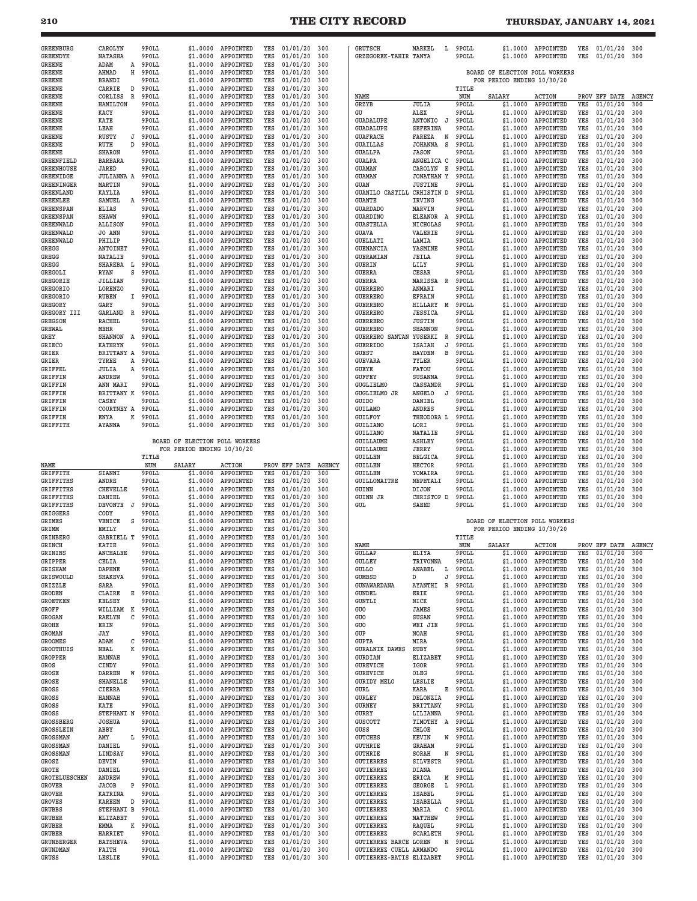| NAME | | TITLE NUM | SALARY | ACTION | PROV | EFF DATE | AGENCY |
|---|---|---|---|---|---|---|---|
| GREENBURG | CAROLYN | 9POLL | $1.0000 | APPOINTED | YES | 01/01/20 | 300 |
| GREENDYK | NATASHA | 9POLL | $1.0000 | APPOINTED | YES | 01/01/20 | 300 |
| GREENE | ADAM A | 9POLL | $1.0000 | APPOINTED | YES | 01/01/20 | 300 |
| GREENE | AHMAD H | 9POLL | $1.0000 | APPOINTED | YES | 01/01/20 | 300 |
| GREENE | BRANDI | 9POLL | $1.0000 | APPOINTED | YES | 01/01/20 | 300 |
| GREENE | CARRIE D | 9POLL | $1.0000 | APPOINTED | YES | 01/01/20 | 300 |
| GREENE | CORLISS R | 9POLL | $1.0000 | APPOINTED | YES | 01/01/20 | 300 |
| GREENE | HAMILTON | 9POLL | $1.0000 | APPOINTED | YES | 01/01/20 | 300 |
| GREENE | KACY | 9POLL | $1.0000 | APPOINTED | YES | 01/01/20 | 300 |
| GREENE | KATE | 9POLL | $1.0000 | APPOINTED | YES | 01/01/20 | 300 |
| GREENE | LEAH | 9POLL | $1.0000 | APPOINTED | YES | 01/01/20 | 300 |
| GREENE | RUSTY J | 9POLL | $1.0000 | APPOINTED | YES | 01/01/20 | 300 |
| GREENE | RUTH D | 9POLL | $1.0000 | APPOINTED | YES | 01/01/20 | 300 |
| GREENE | SHARON | 9POLL | $1.0000 | APPOINTED | YES | 01/01/20 | 300 |
| GREENFIELD | BARBARA | 9POLL | $1.0000 | APPOINTED | YES | 01/01/20 | 300 |
| GREENHOUSE | JARED | 9POLL | $1.0000 | APPOINTED | YES | 01/01/20 | 300 |
| GREENIDGE | JULIANNA A | 9POLL | $1.0000 | APPOINTED | YES | 01/01/20 | 300 |
| GREENINGER | MARTIN | 9POLL | $1.0000 | APPOINTED | YES | 01/01/20 | 300 |
| GREENLAND | KAYLIA | 9POLL | $1.0000 | APPOINTED | YES | 01/01/20 | 300 |
| GREENLEE | SAMUEL A | 9POLL | $1.0000 | APPOINTED | YES | 01/01/20 | 300 |
| GREENSPAN | ELIAS | 9POLL | $1.0000 | APPOINTED | YES | 01/01/20 | 300 |
| GREENSPAN | SHAWN | 9POLL | $1.0000 | APPOINTED | YES | 01/01/20 | 300 |
| GREENWALD | ALLISON | 9POLL | $1.0000 | APPOINTED | YES | 01/01/20 | 300 |
| GREENWALD | JO ANN | 9POLL | $1.0000 | APPOINTED | YES | 01/01/20 | 300 |
| GREENWALD | PHILIP | 9POLL | $1.0000 | APPOINTED | YES | 01/01/20 | 300 |
| GREGG | ANTOINET | 9POLL | $1.0000 | APPOINTED | YES | 01/01/20 | 300 |
| GREGG | NATALIE | 9POLL | $1.0000 | APPOINTED | YES | 01/01/20 | 300 |
| GREGG | SHAREBA L | 9POLL | $1.0000 | APPOINTED | YES | 01/01/20 | 300 |
| GREGOLI | RYAN S | 9POLL | $1.0000 | APPOINTED | YES | 01/01/20 | 300 |
| GREGORIE | JILLIAN | 9POLL | $1.0000 | APPOINTED | YES | 01/01/20 | 300 |
| GREGORIO | LORENZO | 9POLL | $1.0000 | APPOINTED | YES | 01/01/20 | 300 |
| GREGORIO | RUBEN I | 9POLL | $1.0000 | APPOINTED | YES | 01/01/20 | 300 |
| GREGORY | GARY | 9POLL | $1.0000 | APPOINTED | YES | 01/01/20 | 300 |
| GREGORY III | GARLAND R | 9POLL | $1.0000 | APPOINTED | YES | 01/01/20 | 300 |
| GREGSON | RACHEL | 9POLL | $1.0000 | APPOINTED | YES | 01/01/20 | 300 |
| GREWAL | MEHR | 9POLL | $1.0000 | APPOINTED | YES | 01/01/20 | 300 |
| GREY | SHANNON A | 9POLL | $1.0000 | APPOINTED | YES | 01/01/20 | 300 |
| GRIECO | KATHRYN | 9POLL | $1.0000 | APPOINTED | YES | 01/01/20 | 300 |
| GRIER | BRITTANY A | 9POLL | $1.0000 | APPOINTED | YES | 01/01/20 | 300 |
| GRIER | TYREE A | 9POLL | $1.0000 | APPOINTED | YES | 01/01/20 | 300 |
| GRIFFEL | JULIA A | 9POLL | $1.0000 | APPOINTED | YES | 01/01/20 | 300 |
| GRIFFIN | ANDREW | 9POLL | $1.0000 | APPOINTED | YES | 01/01/20 | 300 |
| GRIFFIN | ANN MARI | 9POLL | $1.0000 | APPOINTED | YES | 01/01/20 | 300 |
| GRIFFIN | BRITTANY K | 9POLL | $1.0000 | APPOINTED | YES | 01/01/20 | 300 |
| GRIFFIN | CASEY | 9POLL | $1.0000 | APPOINTED | YES | 01/01/20 | 300 |
| GRIFFIN | COURTNEY A | 9POLL | $1.0000 | APPOINTED | YES | 01/01/20 | 300 |
| GRIFFIN | ENYA K | 9POLL | $1.0000 | APPOINTED | YES | 01/01/20 | 300 |
| GRIFFITH | AYANNA | 9POLL | $1.0000 | APPOINTED | YES | 01/01/20 | 300 |

BOARD OF ELECTION POLL WORKERS
FOR PERIOD ENDING 10/30/20

| NAME | | TITLE NUM | SALARY | ACTION | PROV | EFF DATE | AGENCY |
|---|---|---|---|---|---|---|---|
| GRIFFITH | SIANNI | 9POLL | $1.0000 | APPOINTED | YES | 01/01/20 | 300 |
| GRIFFITHS | ANDRE | 9POLL | $1.0000 | APPOINTED | YES | 01/01/20 | 300 |
| GRIFFITHS | CHEVELLE | 9POLL | $1.0000 | APPOINTED | YES | 01/01/20 | 300 |
| GRIFFITHS | DANIEL | 9POLL | $1.0000 | APPOINTED | YES | 01/01/20 | 300 |
| GRIFFITHS | DEVONTE J | 9POLL | $1.0000 | APPOINTED | YES | 01/01/20 | 300 |
| GRIGGERS | CODY | 9POLL | $1.0000 | APPOINTED | YES | 01/01/20 | 300 |
| GRIMES | VENICE S | 9POLL | $1.0000 | APPOINTED | YES | 01/01/20 | 300 |
| GRIMM | EMILY | 9POLL | $1.0000 | APPOINTED | YES | 01/01/20 | 300 |
| GRINBERG | GABRIELL T | 9POLL | $1.0000 | APPOINTED | YES | 01/01/20 | 300 |
| GRINCH | KATIE | 9POLL | $1.0000 | APPOINTED | YES | 01/01/20 | 300 |
| GRININS | ANCHALEE | 9POLL | $1.0000 | APPOINTED | YES | 01/01/20 | 300 |
| GRIPPER | CELIA | 9POLL | $1.0000 | APPOINTED | YES | 01/01/20 | 300 |
| GRISHAM | DAPHNE | 9POLL | $1.0000 | APPOINTED | YES | 01/01/20 | 300 |
| GRISWOULD | SHAKEVA | 9POLL | $1.0000 | APPOINTED | YES | 01/01/20 | 300 |
| GRIZZLE | SARA | 9POLL | $1.0000 | APPOINTED | YES | 01/01/20 | 300 |
| GRODEN | CLAIRE E | 9POLL | $1.0000 | APPOINTED | YES | 01/01/20 | 300 |
| GROETKEN | KELSEY | 9POLL | $1.0000 | APPOINTED | YES | 01/01/20 | 300 |
| GROFF | WILLIAM K | 9POLL | $1.0000 | APPOINTED | YES | 01/01/20 | 300 |
| GROGAN | RAELYN C | 9POLL | $1.0000 | APPOINTED | YES | 01/01/20 | 300 |
| GROHE | ERIN | 9POLL | $1.0000 | APPOINTED | YES | 01/01/20 | 300 |
| GROMAN | JAY | 9POLL | $1.0000 | APPOINTED | YES | 01/01/20 | 300 |
| GROOMES | ADAM C | 9POLL | $1.0000 | APPOINTED | YES | 01/01/20 | 300 |
| GROOTHUIS | NEAL K | 9POLL | $1.0000 | APPOINTED | YES | 01/01/20 | 300 |
| GROPPER | HANNAH | 9POLL | $1.0000 | APPOINTED | YES | 01/01/20 | 300 |
| GROS | CINDY | 9POLL | $1.0000 | APPOINTED | YES | 01/01/20 | 300 |
| GROSE | DARREN W | 9POLL | $1.0000 | APPOINTED | YES | 01/01/20 | 300 |
| GROSE | SHANELLE | 9POLL | $1.0000 | APPOINTED | YES | 01/01/20 | 300 |
| GROSS | CIERRA | 9POLL | $1.0000 | APPOINTED | YES | 01/01/20 | 300 |
| GROSS | HANNAH | 9POLL | $1.0000 | APPOINTED | YES | 01/01/20 | 300 |
| GROSS | KATE | 9POLL | $1.0000 | APPOINTED | YES | 01/01/20 | 300 |
| GROSS | STEPHANI N | 9POLL | $1.0000 | APPOINTED | YES | 01/01/20 | 300 |
| GROSSBERG | JOSHUA | 9POLL | $1.0000 | APPOINTED | YES | 01/01/20 | 300 |
| GROSSLEIN | ABBY | 9POLL | $1.0000 | APPOINTED | YES | 01/01/20 | 300 |
| GROSSMAN | AMY L | 9POLL | $1.0000 | APPOINTED | YES | 01/01/20 | 300 |
| GROSSMAN | DANIEL | 9POLL | $1.0000 | APPOINTED | YES | 01/01/20 | 300 |
| GROSSMAN | LINDSAY | 9POLL | $1.0000 | APPOINTED | YES | 01/01/20 | 300 |
| GROSZ | DEVIN | 9POLL | $1.0000 | APPOINTED | YES | 01/01/20 | 300 |
| GROTE | DANIEL | 9POLL | $1.0000 | APPOINTED | YES | 01/01/20 | 300 |
| GROTELUESCHEN | ANDREW | 9POLL | $1.0000 | APPOINTED | YES | 01/01/20 | 300 |
| GROVER | JACOB P | 9POLL | $1.0000 | APPOINTED | YES | 01/01/20 | 300 |
| GROVER | KATRINA | 9POLL | $1.0000 | APPOINTED | YES | 01/01/20 | 300 |
| GROVES | KAREEM D | 9POLL | $1.0000 | APPOINTED | YES | 01/01/20 | 300 |
| GRUBBS | STEPHANI B | 9POLL | $1.0000 | APPOINTED | YES | 01/01/20 | 300 |
| GRUBER | ELIZABET | 9POLL | $1.0000 | APPOINTED | YES | 01/01/20 | 300 |
| GRUBER | EMMA K | 9POLL | $1.0000 | APPOINTED | YES | 01/01/20 | 300 |
| GRUBER | HARRIET | 9POLL | $1.0000 | APPOINTED | YES | 01/01/20 | 300 |
| GRUNBERGER | BATSHEVA | 9POLL | $1.0000 | APPOINTED | YES | 01/01/20 | 300 |
| GRUNDMAN | FAITH | 9POLL | $1.0000 | APPOINTED | YES | 01/01/20 | 300 |
| GRUSS | LESLIE | 9POLL | $1.0000 | APPOINTED | YES | 01/01/20 | 300 |
| GRUTSCH | MARKEL L | 9POLL | $1.0000 | APPOINTED | YES | 01/01/20 | 300 |
| GRZEGOREK-TAHIR | TANYA | 9POLL | $1.0000 | APPOINTED | YES | 01/01/20 | 300 |

BOARD OF ELECTION POLL WORKERS
FOR PERIOD ENDING 10/30/20

| NAME | | TITLE NUM | SALARY | ACTION | PROV | EFF DATE | AGENCY |
|---|---|---|---|---|---|---|---|
| GRZYB | JULIA | 9POLL | $1.0000 | APPOINTED | YES | 01/01/20 | 300 |
| GU | ALEX | 9POLL | $1.0000 | APPOINTED | YES | 01/01/20 | 300 |
| GUADALUPE | ANTONIO J | 9POLL | $1.0000 | APPOINTED | YES | 01/01/20 | 300 |
| GUADALUPE | SEFERINA | 9POLL | $1.0000 | APPOINTED | YES | 01/01/20 | 300 |
| GUAFRACH | FAREZA N | 9POLL | $1.0000 | APPOINTED | YES | 01/01/20 | 300 |
| GUAILLAS | JOHANNA S | 9POLL | $1.0000 | APPOINTED | YES | 01/01/20 | 300 |
| GUALLPA | JASON | 9POLL | $1.0000 | APPOINTED | YES | 01/01/20 | 300 |
| GUALPA | ANGELICA C | 9POLL | $1.0000 | APPOINTED | YES | 01/01/20 | 300 |
| GUAMAN | CAROLYN E | 9POLL | $1.0000 | APPOINTED | YES | 01/01/20 | 300 |
| GUAMAN | JONATHAN Y | 9POLL | $1.0000 | APPOINTED | YES | 01/01/20 | 300 |
| GUAN | JUSTINE | 9POLL | $1.0000 | APPOINTED | YES | 01/01/20 | 300 |
| GUANILO CASTILL | CHRISTIN D | 9POLL | $1.0000 | APPOINTED | YES | 01/01/20 | 300 |
| GUANTE | IRVING | 9POLL | $1.0000 | APPOINTED | YES | 01/01/20 | 300 |
| GUARDADO | MARVIN | 9POLL | $1.0000 | APPOINTED | YES | 01/01/20 | 300 |
| GUARDINO | ELEANOR A | 9POLL | $1.0000 | APPOINTED | YES | 01/01/20 | 300 |
| GUASTELLA | NICHOLAS | 9POLL | $1.0000 | APPOINTED | YES | 01/01/20 | 300 |
| GUAVA | VALERIE | 9POLL | $1.0000 | APPOINTED | YES | 01/01/20 | 300 |
| GUELLATI | LAMIA | 9POLL | $1.0000 | APPOINTED | YES | 01/01/20 | 300 |
| GUENANCIA | YASMINE | 9POLL | $1.0000 | APPOINTED | YES | 01/01/20 | 300 |
| GUERAMIAN | JEILA | 9POLL | $1.0000 | APPOINTED | YES | 01/01/20 | 300 |
| GUERIN | LILY | 9POLL | $1.0000 | APPOINTED | YES | 01/01/20 | 300 |
| GUERRA | CESAR | 9POLL | $1.0000 | APPOINTED | YES | 01/01/20 | 300 |
| GUERRA | MARISSA R | 9POLL | $1.0000 | APPOINTED | YES | 01/01/20 | 300 |
| GUERRERO | ANMARI | 9POLL | $1.0000 | APPOINTED | YES | 01/01/20 | 300 |
| GUERRERO | EFRAIN | 9POLL | $1.0000 | APPOINTED | YES | 01/01/20 | 300 |
| GUERRERO | HILLARY M | 9POLL | $1.0000 | APPOINTED | YES | 01/01/20 | 300 |
| GUERRERO | JESSICA | 9POLL | $1.0000 | APPOINTED | YES | 01/01/20 | 300 |
| GUERRERO | JUSTIN | 9POLL | $1.0000 | APPOINTED | YES | 01/01/20 | 300 |
| GUERRERO | SHANNON | 9POLL | $1.0000 | APPOINTED | YES | 01/01/20 | 300 |
| GUERRERO SANTAN | YUSERKI R | 9POLL | $1.0000 | APPOINTED | YES | 01/01/20 | 300 |
| GUERRIDO | ISAIAH J | 9POLL | $1.0000 | APPOINTED | YES | 01/01/20 | 300 |
| GUEST | HAYDEN B | 9POLL | $1.0000 | APPOINTED | YES | 01/01/20 | 300 |
| GUEVARA | TYLER | 9POLL | $1.0000 | APPOINTED | YES | 01/01/20 | 300 |
| GUEYE | FATOU | 9POLL | $1.0000 | APPOINTED | YES | 01/01/20 | 300 |
| GUFFEY | SUSANNA | 9POLL | $1.0000 | APPOINTED | YES | 01/01/20 | 300 |
| GUGLIELMO | CASSANDR | 9POLL | $1.0000 | APPOINTED | YES | 01/01/20 | 300 |
| GUGLIELMO JR | ANGELO J | 9POLL | $1.0000 | APPOINTED | YES | 01/01/20 | 300 |
| GUIDO | DANIEL | 9POLL | $1.0000 | APPOINTED | YES | 01/01/20 | 300 |
| GUILAMO | ANDRES | 9POLL | $1.0000 | APPOINTED | YES | 01/01/20 | 300 |
| GUILFOY | THEODORA L | 9POLL | $1.0000 | APPOINTED | YES | 01/01/20 | 300 |
| GUILIANO | LORI | 9POLL | $1.0000 | APPOINTED | YES | 01/01/20 | 300 |
| GUILIANO | NATALIE | 9POLL | $1.0000 | APPOINTED | YES | 01/01/20 | 300 |
| GUILLAUME | ASHLEY | 9POLL | $1.0000 | APPOINTED | YES | 01/01/20 | 300 |
| GUILLAUME | JERRY | 9POLL | $1.0000 | APPOINTED | YES | 01/01/20 | 300 |
| GUILLEN | BELGICA | 9POLL | $1.0000 | APPOINTED | YES | 01/01/20 | 300 |
| GUILLEN | HECTOR | 9POLL | $1.0000 | APPOINTED | YES | 01/01/20 | 300 |
| GUILLEN | YOMAIRA | 9POLL | $1.0000 | APPOINTED | YES | 01/01/20 | 300 |
| GUILLOMAITRE | NEPHTALI | 9POLL | $1.0000 | APPOINTED | YES | 01/01/20 | 300 |
| GUINN | DIJON | 9POLL | $1.0000 | APPOINTED | YES | 01/01/20 | 300 |
| GUINN JR | CHRISTOP D | 9POLL | $1.0000 | APPOINTED | YES | 01/01/20 | 300 |
| GUL | SAEED | 9POLL | $1.0000 | APPOINTED | YES | 01/01/20 | 300 |

BOARD OF ELECTION POLL WORKERS
FOR PERIOD ENDING 10/30/20

| NAME | | TITLE NUM | SALARY | ACTION | PROV | EFF DATE | AGENCY |
|---|---|---|---|---|---|---|---|
| GULLAP | ELIYA | 9POLL | $1.0000 | APPOINTED | YES | 01/01/20 | 300 |
| GULLEY | TRIVONNA | 9POLL | $1.0000 | APPOINTED | YES | 01/01/20 | 300 |
| GULLO | ANABEL L | 9POLL | $1.0000 | APPOINTED | YES | 01/01/20 | 300 |
| GUMBSD | D J | 9POLL | $1.0000 | APPOINTED | YES | 01/01/20 | 300 |
| GUNAWARDANA | AYANTHI R | 9POLL | $1.0000 | APPOINTED | YES | 01/01/20 | 300 |
| GUNDEL | ERIK | 9POLL | $1.0000 | APPOINTED | YES | 01/01/20 | 300 |
| GUNTLI | NICK | 9POLL | $1.0000 | APPOINTED | YES | 01/01/20 | 300 |
| GUO | JAMES | 9POLL | $1.0000 | APPOINTED | YES | 01/01/20 | 300 |
| GUO | SUSAN | 9POLL | $1.0000 | APPOINTED | YES | 01/01/20 | 300 |
| GUO | WEI JIE | 9POLL | $1.0000 | APPOINTED | YES | 01/01/20 | 300 |
| GUP | NOAH | 9POLL | $1.0000 | APPOINTED | YES | 01/01/20 | 300 |
| GUPTA | MIRA | 9POLL | $1.0000 | APPOINTED | YES | 01/01/20 | 300 |
| GURALNIK DAWES | RUBY | 9POLL | $1.0000 | APPOINTED | YES | 01/01/20 | 300 |
| GURDIAN | ELIZABET | 9POLL | $1.0000 | APPOINTED | YES | 01/01/20 | 300 |
| GUREVICH | IGOR | 9POLL | $1.0000 | APPOINTED | YES | 01/01/20 | 300 |
| GUREVICH | OLEG | 9POLL | $1.0000 | APPOINTED | YES | 01/01/20 | 300 |
| GURIDY MELO | LESLIE | 9POLL | $1.0000 | APPOINTED | YES | 01/01/20 | 300 |
| GURL | KARA E | 9POLL | $1.0000 | APPOINTED | YES | 01/01/20 | 300 |
| GURLEY | DELONZIA | 9POLL | $1.0000 | APPOINTED | YES | 01/01/20 | 300 |
| GURNEY | BRITTANY | 9POLL | $1.0000 | APPOINTED | YES | 01/01/20 | 300 |
| GURRY | LILIANNA | 9POLL | $1.0000 | APPOINTED | YES | 01/01/20 | 300 |
| GUSCOTT | TIMOTHY A | 9POLL | $1.0000 | APPOINTED | YES | 01/01/20 | 300 |
| GUSS | CHLOE | 9POLL | $1.0000 | APPOINTED | YES | 01/01/20 | 300 |
| GUTCHES | KEVIN W | 9POLL | $1.0000 | APPOINTED | YES | 01/01/20 | 300 |
| GUTHRIE | GRAHAM | 9POLL | $1.0000 | APPOINTED | YES | 01/01/20 | 300 |
| GUTHRIE | SORAH N | 9POLL | $1.0000 | APPOINTED | YES | 01/01/20 | 300 |
| GUTIERRES | SILVESTR | 9POLL | $1.0000 | APPOINTED | YES | 01/01/20 | 300 |
| GUTIERREZ | DIANA | 9POLL | $1.0000 | APPOINTED | YES | 01/01/20 | 300 |
| GUTIERREZ | ERICA M | 9POLL | $1.0000 | APPOINTED | YES | 01/01/20 | 300 |
| GUTIERREZ | GEORGE L | 9POLL | $1.0000 | APPOINTED | YES | 01/01/20 | 300 |
| GUTIERREZ | ISABEL | 9POLL | $1.0000 | APPOINTED | YES | 01/01/20 | 300 |
| GUTIERREZ | ISABELLA | 9POLL | $1.0000 | APPOINTED | YES | 01/01/20 | 300 |
| GUTIERREZ | MARIA C | 9POLL | $1.0000 | APPOINTED | YES | 01/01/20 | 300 |
| GUTIERREZ | MATTHEW | 9POLL | $1.0000 | APPOINTED | YES | 01/01/20 | 300 |
| GUTIERREZ | RAQUEL | 9POLL | $1.0000 | APPOINTED | YES | 01/01/20 | 300 |
| GUTIERREZ | SCARLETH | 9POLL | $1.0000 | APPOINTED | YES | 01/01/20 | 300 |
| GUTIERREZ BARCE | LOREN N | 9POLL | $1.0000 | APPOINTED | YES | 01/01/20 | 300 |
| GUTIERREZ CUELL | ARMANDO | 9POLL | $1.0000 | APPOINTED | YES | 01/01/20 | 300 |
| GUTIERREZ-BATIS | ELIZABET | 9POLL | $1.0000 | APPOINTED | YES | 01/01/20 | 300 |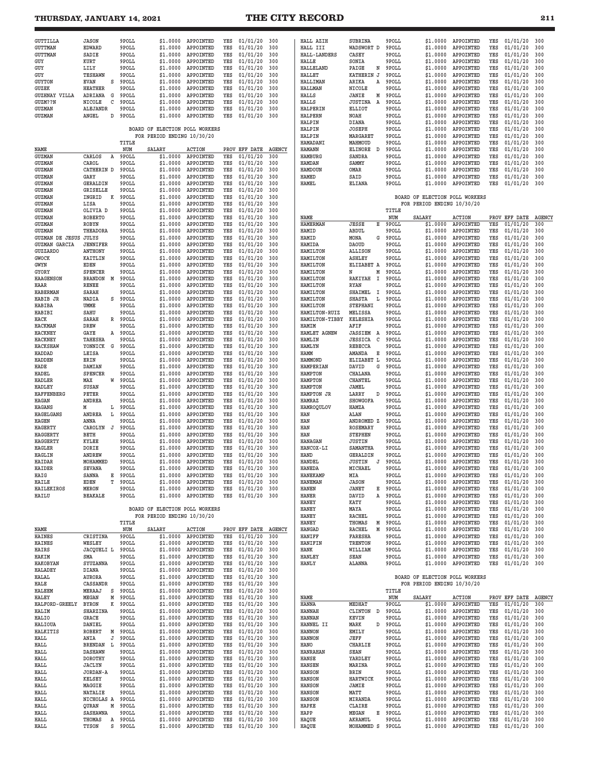| NAME | | TITLE NUM | SALARY | ACTION | PROV | EFF DATE | AGENCY |
|---|---|---|---|---|---|---|---|
| GUTTILLA | JASON | 9POLL | $1.0000 | APPOINTED | YES | 01/01/20 | 300 |
| GUTTMAN | EDWARD | 9POLL | $1.0000 | APPOINTED | YES | 01/01/20 | 300 |
| GUTTMAN | SADIE | 9POLL | $1.0000 | APPOINTED | YES | 01/01/20 | 300 |
| GUY | KURT | 9POLL | $1.0000 | APPOINTED | YES | 01/01/20 | 300 |
| GUY | LILY | 9POLL | $1.0000 | APPOINTED | YES | 01/01/20 | 300 |
| GUY | TESHAWN | 9POLL | $1.0000 | APPOINTED | YES | 01/01/20 | 300 |
| GUYTON | EVAN S | 9POLL | $1.0000 | APPOINTED | YES | 01/01/20 | 300 |
| GUZEK | HEATHER | 9POLL | $1.0000 | APPOINTED | YES | 01/01/20 | 300 |
| GUZHNAY VILLA | ADRIANA G | 9POLL | $1.0000 | APPOINTED | YES | 01/01/20 | 300 |
| GUZM??N | NICOLE C | 9POLL | $1.0000 | APPOINTED | YES | 01/01/20 | 300 |
| GUZMAN | ALEJANDR | 9POLL | $1.0000 | APPOINTED | YES | 01/01/20 | 300 |
| GUZMAN | ANGEL D | 9POLL | $1.0000 | APPOINTED | YES | 01/01/20 | 300 |

BOARD OF ELECTION POLL WORKERS
FOR PERIOD ENDING 10/30/20

| NAME | | TITLE NUM | SALARY | ACTION | PROV | EFF DATE | AGENCY |
|---|---|---|---|---|---|---|---|
| GUZMAN | CARLOS A | 9POLL | $1.0000 | APPOINTED | YES | 01/01/20 | 300 |
| GUZMAN | CAROL | 9POLL | $1.0000 | APPOINTED | YES | 01/01/20 | 300 |
| GUZMAN | CATHERIN D | 9POLL | $1.0000 | APPOINTED | YES | 01/01/20 | 300 |
| GUZMAN | GARY | 9POLL | $1.0000 | APPOINTED | YES | 01/01/20 | 300 |
| GUZMAN | GERALDIN | 9POLL | $1.0000 | APPOINTED | YES | 01/01/20 | 300 |
| GUZMAN | GRISELLE | 9POLL | $1.0000 | APPOINTED | YES | 01/01/20 | 300 |
| GUZMAN | INGRID K | 9POLL | $1.0000 | APPOINTED | YES | 01/01/20 | 300 |
| GUZMAN | LISA | 9POLL | $1.0000 | APPOINTED | YES | 01/01/20 | 300 |
| GUZMAN | OLIVIA D | 9POLL | $1.0000 | APPOINTED | YES | 01/01/20 | 300 |
| GUZMAN | ROBERTO | 9POLL | $1.0000 | APPOINTED | YES | 01/01/20 | 300 |
| GUZMAN | ROBYN | 9POLL | $1.0000 | APPOINTED | YES | 01/01/20 | 300 |
| GUZMAN | THEADORA | 9POLL | $1.0000 | APPOINTED | YES | 01/01/20 | 300 |
| GUZMAN DE JESUS | JULYS | 9POLL | $1.0000 | APPOINTED | YES | 01/01/20 | 300 |
| GUZMAN GARCIA | JENNIFER | 9POLL | $1.0000 | APPOINTED | YES | 01/01/20 | 300 |
| GUZZARDO | ANTHONY | 9POLL | $1.0000 | APPOINTED | YES | 01/01/20 | 300 |
| GWOCK | KAITLIN | 9POLL | $1.0000 | APPOINTED | YES | 01/01/20 | 300 |
| GWYN | EDEN | 9POLL | $1.0000 | APPOINTED | YES | 01/01/20 | 300 |
| GYORY | SPENCER | 9POLL | $1.0000 | APPOINTED | YES | 01/01/20 | 300 |
| HAAGENSON | BRANDON M | 9POLL | $1.0000 | APPOINTED | YES | 01/01/20 | 300 |
| HAAR | RENEE | 9POLL | $1.0000 | APPOINTED | YES | 01/01/20 | 300 |
| HABERMAN | SARAH | 9POLL | $1.0000 | APPOINTED | YES | 01/01/20 | 300 |
| HABIB JR | NADIA S | 9POLL | $1.0000 | APPOINTED | YES | 01/01/20 | 300 |
| HABIBA | UMME | 9POLL | $1.0000 | APPOINTED | YES | 01/01/20 | 300 |
| HABIBI | SAHU | 9POLL | $1.0000 | APPOINTED | YES | 01/01/20 | 300 |
| HACK | SARAH R | 9POLL | $1.0000 | APPOINTED | YES | 01/01/20 | 300 |
| HACKMAN | DREW | 9POLL | $1.0000 | APPOINTED | YES | 01/01/20 | 300 |
| HACKNEY | GAYE A | 9POLL | $1.0000 | APPOINTED | YES | 01/01/20 | 300 |
| HACKNEY | TAHESHA | 9POLL | $1.0000 | APPOINTED | YES | 01/01/20 | 300 |
| HACKSHAW | YONNICK G | 9POLL | $1.0000 | APPOINTED | YES | 01/01/20 | 300 |
| HADDAD | LEISA | 9POLL | $1.0000 | APPOINTED | YES | 01/01/20 | 300 |
| HADDEN | ERIN | 9POLL | $1.0000 | APPOINTED | YES | 01/01/20 | 300 |
| HADE | DAMIAN | 9POLL | $1.0000 | APPOINTED | YES | 01/01/20 | 300 |
| HADEL | SPENCER | 9POLL | $1.0000 | APPOINTED | YES | 01/01/20 | 300 |
| HADLER | MAX W | 9POLL | $1.0000 | APPOINTED | YES | 01/01/20 | 300 |
| HADLEY | SUSAN | 9POLL | $1.0000 | APPOINTED | YES | 01/01/20 | 300 |
| HAFFENBERG | PETER | 9POLL | $1.0000 | APPOINTED | YES | 01/01/20 | 300 |
| HAGAN | ANDREA | 9POLL | $1.0000 | APPOINTED | YES | 01/01/20 | 300 |
| HAGANS | M L | 9POLL | $1.0000 | APPOINTED | YES | 01/01/20 | 300 |
| HAGELGANS | ANDREA L | 9POLL | $1.0000 | APPOINTED | YES | 01/01/20 | 300 |
| HAGEN | ANNA | 9POLL | $1.0000 | APPOINTED | YES | 01/01/20 | 300 |
| HAGERTY | CAROLYN J | 9POLL | $1.0000 | APPOINTED | YES | 01/01/20 | 300 |
| HAGGERTY | BETH | 9POLL | $1.0000 | APPOINTED | YES | 01/01/20 | 300 |
| HAGGERTY | KYLEE | 9POLL | $1.0000 | APPOINTED | YES | 01/01/20 | 300 |
| HAGLER | DORIE | 9POLL | $1.0000 | APPOINTED | YES | 01/01/20 | 300 |
| HAGLIN | ANDREW | 9POLL | $1.0000 | APPOINTED | YES | 01/01/20 | 300 |
| HAIDAR | MOHAMMED | 9POLL | $1.0000 | APPOINTED | YES | 01/01/20 | 300 |
| HAIDER | SEVANA | 9POLL | $1.0000 | APPOINTED | YES | 01/01/20 | 300 |
| HAIG | SANNA E | 9POLL | $1.0000 | APPOINTED | YES | 01/01/20 | 300 |
| HAILE | EDEN T | 9POLL | $1.0000 | APPOINTED | YES | 01/01/20 | 300 |
| HAILEKIROS | MERON | 9POLL | $1.0000 | APPOINTED | YES | 01/01/20 | 300 |
| HAILU | BEAKALE | 9POLL | $1.0000 | APPOINTED | YES | 01/01/20 | 300 |

BOARD OF ELECTION POLL WORKERS
FOR PERIOD ENDING 10/30/20

| NAME | | TITLE NUM | SALARY | ACTION | PROV | EFF DATE | AGENCY |
|---|---|---|---|---|---|---|---|
| HAINES | CRISTINA | 9POLL | $1.0000 | APPOINTED | YES | 01/01/20 | 300 |
| HAINES | WESLEY | 9POLL | $1.0000 | APPOINTED | YES | 01/01/20 | 300 |
| HAIRS | JACQUELI L | 9POLL | $1.0000 | APPOINTED | YES | 01/01/20 | 300 |
| HAKIM | SMA | 9POLL | $1.0000 | APPOINTED | YES | 01/01/20 | 300 |
| HAKOBYAN | SYUZANNA | 9POLL | $1.0000 | APPOINTED | YES | 01/01/20 | 300 |
| HALADEY | DIANA | 9POLL | $1.0000 | APPOINTED | YES | 01/01/20 | 300 |
| HALAL | AURORA | 9POLL | $1.0000 | APPOINTED | YES | 01/01/20 | 300 |
| HALE | CASSANDR | 9POLL | $1.0000 | APPOINTED | YES | 01/01/20 | 300 |
| HALEEM | MERAAJ S | 9POLL | $1.0000 | APPOINTED | YES | 01/01/20 | 300 |
| HALEY | MEGAN M | 9POLL | $1.0000 | APPOINTED | YES | 01/01/20 | 300 |
| HALFORD-GREELY | BYRON K | 9POLL | $1.0000 | APPOINTED | YES | 01/01/20 | 300 |
| HALIM | SHARZINA | 9POLL | $1.0000 | APPOINTED | YES | 01/01/20 | 300 |
| HALIO | GRACE | 9POLL | $1.0000 | APPOINTED | YES | 01/01/20 | 300 |
| HALIOUA | DANIEL | 9POLL | $1.0000 | APPOINTED | YES | 01/01/20 | 300 |
| HALKITIS | ROBERT M | 9POLL | $1.0000 | APPOINTED | YES | 01/01/20 | 300 |
| HALL | ANIA J | 9POLL | $1.0000 | APPOINTED | YES | 01/01/20 | 300 |
| HALL | BRENDAN L | 9POLL | $1.0000 | APPOINTED | YES | 01/01/20 | 300 |
| HALL | DASHAWN | 9POLL | $1.0000 | APPOINTED | YES | 01/01/20 | 300 |
| HALL | DOROTHY | 9POLL | $1.0000 | APPOINTED | YES | 01/01/20 | 300 |
| HALL | JACLYN | 9POLL | $1.0000 | APPOINTED | YES | 01/01/20 | 300 |
| HALL | JORDAN-A | 9POLL | $1.0000 | APPOINTED | YES | 01/01/20 | 300 |
| HALL | KELSEY | 9POLL | $1.0000 | APPOINTED | YES | 01/01/20 | 300 |
| HALL | MAGGIE | 9POLL | $1.0000 | APPOINTED | YES | 01/01/20 | 300 |
| HALL | NATALIE | 9POLL | $1.0000 | APPOINTED | YES | 01/01/20 | 300 |
| HALL | NICHOLAS A | 9POLL | $1.0000 | APPOINTED | YES | 01/01/20 | 300 |
| HALL | QURAN M | 9POLL | $1.0000 | APPOINTED | YES | 01/01/20 | 300 |
| HALL | SASHAWNA | 9POLL | $1.0000 | APPOINTED | YES | 01/01/20 | 300 |
| HALL | THOMAS A | 9POLL | $1.0000 | APPOINTED | YES | 01/01/20 | 300 |
| HALL | TYSON S | 9POLL | $1.0000 | APPOINTED | YES | 01/01/20 | 300 |
| HALL AZIH | SUBRINA | 9POLL | $1.0000 | APPOINTED | YES | 01/01/20 | 300 |
| HALL III | WADSWORT D | 9POLL | $1.0000 | APPOINTED | YES | 01/01/20 | 300 |
| HALL-LANDERS | CASEY | 9POLL | $1.0000 | APPOINTED | YES | 01/01/20 | 300 |
| HALLE | SONIA | 9POLL | $1.0000 | APPOINTED | YES | 01/01/20 | 300 |
| HALLELAND | PAIGE N | 9POLL | $1.0000 | APPOINTED | YES | 01/01/20 | 300 |
| HALLET | KATHERIN J | 9POLL | $1.0000 | APPOINTED | YES | 01/01/20 | 300 |
| HALLIMAN | ARIKA A | 9POLL | $1.0000 | APPOINTED | YES | 01/01/20 | 300 |
| HALLMAN | NICOLE | 9POLL | $1.0000 | APPOINTED | YES | 01/01/20 | 300 |
| HALLS | JANIE M | 9POLL | $1.0000 | APPOINTED | YES | 01/01/20 | 300 |
| HALLS | JUSTINA A | 9POLL | $1.0000 | APPOINTED | YES | 01/01/20 | 300 |
| HALPERIN | ELLIOT | 9POLL | $1.0000 | APPOINTED | YES | 01/01/20 | 300 |
| HALPERN | NOAH | 9POLL | $1.0000 | APPOINTED | YES | 01/01/20 | 300 |
| HALPIN | DIANA | 9POLL | $1.0000 | APPOINTED | YES | 01/01/20 | 300 |
| HALPIN | JOSEPH | 9POLL | $1.0000 | APPOINTED | YES | 01/01/20 | 300 |
| HALPIN | MARGARET | 9POLL | $1.0000 | APPOINTED | YES | 01/01/20 | 300 |
| HAMADANI | MAHMOUD | 9POLL | $1.0000 | APPOINTED | YES | 01/01/20 | 300 |
| HAMANN | ELINORE D | 9POLL | $1.0000 | APPOINTED | YES | 01/01/20 | 300 |
| HAMBURG | SANDRA | 9POLL | $1.0000 | APPOINTED | YES | 01/01/20 | 300 |
| HAMDAN | SAMMY | 9POLL | $1.0000 | APPOINTED | YES | 01/01/20 | 300 |
| HAMDOUN | OMAR | 9POLL | $1.0000 | APPOINTED | YES | 01/01/20 | 300 |
| HAMED | SAID | 9POLL | $1.0000 | APPOINTED | YES | 01/01/20 | 300 |
| HAMEL | ELIANA | 9POLL | $1.0000 | APPOINTED | YES | 01/01/20 | 300 |

BOARD OF ELECTION POLL WORKERS
FOR PERIOD ENDING 10/30/20

| NAME | | TITLE NUM | SALARY | ACTION | PROV | EFF DATE | AGENCY |
|---|---|---|---|---|---|---|---|
| HAMERMAN | JESSE E | 9POLL | $1.0000 | APPOINTED | YES | 01/01/20 | 300 |
| HAMID | ABDUL | 9POLL | $1.0000 | APPOINTED | YES | 01/01/20 | 300 |
| HAMID | MONA G | 9POLL | $1.0000 | APPOINTED | YES | 01/01/20 | 300 |
| HAMIDA | DAOUD | 9POLL | $1.0000 | APPOINTED | YES | 01/01/20 | 300 |
| HAMILTON | ALLISON | 9POLL | $1.0000 | APPOINTED | YES | 01/01/20 | 300 |
| HAMILTON | ASHLEY | 9POLL | $1.0000 | APPOINTED | YES | 01/01/20 | 300 |
| HAMILTON | ELIZABET A | 9POLL | $1.0000 | APPOINTED | YES | 01/01/20 | 300 |
| HAMILTON | N M | 9POLL | $1.0000 | APPOINTED | YES | 01/01/20 | 300 |
| HAMILTON | RAKIYAH I | 9POLL | $1.0000 | APPOINTED | YES | 01/01/20 | 300 |
| HAMILTON | RYAN | 9POLL | $1.0000 | APPOINTED | YES | 01/01/20 | 300 |
| HAMILTON | SHAIMEL I | 9POLL | $1.0000 | APPOINTED | YES | 01/01/20 | 300 |
| HAMILTON | SHASTA L | 9POLL | $1.0000 | APPOINTED | YES | 01/01/20 | 300 |
| HAMILTON | STEPHANI | 9POLL | $1.0000 | APPOINTED | YES | 01/01/20 | 300 |
| HAMILTON-RUIZ | MELISSA | 9POLL | $1.0000 | APPOINTED | YES | 01/01/20 | 300 |
| HAMILTON-TIBBY | KELESHIA | 9POLL | $1.0000 | APPOINTED | YES | 01/01/20 | 300 |
| HAMIM | AFIF | 9POLL | $1.0000 | APPOINTED | YES | 01/01/20 | 300 |
| HAMLET AGNEW | JASSIEM A | 9POLL | $1.0000 | APPOINTED | YES | 01/01/20 | 300 |
| HAMLIN | JESSICA C | 9POLL | $1.0000 | APPOINTED | YES | 01/01/20 | 300 |
| HAMLYN | REBECCA | 9POLL | $1.0000 | APPOINTED | YES | 01/01/20 | 300 |
| HAMM | AMANDA E | 9POLL | $1.0000 | APPOINTED | YES | 01/01/20 | 300 |
| HAMMOND | ELIZABET L | 9POLL | $1.0000 | APPOINTED | YES | 01/01/20 | 300 |
| HAMPERIAN | DAVID G | 9POLL | $1.0000 | APPOINTED | YES | 01/01/20 | 300 |
| HAMPTON | CHALANA | 9POLL | $1.0000 | APPOINTED | YES | 01/01/20 | 300 |
| HAMPTON | CHANTEL | 9POLL | $1.0000 | APPOINTED | YES | 01/01/20 | 300 |
| HAMPTON | JAMEL | 9POLL | $1.0000 | APPOINTED | YES | 01/01/20 | 300 |
| HAMPTON JR | LARRY D | 9POLL | $1.0000 | APPOINTED | YES | 01/01/20 | 300 |
| HAMRAZ | SHOWGOFA | 9POLL | $1.0000 | APPOINTED | YES | 01/01/20 | 300 |
| HAMROQULOV | HAMZA | 9POLL | $1.0000 | APPOINTED | YES | 01/01/20 | 300 |
| HAN | ALAN | 9POLL | $1.0000 | APPOINTED | YES | 01/01/20 | 300 |
| HAN | ANDROMED Z | 9POLL | $1.0000 | APPOINTED | YES | 01/01/20 | 300 |
| HAN | ROSEMARY | 9POLL | $1.0000 | APPOINTED | YES | 01/01/20 | 300 |
| HAN | STEPHEN | 9POLL | $1.0000 | APPOINTED | YES | 01/01/20 | 300 |
| HANAGAN | JUSTIN | 9POLL | $1.0000 | APPOINTED | YES | 01/01/20 | 300 |
| HANCOX-LI | SAMANTHA | 9POLL | $1.0000 | APPOINTED | YES | 01/01/20 | 300 |
| HAND | GERALDIN | 9POLL | $1.0000 | APPOINTED | YES | 01/01/20 | 300 |
| HANDEL | JUSTIN J | 9POLL | $1.0000 | APPOINTED | YES | 01/01/20 | 300 |
| HANEDA | MICHAEL | 9POLL | $1.0000 | APPOINTED | YES | 01/01/20 | 300 |
| HANEKAMP | MIA | 9POLL | $1.0000 | APPOINTED | YES | 01/01/20 | 300 |
| HANEMAN | JASON | 9POLL | $1.0000 | APPOINTED | YES | 01/01/20 | 300 |
| HANEN | JANET E | 9POLL | $1.0000 | APPOINTED | YES | 01/01/20 | 300 |
| HANER | DAVID A | 9POLL | $1.0000 | APPOINTED | YES | 01/01/20 | 300 |
| HANEY | KATY | 9POLL | $1.0000 | APPOINTED | YES | 01/01/20 | 300 |
| HANEY | MAYA | 9POLL | $1.0000 | APPOINTED | YES | 01/01/20 | 300 |
| HANEY | RACHEL | 9POLL | $1.0000 | APPOINTED | YES | 01/01/20 | 300 |
| HANEY | THOMAS M | 9POLL | $1.0000 | APPOINTED | YES | 01/01/20 | 300 |
| HANGAD | RACHEL M | 9POLL | $1.0000 | APPOINTED | YES | 01/01/20 | 300 |
| HANIFF | FARESHA | 9POLL | $1.0000 | APPOINTED | YES | 01/01/20 | 300 |
| HANIFIN | TRENTON | 9POLL | $1.0000 | APPOINTED | YES | 01/01/20 | 300 |
| HANK | WILLIAM | 9POLL | $1.0000 | APPOINTED | YES | 01/01/20 | 300 |
| HANLEY | SEAN | 9POLL | $1.0000 | APPOINTED | YES | 01/01/20 | 300 |
| HANLY | ALANNA | 9POLL | $1.0000 | APPOINTED | YES | 01/01/20 | 300 |

BOARD OF ELECTION POLL WORKERS
FOR PERIOD ENDING 10/30/20

| NAME | | TITLE NUM | SALARY | ACTION | PROV | EFF DATE | AGENCY |
|---|---|---|---|---|---|---|---|
| HANNA | MEDHAT | 9POLL | $1.0000 | APPOINTED | YES | 01/01/20 | 300 |
| HANNAH | CLINTON D | 9POLL | $1.0000 | APPOINTED | YES | 01/01/20 | 300 |
| HANNAN | KEVIN | 9POLL | $1.0000 | APPOINTED | YES | 01/01/20 | 300 |
| HANNEL II | MARK D | 9POLL | $1.0000 | APPOINTED | YES | 01/01/20 | 300 |
| HANNON | EMILY | 9POLL | $1.0000 | APPOINTED | YES | 01/01/20 | 300 |
| HANNON | JEFF | 9POLL | $1.0000 | APPOINTED | YES | 01/01/20 | 300 |
| HANO | CHARLIE | 9POLL | $1.0000 | APPOINTED | YES | 01/01/20 | 300 |
| HANRAHAN | SEAN | 9POLL | $1.0000 | APPOINTED | YES | 01/01/20 | 300 |
| HANSE | YARDLEY | 9POLL | $1.0000 | APPOINTED | YES | 01/01/20 | 300 |
| HANSEN | MARINA | 9POLL | $1.0000 | APPOINTED | YES | 01/01/20 | 300 |
| HANSON | BRIN | 9POLL | $1.0000 | APPOINTED | YES | 01/01/20 | 300 |
| HANSON | HARTWICK | 9POLL | $1.0000 | APPOINTED | YES | 01/01/20 | 300 |
| HANSON | JAMIE | 9POLL | $1.0000 | APPOINTED | YES | 01/01/20 | 300 |
| HANSON | MATT | 9POLL | $1.0000 | APPOINTED | YES | 01/01/20 | 300 |
| HANSON | MIRANDA | 9POLL | $1.0000 | APPOINTED | YES | 01/01/20 | 300 |
| HAPKE | CLAIRE | 9POLL | $1.0000 | APPOINTED | YES | 01/01/20 | 300 |
| HAPP | MEGAN E | 9POLL | $1.0000 | APPOINTED | YES | 01/01/20 | 300 |
| HAQUE | AKRAMUL | 9POLL | $1.0000 | APPOINTED | YES | 01/01/20 | 300 |
| HAQUE | MOHAMMED S | 9POLL | $1.0000 | APPOINTED | YES | 01/01/20 | 300 |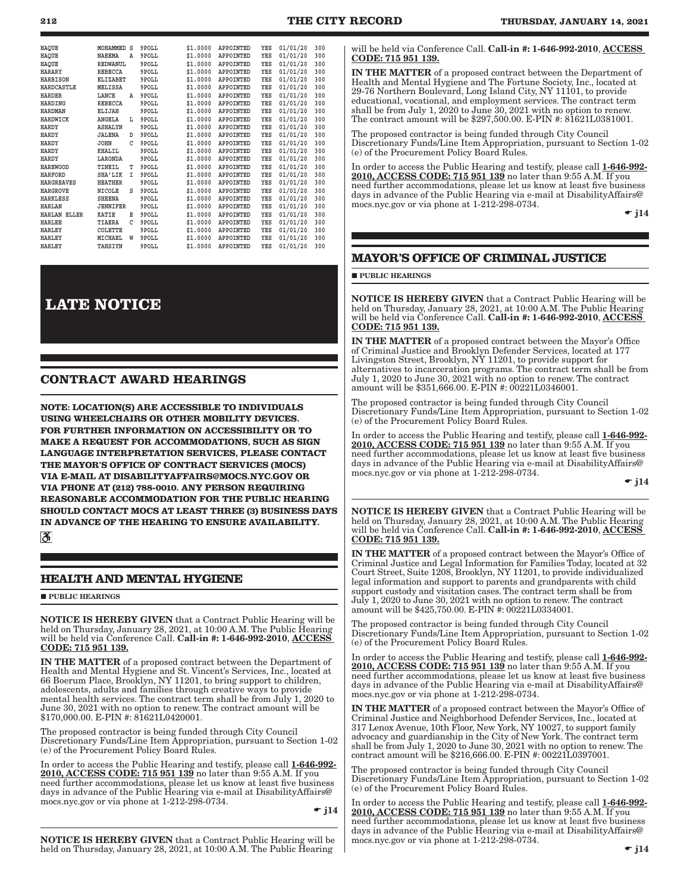| | | | | | | | | | |
|---|---|---|---|---|---|---|---|---|---|
| HAQUE | MOHAMMED | S | 9POLL | $1.0000 | APPOINTED | YES | 01/01/20 | 300 |
| HAQUE | NAEEMA | A | 9POLL | $1.0000 | APPOINTED | YES | 01/01/20 | 300 |
| HAQUE | REDWANUL | | 9POLL | $1.0000 | APPOINTED | YES | 01/01/20 | 300 |
| HARARY | REBECCA | | 9POLL | $1.0000 | APPOINTED | YES | 01/01/20 | 300 |
| HARBISON | ELIZABET | | 9POLL | $1.0000 | APPOINTED | YES | 01/01/20 | 300 |
| HARDCASTLE | MELISSA | | 9POLL | $1.0000 | APPOINTED | YES | 01/01/20 | 300 |
| HARDER | LANCE | A | 9POLL | $1.0000 | APPOINTED | YES | 01/01/20 | 300 |
| HARDING | REBECCA | | 9POLL | $1.0000 | APPOINTED | YES | 01/01/20 | 300 |
| HARDMAN | ELIJAH | | 9POLL | $1.0000 | APPOINTED | YES | 01/01/20 | 300 |
| HARDWICK | ANGELA | L | 9POLL | $1.0000 | APPOINTED | YES | 01/01/20 | 300 |
| HARDY | ASHALYN | | 9POLL | $1.0000 | APPOINTED | YES | 01/01/20 | 300 |
| HARDY | JALENA | D | 9POLL | $1.0000 | APPOINTED | YES | 01/01/20 | 300 |
| HARDY | JOHN | C | 9POLL | $1.0000 | APPOINTED | YES | 01/01/20 | 300 |
| HARDY | KHALIL | | 9POLL | $1.0000 | APPOINTED | YES | 01/01/20 | 300 |
| HARDY | LARONDA | | 9POLL | $1.0000 | APPOINTED | YES | 01/01/20 | 300 |
| HAREWOOD | TINEIL | T | 9POLL | $1.0000 | APPOINTED | YES | 01/01/20 | 300 |
| HARFORD | SHA'LIK | I | 9POLL | $1.0000 | APPOINTED | YES | 01/01/20 | 300 |
| HARGREAVES | HEATHER | | 9POLL | $1.0000 | APPOINTED | YES | 01/01/20 | 300 |
| HARGROVE | NICOLE | S | 9POLL | $1.0000 | APPOINTED | YES | 01/01/20 | 300 |
| HARKLESS | SHEENA | | 9POLL | $1.0000 | APPOINTED | YES | 01/01/20 | 300 |
| HARLAN | JENNIFER | | 9POLL | $1.0000 | APPOINTED | YES | 01/01/20 | 300 |
| HARLAN ELLER | KATIE | E | 9POLL | $1.0000 | APPOINTED | YES | 01/01/20 | 300 |
| HARLEE | TIAERA | C | 9POLL | $1.0000 | APPOINTED | YES | 01/01/20 | 300 |
| HARLEY | COLETTE | | 9POLL | $1.0000 | APPOINTED | YES | 01/01/20 | 300 |
| HARLEY | MICHAEL | W | 9POLL | $1.0000 | APPOINTED | YES | 01/01/20 | 300 |
| HARLEY | TAHSIYN | | 9POLL | $1.0000 | APPOINTED | YES | 01/01/20 | 300 |

# LATE NOTICE

## CONTRACT AWARD HEARINGS

**NOTE: LOCATION(S) ARE ACCESSIBLE TO INDIVIDUALS USING WHEELCHAIRS OR OTHER MOBILITY DEVICES. FOR FURTHER INFORMATION ON ACCESSIBILITY OR TO MAKE A REQUEST FOR ACCOMMODATIONS, SUCH AS SIGN LANGUAGE INTERPRETATION SERVICES, PLEASE CONTACT THE MAYOR'S OFFICE OF CONTRACT SERVICES (MOCS) VIA E-MAIL AT DISABILITYAFFAIRS@MOCS.NYC.GOV OR VIA PHONE AT (212) 788-0010. ANY PERSON REQUIRING REASONABLE ACCOMMODATION FOR THE PUBLIC HEARING SHOULD CONTACT MOCS AT LEAST THREE (3) BUSINESS DAYS IN ADVANCE OF THE HEARING TO ENSURE AVAILABILITY.**

## HEALTH AND MENTAL HYGIENE

**PUBLIC HEARINGS**

**NOTICE IS HEREBY GIVEN** that a Contract Public Hearing will be held on Thursday, January 28, 2021, at 10:00 A.M. The Public Hearing will be held via Conference Call. **Call-in #: 1-646-992-2010, ACCESS CODE: 715 951 139.**

**IN THE MATTER** of a proposed contract between the Department of Health and Mental Hygiene and St. Vincent's Services, Inc., located at 66 Boerum Place, Brooklyn, NY 11201, to bring support to children, adolescents, adults and families through creative ways to provide mental health services. The contract term shall be from July 1, 2020 to June 30, 2021 with no option to renew. The contract amount will be $170,000.00. E-PIN #: 81621L0420001.

The proposed contractor is being funded through City Council Discretionary Funds/Line Item Appropriation, pursuant to Section 1-02 (e) of the Procurement Policy Board Rules.

In order to access the Public Hearing and testify, please call **1-646-992-2010, ACCESS CODE: 715 951 139** no later than 9:55 A.M. If you need further accommodations, please let us know at least five business days in advance of the Public Hearing via e-mail at DisabilityAffairs@mocs.nyc.gov or via phone at 1-212-298-0734.

☛ j14

**NOTICE IS HEREBY GIVEN** that a Contract Public Hearing will be held on Thursday, January 28, 2021, at 10:00 A.M. The Public Hearing will be held via Conference Call. **Call-in #: 1-646-992-2010, ACCESS CODE: 715 951 139.**

**IN THE MATTER** of a proposed contract between the Department of Health and Mental Hygiene and The Fortune Society, Inc., located at 29-76 Northern Boulevard, Long Island City, NY 11101, to provide educational, vocational, and employment services. The contract term shall be from July 1, 2020 to June 30, 2021 with no option to renew. The contract amount will be $297,500.00. E-PIN #: 81621L0381001.

The proposed contractor is being funded through City Council Discretionary Funds/Line Item Appropriation, pursuant to Section 1-02 (e) of the Procurement Policy Board Rules.

In order to access the Public Hearing and testify, please call **1-646-992-2010, ACCESS CODE: 715 951 139** no later than 9:55 A.M. If you need further accommodations, please let us know at least five business days in advance of the Public Hearing via e-mail at DisabilityAffairs@mocs.nyc.gov or via phone at 1-212-298-0734.

☛ j14

## MAYOR'S OFFICE OF CRIMINAL JUSTICE

**PUBLIC HEARINGS**

**NOTICE IS HEREBY GIVEN** that a Contract Public Hearing will be held on Thursday, January 28, 2021, at 10:00 A.M. The Public Hearing will be held via Conference Call. **Call-in #: 1-646-992-2010, ACCESS CODE: 715 951 139.**

**IN THE MATTER** of a proposed contract between the Mayor's Office of Criminal Justice and Brooklyn Defender Services, located at 177 Livingston Street, Brooklyn, NY 11201, to provide support for alternatives to incarceration programs. The contract term shall be from July 1, 2020 to June 30, 2021 with no option to renew. The contract amount will be $351,666.00. E-PIN #: 00221L0346001.

The proposed contractor is being funded through City Council Discretionary Funds/Line Item Appropriation, pursuant to Section 1-02 (e) of the Procurement Policy Board Rules.

In order to access the Public Hearing and testify, please call **1-646-992-2010, ACCESS CODE: 715 951 139** no later than 9:55 A.M. If you need further accommodations, please let us know at least five business days in advance of the Public Hearing via e-mail at DisabilityAffairs@mocs.nyc.gov or via phone at 1-212-298-0734.

☛ j14

**NOTICE IS HEREBY GIVEN** that a Contract Public Hearing will be held on Thursday, January 28, 2021, at 10:00 A.M. The Public Hearing will be held via Conference Call. **Call-in #: 1-646-992-2010, ACCESS CODE: 715 951 139.**

**IN THE MATTER** of a proposed contract between the Mayor's Office of Criminal Justice and Legal Information for Families Today, located at 32 Court Street, Suite 1208, Brooklyn, NY 11201, to provide individualized legal information and support to parents and grandparents with child support custody and visitation cases. The contract term shall be from July 1, 2020 to June 30, 2021 with no option to renew. The contract amount will be $425,750.00. E-PIN #: 00221L0334001.

The proposed contractor is being funded through City Council Discretionary Funds/Line Item Appropriation, pursuant to Section 1-02 (e) of the Procurement Policy Board Rules.

In order to access the Public Hearing and testify, please call **1-646-992-2010, ACCESS CODE: 715 951 139** no later than 9:55 A.M. If you need further accommodations, please let us know at least five business days in advance of the Public Hearing via e-mail at DisabilityAffairs@mocs.nyc.gov or via phone at 1-212-298-0734.

**IN THE MATTER** of a proposed contract between the Mayor's Office of Criminal Justice and Neighborhood Defender Services, Inc., located at 317 Lenox Avenue, 10th Floor, New York, NY 10027, to support family advocacy and guardianship in the City of New York. The contract term shall be from July 1, 2020 to June 30, 2021 with no option to renew. The contract amount will be $216,666.00. E-PIN #: 00221L0397001.

The proposed contractor is being funded through City Council Discretionary Funds/Line Item Appropriation, pursuant to Section 1-02 (e) of the Procurement Policy Board Rules.

In order to access the Public Hearing and testify, please call **1-646-992-2010, ACCESS CODE: 715 951 139** no later than 9:55 A.M. If you need further accommodations, please let us know at least five business days in advance of the Public Hearing via e-mail at DisabilityAffairs@mocs.nyc.gov or via phone at 1-212-298-0734.

☛ j14